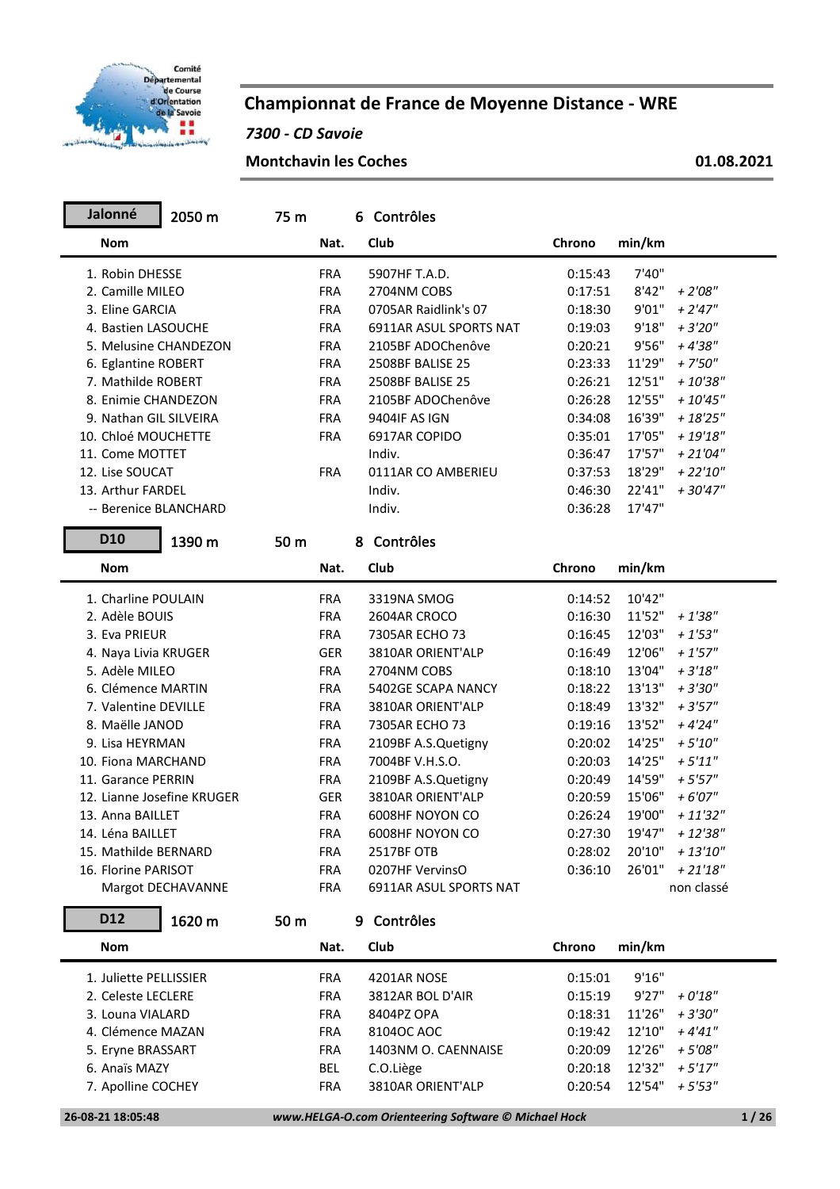# Championnat de France de Moyenne Distance - WRE

*7300 - CD Savoie*

**Montchavin les Coches** **01.08.2021**

## Jalonné 2050 m 75 m 6 Contrôles

| Nom | Nat. | Club | Chrono | min/km | |
|---|---|---|---|---|---|
| 1. Robin DHESSE | FRA | 5907HF T.A.D. | 0:15:43 | 7'40" | |
| 2. Camille MILEO | FRA | 2704NM COBS | 0:17:51 | 8'42" | *+ 2'08"* |
| 3. Eline GARCIA | FRA | 0705AR Raidlink's 07 | 0:18:30 | 9'01" | *+ 2'47"* |
| 4. Bastien LASOUCHE | FRA | 6911AR ASUL SPORTS NAT | 0:19:03 | 9'18" | *+ 3'20"* |
| 5. Melusine CHANDEZON | FRA | 2105BF ADOChenôve | 0:20:21 | 9'56" | *+ 4'38"* |
| 6. Eglantine ROBERT | FRA | 2508BF BALISE 25 | 0:23:33 | 11'29" | *+ 7'50"* |
| 7. Mathilde ROBERT | FRA | 2508BF BALISE 25 | 0:26:21 | 12'51" | *+ 10'38"* |
| 8. Enimie CHANDEZON | FRA | 2105BF ADOChenôve | 0:26:28 | 12'55" | *+ 10'45"* |
| 9. Nathan GIL SILVEIRA | FRA | 9404IF AS IGN | 0:34:08 | 16'39" | *+ 18'25"* |
| 10. Chloé MOUCHETTE | FRA | 6917AR COPIDO | 0:35:01 | 17'05" | *+ 19'18"* |
| 11. Come MOTTET | | Indiv. | 0:36:47 | 17'57" | *+ 21'04"* |
| 12. Lise SOUCAT | FRA | 0111AR CO AMBERIEU | 0:37:53 | 18'29" | *+ 22'10"* |
| 13. Arthur FARDEL | | Indiv. | 0:46:30 | 22'41" | *+ 30'47"* |
| -- Berenice BLANCHARD | | Indiv. | 0:36:28 | 17'47" | |

## D10 1390 m 50 m 8 Contrôles

| Nom | Nat. | Club | Chrono | min/km | |
|---|---|---|---|---|---|
| 1. Charline POULAIN | FRA | 3319NA SMOG | 0:14:52 | 10'42" | |
| 2. Adèle BOUIS | FRA | 2604AR CROCO | 0:16:30 | 11'52" | *+ 1'38"* |
| 3. Eva PRIEUR | FRA | 7305AR ECHO 73 | 0:16:45 | 12'03" | *+ 1'53"* |
| 4. Naya Livia KRUGER | GER | 3810AR ORIENT'ALP | 0:16:49 | 12'06" | *+ 1'57"* |
| 5. Adèle MILEO | FRA | 2704NM COBS | 0:18:10 | 13'04" | *+ 3'18"* |
| 6. Clémence MARTIN | FRA | 5402GE SCAPA NANCY | 0:18:22 | 13'13" | *+ 3'30"* |
| 7. Valentine DEVILLE | FRA | 3810AR ORIENT'ALP | 0:18:49 | 13'32" | *+ 3'57"* |
| 8. Maëlle JANOD | FRA | 7305AR ECHO 73 | 0:19:16 | 13'52" | *+ 4'24"* |
| 9. Lisa HEYRMAN | FRA | 2109BF A.S.Quetigny | 0:20:02 | 14'25" | *+ 5'10"* |
| 10. Fiona MARCHAND | FRA | 7004BF V.H.S.O. | 0:20:03 | 14'25" | *+ 5'11"* |
| 11. Garance PERRIN | FRA | 2109BF A.S.Quetigny | 0:20:49 | 14'59" | *+ 5'57"* |
| 12. Lianne Josefine KRUGER | GER | 3810AR ORIENT'ALP | 0:20:59 | 15'06" | *+ 6'07"* |
| 13. Anna BAILLET | FRA | 6008HF NOYON CO | 0:26:24 | 19'00" | *+ 11'32"* |
| 14. Léna BAILLET | FRA | 6008HF NOYON CO | 0:27:30 | 19'47" | *+ 12'38"* |
| 15. Mathilde BERNARD | FRA | 2517BF OTB | 0:28:02 | 20'10" | *+ 13'10"* |
| 16. Florine PARISOT | FRA | 0207HF VervinsO | 0:36:10 | 26'01" | *+ 21'18"* |
| Margot DECHAVANNE | FRA | 6911AR ASUL SPORTS NAT | | | non classé |

## D12 1620 m 50 m 9 Contrôles

| Nom | Nat. | Club | Chrono | min/km | |
|---|---|---|---|---|---|
| 1. Juliette PELLISSIER | FRA | 4201AR NOSE | 0:15:01 | 9'16" | |
| 2. Celeste LECLERE | FRA | 3812AR BOL D'AIR | 0:15:19 | 9'27" | *+ 0'18"* |
| 3. Louna VIALARD | FRA | 8404PZ OPA | 0:18:31 | 11'26" | *+ 3'30"* |
| 4. Clémence MAZAN | FRA | 8104OC AOC | 0:19:42 | 12'10" | *+ 4'41"* |
| 5. Eryne BRASSART | FRA | 1403NM O. CAENNAISE | 0:20:09 | 12'26" | *+ 5'08"* |
| 6. Anaïs MAZY | BEL | C.O.Liège | 0:20:18 | 12'32" | *+ 5'17"* |
| 7. Apolline COCHEY | FRA | 3810AR ORIENT'ALP | 0:20:54 | 12'54" | *+ 5'53"* |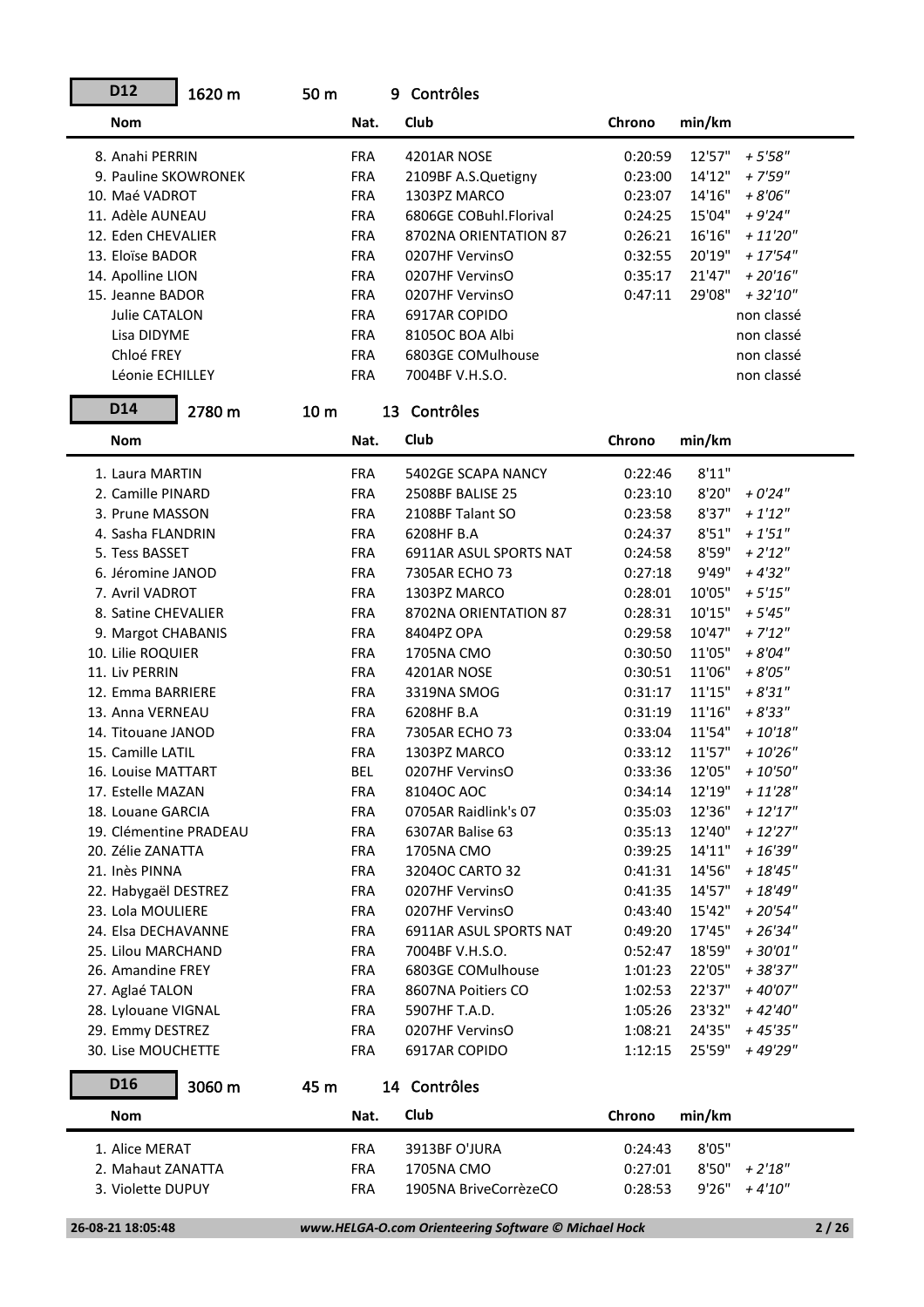## D12 — 1620 m — 50 m — 9 Contrôles

| Nom | Nat. | Club | Chrono | min/km | |
|---|---|---|---|---|---|
| 8. Anahi PERRIN | FRA | 4201AR NOSE | 0:20:59 | 12'57" | *+ 5'58"* |
| 9. Pauline SKOWRONEK | FRA | 2109BF A.S.Quetigny | 0:23:00 | 14'12" | *+ 7'59"* |
| 10. Maé VADROT | FRA | 1303PZ MARCO | 0:23:07 | 14'16" | *+ 8'06"* |
| 11. Adèle AUNEAU | FRA | 6806GE COBuhl.Florival | 0:24:25 | 15'04" | *+ 9'24"* |
| 12. Eden CHEVALIER | FRA | 8702NA ORIENTATION 87 | 0:26:21 | 16'16" | *+ 11'20"* |
| 13. Eloïse BADOR | FRA | 0207HF VervinsO | 0:32:55 | 20'19" | *+ 17'54"* |
| 14. Apolline LION | FRA | 0207HF VervinsO | 0:35:17 | 21'47" | *+ 20'16"* |
| 15. Jeanne BADOR | FRA | 0207HF VervinsO | 0:47:11 | 29'08" | *+ 32'10"* |
| Julie CATALON | FRA | 6917AR COPIDO | | | non classé |
| Lisa DIDYME | FRA | 8105OC BOA Albi | | | non classé |
| Chloé FREY | FRA | 6803GE COMulhouse | | | non classé |
| Léonie ECHILLEY | FRA | 7004BF V.H.S.O. | | | non classé |

## D14 — 2780 m — 10 m — 13 Contrôles

| Nom | Nat. | Club | Chrono | min/km | |
|---|---|---|---|---|---|
| 1. Laura MARTIN | FRA | 5402GE SCAPA NANCY | 0:22:46 | 8'11" | |
| 2. Camille PINARD | FRA | 2508BF BALISE 25 | 0:23:10 | 8'20" | *+ 0'24"* |
| 3. Prune MASSON | FRA | 2108BF Talant SO | 0:23:58 | 8'37" | *+ 1'12"* |
| 4. Sasha FLANDRIN | FRA | 6208HF B.A | 0:24:37 | 8'51" | *+ 1'51"* |
| 5. Tess BASSET | FRA | 6911AR ASUL SPORTS NAT | 0:24:58 | 8'59" | *+ 2'12"* |
| 6. Jéromine JANOD | FRA | 7305AR ECHO 73 | 0:27:18 | 9'49" | *+ 4'32"* |
| 7. Avril VADROT | FRA | 1303PZ MARCO | 0:28:01 | 10'05" | *+ 5'15"* |
| 8. Satine CHEVALIER | FRA | 8702NA ORIENTATION 87 | 0:28:31 | 10'15" | *+ 5'45"* |
| 9. Margot CHABANIS | FRA | 8404PZ OPA | 0:29:58 | 10'47" | *+ 7'12"* |
| 10. Lilie ROQUIER | FRA | 1705NA CMO | 0:30:50 | 11'05" | *+ 8'04"* |
| 11. Liv PERRIN | FRA | 4201AR NOSE | 0:30:51 | 11'06" | *+ 8'05"* |
| 12. Emma BARRIERE | FRA | 3319NA SMOG | 0:31:17 | 11'15" | *+ 8'31"* |
| 13. Anna VERNEAU | FRA | 6208HF B.A | 0:31:19 | 11'16" | *+ 8'33"* |
| 14. Titouane JANOD | FRA | 7305AR ECHO 73 | 0:33:04 | 11'54" | *+ 10'18"* |
| 15. Camille LATIL | FRA | 1303PZ MARCO | 0:33:12 | 11'57" | *+ 10'26"* |
| 16. Louise MATTART | BEL | 0207HF VervinsO | 0:33:36 | 12'05" | *+ 10'50"* |
| 17. Estelle MAZAN | FRA | 8104OC AOC | 0:34:14 | 12'19" | *+ 11'28"* |
| 18. Louane GARCIA | FRA | 0705AR Raidlink's 07 | 0:35:03 | 12'36" | *+ 12'17"* |
| 19. Clémentine PRADEAU | FRA | 6307AR Balise 63 | 0:35:13 | 12'40" | *+ 12'27"* |
| 20. Zélie ZANATTA | FRA | 1705NA CMO | 0:39:25 | 14'11" | *+ 16'39"* |
| 21. Inès PINNA | FRA | 3204OC CARTO 32 | 0:41:31 | 14'56" | *+ 18'45"* |
| 22. Habygaël DESTREZ | FRA | 0207HF VervinsO | 0:41:35 | 14'57" | *+ 18'49"* |
| 23. Lola MOULIERE | FRA | 0207HF VervinsO | 0:43:40 | 15'42" | *+ 20'54"* |
| 24. Elsa DECHAVANNE | FRA | 6911AR ASUL SPORTS NAT | 0:49:20 | 17'45" | *+ 26'34"* |
| 25. Lilou MARCHAND | FRA | 7004BF V.H.S.O. | 0:52:47 | 18'59" | *+ 30'01"* |
| 26. Amandine FREY | FRA | 6803GE COMulhouse | 1:01:23 | 22'05" | *+ 38'37"* |
| 27. Aglaé TALON | FRA | 8607NA Poitiers CO | 1:02:53 | 22'37" | *+ 40'07"* |
| 28. Lylouane VIGNAL | FRA | 5907HF T.A.D. | 1:05:26 | 23'32" | *+ 42'40"* |
| 29. Emmy DESTREZ | FRA | 0207HF VervinsO | 1:08:21 | 24'35" | *+ 45'35"* |
| 30. Lise MOUCHETTE | FRA | 6917AR COPIDO | 1:12:15 | 25'59" | *+ 49'29"* |

## D16 — 3060 m — 45 m — 14 Contrôles

| Nom | Nat. | Club | Chrono | min/km | |
|---|---|---|---|---|---|
| 1. Alice MERAT | FRA | 3913BF O'JURA | 0:24:43 | 8'05" | |
| 2. Mahaut ZANATTA | FRA | 1705NA CMO | 0:27:01 | 8'50" | *+ 2'18"* |
| 3. Violette DUPUY | FRA | 1905NA BriveCorrèzeCO | 0:28:53 | 9'26" | *+ 4'10"* |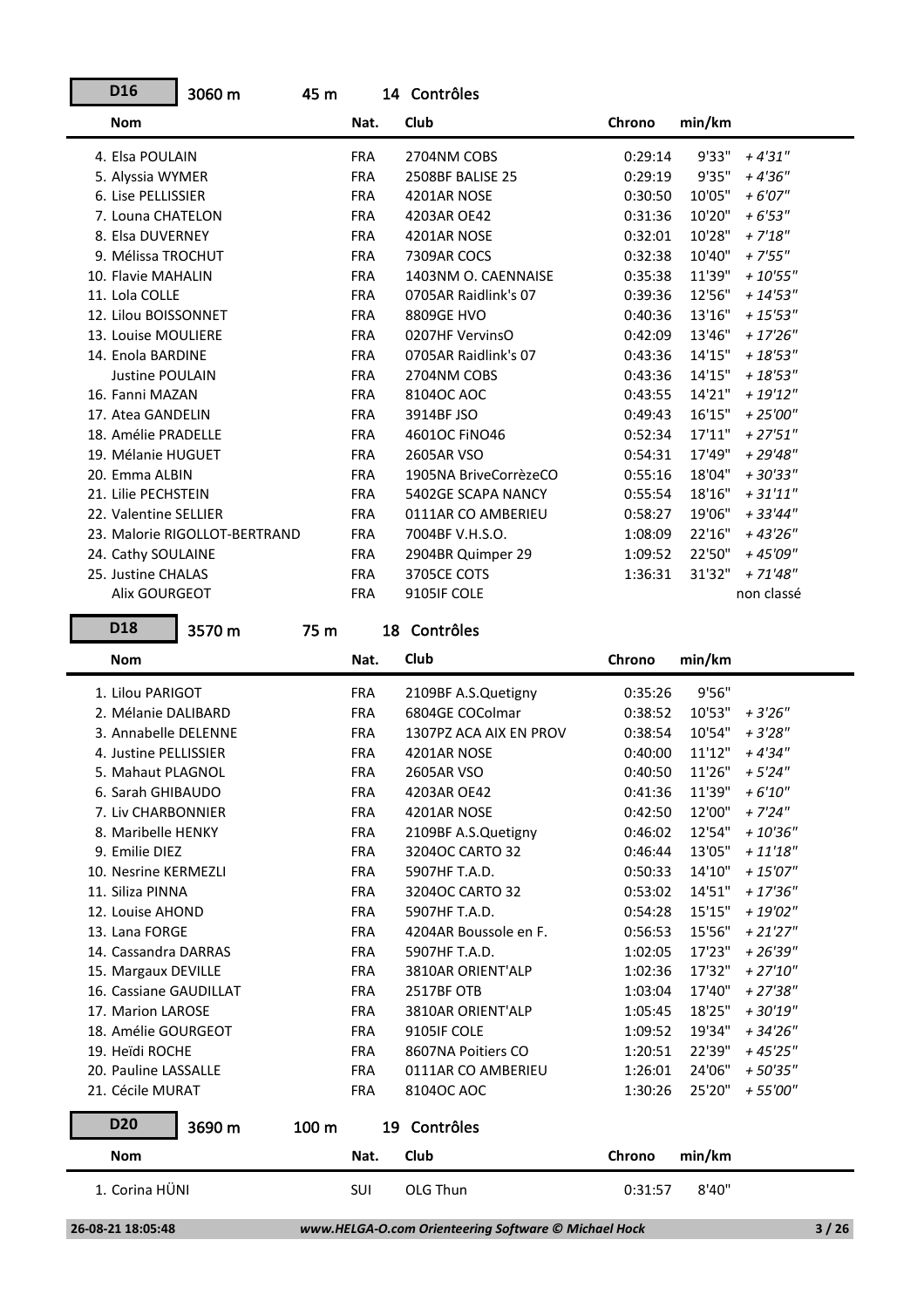## D16 — 3060 m — 45 m — 14 Contrôles

| Nom | Nat. | Club | Chrono | min/km | |
|---|---|---|---|---|---|
| 4. Elsa POULAIN | FRA | 2704NM COBS | 0:29:14 | 9'33" | *+ 4'31"* |
| 5. Alyssia WYMER | FRA | 2508BF BALISE 25 | 0:29:19 | 9'35" | *+ 4'36"* |
| 6. Lise PELLISSIER | FRA | 4201AR NOSE | 0:30:50 | 10'05" | *+ 6'07"* |
| 7. Louna CHATELON | FRA | 4203AR OE42 | 0:31:36 | 10'20" | *+ 6'53"* |
| 8. Elsa DUVERNEY | FRA | 4201AR NOSE | 0:32:01 | 10'28" | *+ 7'18"* |
| 9. Mélissa TROCHUT | FRA | 7309AR COCS | 0:32:38 | 10'40" | *+ 7'55"* |
| 10. Flavie MAHALIN | FRA | 1403NM O. CAENNAISE | 0:35:38 | 11'39" | *+ 10'55"* |
| 11. Lola COLLE | FRA | 0705AR Raidlink's 07 | 0:39:36 | 12'56" | *+ 14'53"* |
| 12. Lilou BOISSONNET | FRA | 8809GE HVO | 0:40:36 | 13'16" | *+ 15'53"* |
| 13. Louise MOULIERE | FRA | 0207HF VervinsO | 0:42:09 | 13'46" | *+ 17'26"* |
| 14. Enola BARDINE | FRA | 0705AR Raidlink's 07 | 0:43:36 | 14'15" | *+ 18'53"* |
| Justine POULAIN | FRA | 2704NM COBS | 0:43:36 | 14'15" | *+ 18'53"* |
| 16. Fanni MAZAN | FRA | 8104OC AOC | 0:43:55 | 14'21" | *+ 19'12"* |
| 17. Atea GANDELIN | FRA | 3914BF JSO | 0:49:43 | 16'15" | *+ 25'00"* |
| 18. Amélie PRADELLE | FRA | 4601OC FiNO46 | 0:52:34 | 17'11" | *+ 27'51"* |
| 19. Mélanie HUGUET | FRA | 2605AR VSO | 0:54:31 | 17'49" | *+ 29'48"* |
| 20. Emma ALBIN | FRA | 1905NA BriveCorrèzeCO | 0:55:16 | 18'04" | *+ 30'33"* |
| 21. Lilie PECHSTEIN | FRA | 5402GE SCAPA NANCY | 0:55:54 | 18'16" | *+ 31'11"* |
| 22. Valentine SELLIER | FRA | 0111AR CO AMBERIEU | 0:58:27 | 19'06" | *+ 33'44"* |
| 23. Malorie RIGOLLOT-BERTRAND | FRA | 7004BF V.H.S.O. | 1:08:09 | 22'16" | *+ 43'26"* |
| 24. Cathy SOULAINE | FRA | 2904BR Quimper 29 | 1:09:52 | 22'50" | *+ 45'09"* |
| 25. Justine CHALAS | FRA | 3705CE COTS | 1:36:31 | 31'32" | *+ 71'48"* |
| Alix GOURGEOT | FRA | 9105IF COLE | | | non classé |

## D18 — 3570 m — 75 m — 18 Contrôles

| Nom | Nat. | Club | Chrono | min/km | |
|---|---|---|---|---|---|
| 1. Lilou PARIGOT | FRA | 2109BF A.S.Quetigny | 0:35:26 | 9'56" | |
| 2. Mélanie DALIBARD | FRA | 6804GE COColmar | 0:38:52 | 10'53" | *+ 3'26"* |
| 3. Annabelle DELENNE | FRA | 1307PZ ACA AIX EN PROV | 0:38:54 | 10'54" | *+ 3'28"* |
| 4. Justine PELLISSIER | FRA | 4201AR NOSE | 0:40:00 | 11'12" | *+ 4'34"* |
| 5. Mahaut PLAGNOL | FRA | 2605AR VSO | 0:40:50 | 11'26" | *+ 5'24"* |
| 6. Sarah GHIBAUDO | FRA | 4203AR OE42 | 0:41:36 | 11'39" | *+ 6'10"* |
| 7. Liv CHARBONNIER | FRA | 4201AR NOSE | 0:42:50 | 12'00" | *+ 7'24"* |
| 8. Maribelle HENKY | FRA | 2109BF A.S.Quetigny | 0:46:02 | 12'54" | *+ 10'36"* |
| 9. Emilie DIEZ | FRA | 3204OC CARTO 32 | 0:46:44 | 13'05" | *+ 11'18"* |
| 10. Nesrine KERMEZLI | FRA | 5907HF T.A.D. | 0:50:33 | 14'10" | *+ 15'07"* |
| 11. Siliza PINNA | FRA | 3204OC CARTO 32 | 0:53:02 | 14'51" | *+ 17'36"* |
| 12. Louise AHOND | FRA | 5907HF T.A.D. | 0:54:28 | 15'15" | *+ 19'02"* |
| 13. Lana FORGE | FRA | 4204AR Boussole en F. | 0:56:53 | 15'56" | *+ 21'27"* |
| 14. Cassandra DARRAS | FRA | 5907HF T.A.D. | 1:02:05 | 17'23" | *+ 26'39"* |
| 15. Margaux DEVILLE | FRA | 3810AR ORIENT'ALP | 1:02:36 | 17'32" | *+ 27'10"* |
| 16. Cassiane GAUDILLAT | FRA | 2517BF OTB | 1:03:04 | 17'40" | *+ 27'38"* |
| 17. Marion LAROSE | FRA | 3810AR ORIENT'ALP | 1:05:45 | 18'25" | *+ 30'19"* |
| 18. Amélie GOURGEOT | FRA | 9105IF COLE | 1:09:52 | 19'34" | *+ 34'26"* |
| 19. Heïdi ROCHE | FRA | 8607NA Poitiers CO | 1:20:51 | 22'39" | *+ 45'25"* |
| 20. Pauline LASSALLE | FRA | 0111AR CO AMBERIEU | 1:26:01 | 24'06" | *+ 50'35"* |
| 21. Cécile MURAT | FRA | 8104OC AOC | 1:30:26 | 25'20" | *+ 55'00"* |

## D20 — 3690 m — 100 m — 19 Contrôles

| Nom | Nat. | Club | Chrono | min/km | |
|---|---|---|---|---|---|
| 1. Corina HÜNI | SUI | OLG Thun | 0:31:57 | 8'40" | |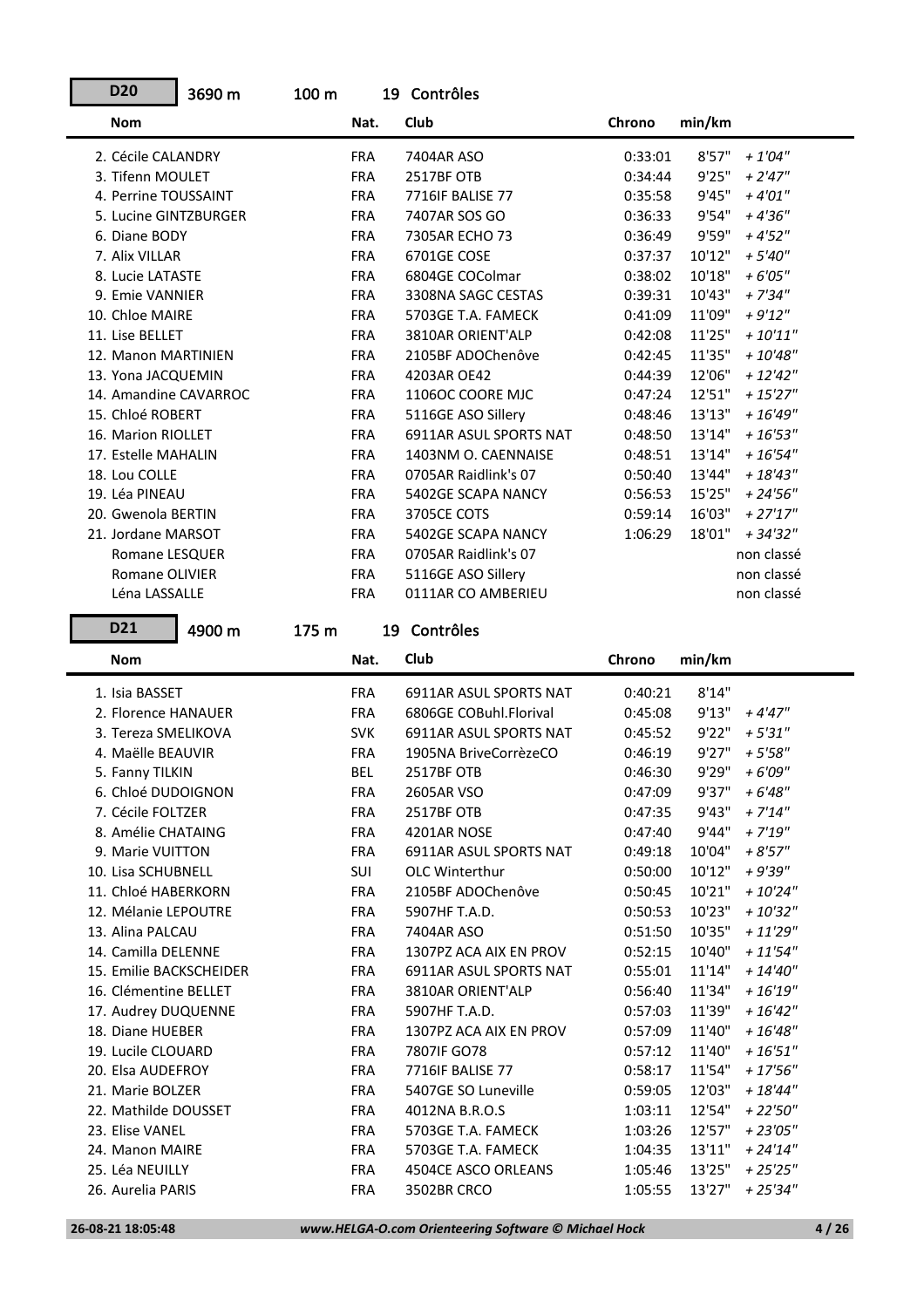## D20 — 3690 m — 100 m — 19 Contrôles

| Nom | Nat. | Club | Chrono | min/km | |
|---|---|---|---|---|---|
| 2. Cécile CALANDRY | FRA | 7404AR ASO | 0:33:01 | 8'57" | *+ 1'04"* |
| 3. Tifenn MOULET | FRA | 2517BF OTB | 0:34:44 | 9'25" | *+ 2'47"* |
| 4. Perrine TOUSSAINT | FRA | 7716IF BALISE 77 | 0:35:58 | 9'45" | *+ 4'01"* |
| 5. Lucine GINTZBURGER | FRA | 7407AR SOS GO | 0:36:33 | 9'54" | *+ 4'36"* |
| 6. Diane BODY | FRA | 7305AR ECHO 73 | 0:36:49 | 9'59" | *+ 4'52"* |
| 7. Alix VILLAR | FRA | 6701GE COSE | 0:37:37 | 10'12" | *+ 5'40"* |
| 8. Lucie LATASTE | FRA | 6804GE COColmar | 0:38:02 | 10'18" | *+ 6'05"* |
| 9. Emie VANNIER | FRA | 3308NA SAGC CESTAS | 0:39:31 | 10'43" | *+ 7'34"* |
| 10. Chloe MAIRE | FRA | 5703GE T.A. FAMECK | 0:41:09 | 11'09" | *+ 9'12"* |
| 11. Lise BELLET | FRA | 3810AR ORIENT'ALP | 0:42:08 | 11'25" | *+ 10'11"* |
| 12. Manon MARTINIEN | FRA | 2105BF ADOChenôve | 0:42:45 | 11'35" | *+ 10'48"* |
| 13. Yona JACQUEMIN | FRA | 4203AR OE42 | 0:44:39 | 12'06" | *+ 12'42"* |
| 14. Amandine CAVARROC | FRA | 1106OC COORE MJC | 0:47:24 | 12'51" | *+ 15'27"* |
| 15. Chloé ROBERT | FRA | 5116GE ASO Sillery | 0:48:46 | 13'13" | *+ 16'49"* |
| 16. Marion RIOLLET | FRA | 6911AR ASUL SPORTS NAT | 0:48:50 | 13'14" | *+ 16'53"* |
| 17. Estelle MAHALIN | FRA | 1403NM O. CAENNAISE | 0:48:51 | 13'14" | *+ 16'54"* |
| 18. Lou COLLE | FRA | 0705AR Raidlink's 07 | 0:50:40 | 13'44" | *+ 18'43"* |
| 19. Léa PINEAU | FRA | 5402GE SCAPA NANCY | 0:56:53 | 15'25" | *+ 24'56"* |
| 20. Gwenola BERTIN | FRA | 3705CE COTS | 0:59:14 | 16'03" | *+ 27'17"* |
| 21. Jordane MARSOT | FRA | 5402GE SCAPA NANCY | 1:06:29 | 18'01" | *+ 34'32"* |
| Romane LESQUER | FRA | 0705AR Raidlink's 07 | | | non classé |
| Romane OLIVIER | FRA | 5116GE ASO Sillery | | | non classé |
| Léna LASSALLE | FRA | 0111AR CO AMBERIEU | | | non classé |

## D21 — 4900 m — 175 m — 19 Contrôles

| Nom | Nat. | Club | Chrono | min/km | |
|---|---|---|---|---|---|
| 1. Isia BASSET | FRA | 6911AR ASUL SPORTS NAT | 0:40:21 | 8'14" | |
| 2. Florence HANAUER | FRA | 6806GE COBuhl.Florival | 0:45:08 | 9'13" | *+ 4'47"* |
| 3. Tereza SMELIKOVA | SVK | 6911AR ASUL SPORTS NAT | 0:45:52 | 9'22" | *+ 5'31"* |
| 4. Maëlle BEAUVIR | FRA | 1905NA BriveCorrèzeCO | 0:46:19 | 9'27" | *+ 5'58"* |
| 5. Fanny TILKIN | BEL | 2517BF OTB | 0:46:30 | 9'29" | *+ 6'09"* |
| 6. Chloé DUDOIGNON | FRA | 2605AR VSO | 0:47:09 | 9'37" | *+ 6'48"* |
| 7. Cécile FOLTZER | FRA | 2517BF OTB | 0:47:35 | 9'43" | *+ 7'14"* |
| 8. Amélie CHATAING | FRA | 4201AR NOSE | 0:47:40 | 9'44" | *+ 7'19"* |
| 9. Marie VUITTON | FRA | 6911AR ASUL SPORTS NAT | 0:49:18 | 10'04" | *+ 8'57"* |
| 10. Lisa SCHUBNELL | SUI | OLC Winterthur | 0:50:00 | 10'12" | *+ 9'39"* |
| 11. Chloé HABERKORN | FRA | 2105BF ADOChenôve | 0:50:45 | 10'21" | *+ 10'24"* |
| 12. Mélanie LEPOUTRE | FRA | 5907HF T.A.D. | 0:50:53 | 10'23" | *+ 10'32"* |
| 13. Alina PALCAU | FRA | 7404AR ASO | 0:51:50 | 10'35" | *+ 11'29"* |
| 14. Camilla DELENNE | FRA | 1307PZ ACA AIX EN PROV | 0:52:15 | 10'40" | *+ 11'54"* |
| 15. Emilie BACKSCHEIDER | FRA | 6911AR ASUL SPORTS NAT | 0:55:01 | 11'14" | *+ 14'40"* |
| 16. Clémentine BELLET | FRA | 3810AR ORIENT'ALP | 0:56:40 | 11'34" | *+ 16'19"* |
| 17. Audrey DUQUENNE | FRA | 5907HF T.A.D. | 0:57:03 | 11'39" | *+ 16'42"* |
| 18. Diane HUEBER | FRA | 1307PZ ACA AIX EN PROV | 0:57:09 | 11'40" | *+ 16'48"* |
| 19. Lucile CLOUARD | FRA | 7807IF GO78 | 0:57:12 | 11'40" | *+ 16'51"* |
| 20. Elsa AUDEFROY | FRA | 7716IF BALISE 77 | 0:58:17 | 11'54" | *+ 17'56"* |
| 21. Marie BOLZER | FRA | 5407GE SO Luneville | 0:59:05 | 12'03" | *+ 18'44"* |
| 22. Mathilde DOUSSET | FRA | 4012NA B.R.O.S | 1:03:11 | 12'54" | *+ 22'50"* |
| 23. Elise VANEL | FRA | 5703GE T.A. FAMECK | 1:03:26 | 12'57" | *+ 23'05"* |
| 24. Manon MAIRE | FRA | 5703GE T.A. FAMECK | 1:04:35 | 13'11" | *+ 24'14"* |
| 25. Léa NEUILLY | FRA | 4504CE ASCO ORLEANS | 1:05:46 | 13'25" | *+ 25'25"* |
| 26. Aurelia PARIS | FRA | 3502BR CRCO | 1:05:55 | 13'27" | *+ 25'34"* |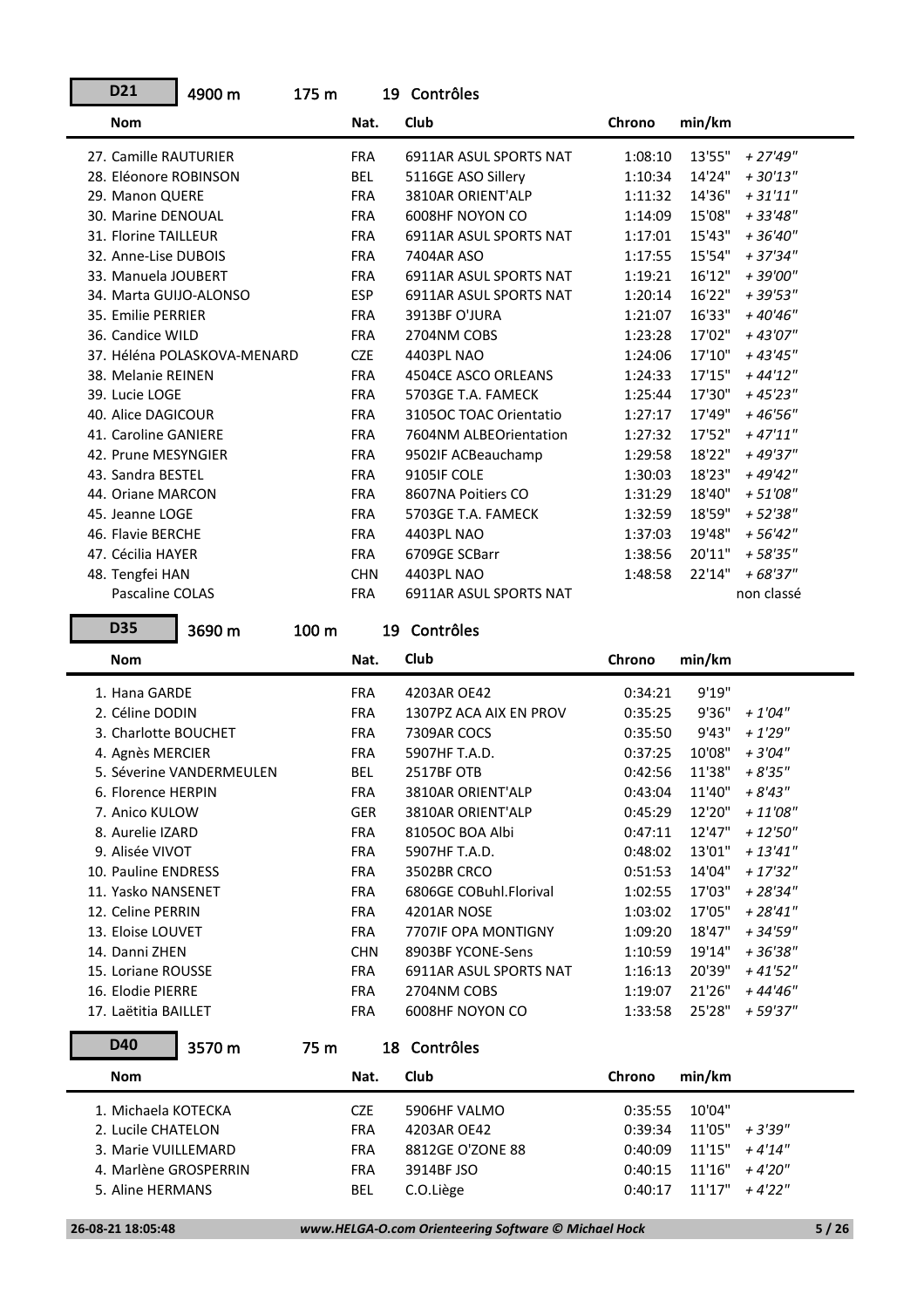## D21 4900 m 175 m 19 Contrôles

| Nom | Nat. | Club | Chrono | min/km | |
|---|---|---|---|---|---|
| 27. Camille RAUTURIER | FRA | 6911AR ASUL SPORTS NAT | 1:08:10 | 13'55" | *+ 27'49"* |
| 28. Eléonore ROBINSON | BEL | 5116GE ASO Sillery | 1:10:34 | 14'24" | *+ 30'13"* |
| 29. Manon QUERE | FRA | 3810AR ORIENT'ALP | 1:11:32 | 14'36" | *+ 31'11"* |
| 30. Marine DENOUAL | FRA | 6008HF NOYON CO | 1:14:09 | 15'08" | *+ 33'48"* |
| 31. Florine TAILLEUR | FRA | 6911AR ASUL SPORTS NAT | 1:17:01 | 15'43" | *+ 36'40"* |
| 32. Anne-Lise DUBOIS | FRA | 7404AR ASO | 1:17:55 | 15'54" | *+ 37'34"* |
| 33. Manuela JOUBERT | FRA | 6911AR ASUL SPORTS NAT | 1:19:21 | 16'12" | *+ 39'00"* |
| 34. Marta GUIJO-ALONSO | ESP | 6911AR ASUL SPORTS NAT | 1:20:14 | 16'22" | *+ 39'53"* |
| 35. Emilie PERRIER | FRA | 3913BF O'JURA | 1:21:07 | 16'33" | *+ 40'46"* |
| 36. Candice WILD | FRA | 2704NM COBS | 1:23:28 | 17'02" | *+ 43'07"* |
| 37. Héléna POLASKOVA-MENARD | CZE | 4403PL NAO | 1:24:06 | 17'10" | *+ 43'45"* |
| 38. Melanie REINEN | FRA | 4504CE ASCO ORLEANS | 1:24:33 | 17'15" | *+ 44'12"* |
| 39. Lucie LOGE | FRA | 5703GE T.A. FAMECK | 1:25:44 | 17'30" | *+ 45'23"* |
| 40. Alice DAGICOUR | FRA | 3105OC TOAC Orientatio | 1:27:17 | 17'49" | *+ 46'56"* |
| 41. Caroline GANIERE | FRA | 7604NM ALBEOrientation | 1:27:32 | 17'52" | *+ 47'11"* |
| 42. Prune MESYNGIER | FRA | 9502IF ACBeauchamp | 1:29:58 | 18'22" | *+ 49'37"* |
| 43. Sandra BESTEL | FRA | 9105IF COLE | 1:30:03 | 18'23" | *+ 49'42"* |
| 44. Oriane MARCON | FRA | 8607NA Poitiers CO | 1:31:29 | 18'40" | *+ 51'08"* |
| 45. Jeanne LOGE | FRA | 5703GE T.A. FAMECK | 1:32:59 | 18'59" | *+ 52'38"* |
| 46. Flavie BERCHE | FRA | 4403PL NAO | 1:37:03 | 19'48" | *+ 56'42"* |
| 47. Cécilia HAYER | FRA | 6709GE SCBarr | 1:38:56 | 20'11" | *+ 58'35"* |
| 48. Tengfei HAN | CHN | 4403PL NAO | 1:48:58 | 22'14" | *+ 68'37"* |
| Pascaline COLAS | FRA | 6911AR ASUL SPORTS NAT | | | non classé |

## D35 3690 m 100 m 19 Contrôles

| Nom | Nat. | Club | Chrono | min/km | |
|---|---|---|---|---|---|
| 1. Hana GARDE | FRA | 4203AR OE42 | 0:34:21 | 9'19" | |
| 2. Céline DODIN | FRA | 1307PZ ACA AIX EN PROV | 0:35:25 | 9'36" | *+ 1'04"* |
| 3. Charlotte BOUCHET | FRA | 7309AR COCS | 0:35:50 | 9'43" | *+ 1'29"* |
| 4. Agnès MERCIER | FRA | 5907HF T.A.D. | 0:37:25 | 10'08" | *+ 3'04"* |
| 5. Séverine VANDERMEULEN | BEL | 2517BF OTB | 0:42:56 | 11'38" | *+ 8'35"* |
| 6. Florence HERPIN | FRA | 3810AR ORIENT'ALP | 0:43:04 | 11'40" | *+ 8'43"* |
| 7. Anico KULOW | GER | 3810AR ORIENT'ALP | 0:45:29 | 12'20" | *+ 11'08"* |
| 8. Aurelie IZARD | FRA | 8105OC BOA Albi | 0:47:11 | 12'47" | *+ 12'50"* |
| 9. Alisée VIVOT | FRA | 5907HF T.A.D. | 0:48:02 | 13'01" | *+ 13'41"* |
| 10. Pauline ENDRESS | FRA | 3502BR CRCO | 0:51:53 | 14'04" | *+ 17'32"* |
| 11. Yasko NANSENET | FRA | 6806GE COBuhl.Florival | 1:02:55 | 17'03" | *+ 28'34"* |
| 12. Celine PERRIN | FRA | 4201AR NOSE | 1:03:02 | 17'05" | *+ 28'41"* |
| 13. Eloise LOUVET | FRA | 7707IF OPA MONTIGNY | 1:09:20 | 18'47" | *+ 34'59"* |
| 14. Danni ZHEN | CHN | 8903BF YCONE-Sens | 1:10:59 | 19'14" | *+ 36'38"* |
| 15. Loriane ROUSSE | FRA | 6911AR ASUL SPORTS NAT | 1:16:13 | 20'39" | *+ 41'52"* |
| 16. Elodie PIERRE | FRA | 2704NM COBS | 1:19:07 | 21'26" | *+ 44'46"* |
| 17. Laëtitia BAILLET | FRA | 6008HF NOYON CO | 1:33:58 | 25'28" | *+ 59'37"* |

## D40 3570 m 75 m 18 Contrôles

| Nom | Nat. | Club | Chrono | min/km | |
|---|---|---|---|---|---|
| 1. Michaela KOTECKA | CZE | 5906HF VALMO | 0:35:55 | 10'04" | |
| 2. Lucile CHATELON | FRA | 4203AR OE42 | 0:39:34 | 11'05" | *+ 3'39"* |
| 3. Marie VUILLEMARD | FRA | 8812GE O'ZONE 88 | 0:40:09 | 11'15" | *+ 4'14"* |
| 4. Marlène GROSPERRIN | FRA | 3914BF JSO | 0:40:15 | 11'16" | *+ 4'20"* |
| 5. Aline HERMANS | BEL | C.O.Liège | 0:40:17 | 11'17" | *+ 4'22"* |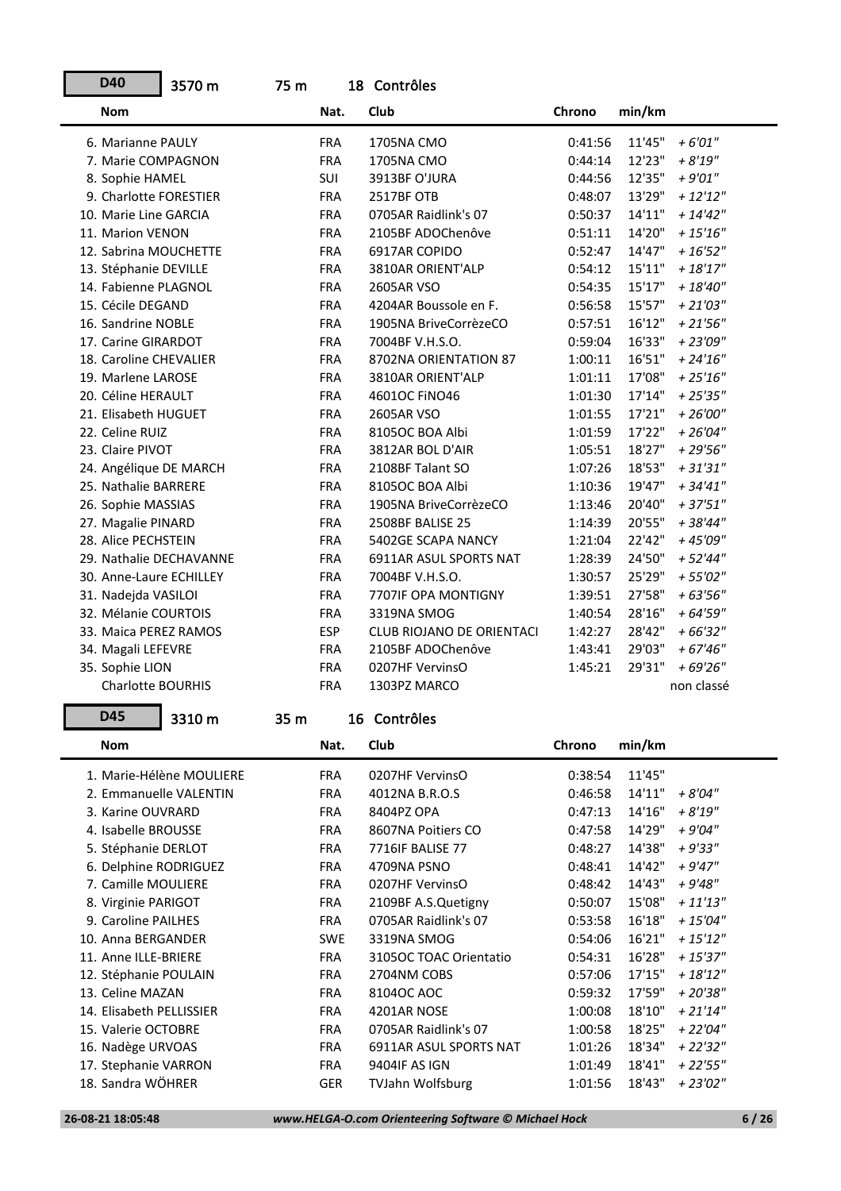## D40 3570 m 75 m 18 Contrôles

| Nom | Nat. | Club | Chrono | min/km | |
|---|---|---|---|---|---|
| 6. Marianne PAULY | FRA | 1705NA CMO | 0:41:56 | 11'45" | + 6'01" |
| 7. Marie COMPAGNON | FRA | 1705NA CMO | 0:44:14 | 12'23" | + 8'19" |
| 8. Sophie HAMEL | SUI | 3913BF O'JURA | 0:44:56 | 12'35" | + 9'01" |
| 9. Charlotte FORESTIER | FRA | 2517BF OTB | 0:48:07 | 13'29" | + 12'12" |
| 10. Marie Line GARCIA | FRA | 0705AR Raidlink's 07 | 0:50:37 | 14'11" | + 14'42" |
| 11. Marion VENON | FRA | 2105BF ADOChenôve | 0:51:11 | 14'20" | + 15'16" |
| 12. Sabrina MOUCHETTE | FRA | 6917AR COPIDO | 0:52:47 | 14'47" | + 16'52" |
| 13. Stéphanie DEVILLE | FRA | 3810AR ORIENT'ALP | 0:54:12 | 15'11" | + 18'17" |
| 14. Fabienne PLAGNOL | FRA | 2605AR VSO | 0:54:35 | 15'17" | + 18'40" |
| 15. Cécile DEGAND | FRA | 4204AR Boussole en F. | 0:56:58 | 15'57" | + 21'03" |
| 16. Sandrine NOBLE | FRA | 1905NA BriveCorrèzeCO | 0:57:51 | 16'12" | + 21'56" |
| 17. Carine GIRARDOT | FRA | 7004BF V.H.S.O. | 0:59:04 | 16'33" | + 23'09" |
| 18. Caroline CHEVALIER | FRA | 8702NA ORIENTATION 87 | 1:00:11 | 16'51" | + 24'16" |
| 19. Marlene LAROSE | FRA | 3810AR ORIENT'ALP | 1:01:11 | 17'08" | + 25'16" |
| 20. Céline HERAULT | FRA | 4601OC FiNO46 | 1:01:30 | 17'14" | + 25'35" |
| 21. Elisabeth HUGUET | FRA | 2605AR VSO | 1:01:55 | 17'21" | + 26'00" |
| 22. Celine RUIZ | FRA | 8105OC BOA Albi | 1:01:59 | 17'22" | + 26'04" |
| 23. Claire PIVOT | FRA | 3812AR BOL D'AIR | 1:05:51 | 18'27" | + 29'56" |
| 24. Angélique DE MARCH | FRA | 2108BF Talant SO | 1:07:26 | 18'53" | + 31'31" |
| 25. Nathalie BARRERE | FRA | 8105OC BOA Albi | 1:10:36 | 19'47" | + 34'41" |
| 26. Sophie MASSIAS | FRA | 1905NA BriveCorrèzeCO | 1:13:46 | 20'40" | + 37'51" |
| 27. Magalie PINARD | FRA | 2508BF BALISE 25 | 1:14:39 | 20'55" | + 38'44" |
| 28. Alice PECHSTEIN | FRA | 5402GE SCAPA NANCY | 1:21:04 | 22'42" | + 45'09" |
| 29. Nathalie DECHAVANNE | FRA | 6911AR ASUL SPORTS NAT | 1:28:39 | 24'50" | + 52'44" |
| 30. Anne-Laure ECHILLEY | FRA | 7004BF V.H.S.O. | 1:30:57 | 25'29" | + 55'02" |
| 31. Nadejda VASILOI | FRA | 7707IF OPA MONTIGNY | 1:39:51 | 27'58" | + 63'56" |
| 32. Mélanie COURTOIS | FRA | 3319NA SMOG | 1:40:54 | 28'16" | + 64'59" |
| 33. Maica PEREZ RAMOS | ESP | CLUB RIOJANO DE ORIENTACI | 1:42:27 | 28'42" | + 66'32" |
| 34. Magali LEFEVRE | FRA | 2105BF ADOChenôve | 1:43:41 | 29'03" | + 67'46" |
| 35. Sophie LION | FRA | 0207HF VervinsO | 1:45:21 | 29'31" | + 69'26" |
| Charlotte BOURHIS | FRA | 1303PZ MARCO | | | non classé |

## D45 3310 m 35 m 16 Contrôles

| Nom | Nat. | Club | Chrono | min/km | |
|---|---|---|---|---|---|
| 1. Marie-Hélène MOULIERE | FRA | 0207HF VervinsO | 0:38:54 | 11'45" | |
| 2. Emmanuelle VALENTIN | FRA | 4012NA B.R.O.S | 0:46:58 | 14'11" | + 8'04" |
| 3. Karine OUVRARD | FRA | 8404PZ OPA | 0:47:13 | 14'16" | + 8'19" |
| 4. Isabelle BROUSSE | FRA | 8607NA Poitiers CO | 0:47:58 | 14'29" | + 9'04" |
| 5. Stéphanie DERLOT | FRA | 7716IF BALISE 77 | 0:48:27 | 14'38" | + 9'33" |
| 6. Delphine RODRIGUEZ | FRA | 4709NA PSNO | 0:48:41 | 14'42" | + 9'47" |
| 7. Camille MOULIERE | FRA | 0207HF VervinsO | 0:48:42 | 14'43" | + 9'48" |
| 8. Virginie PARIGOT | FRA | 2109BF A.S.Quetigny | 0:50:07 | 15'08" | + 11'13" |
| 9. Caroline PAILHES | FRA | 0705AR Raidlink's 07 | 0:53:58 | 16'18" | + 15'04" |
| 10. Anna BERGANDER | SWE | 3319NA SMOG | 0:54:06 | 16'21" | + 15'12" |
| 11. Anne ILLE-BRIERE | FRA | 3105OC TOAC Orientatio | 0:54:31 | 16'28" | + 15'37" |
| 12. Stéphanie POULAIN | FRA | 2704NM COBS | 0:57:06 | 17'15" | + 18'12" |
| 13. Celine MAZAN | FRA | 8104OC AOC | 0:59:32 | 17'59" | + 20'38" |
| 14. Elisabeth PELLISSIER | FRA | 4201AR NOSE | 1:00:08 | 18'10" | + 21'14" |
| 15. Valerie OCTOBRE | FRA | 0705AR Raidlink's 07 | 1:00:58 | 18'25" | + 22'04" |
| 16. Nadège URVOAS | FRA | 6911AR ASUL SPORTS NAT | 1:01:26 | 18'34" | + 22'32" |
| 17. Stephanie VARRON | FRA | 9404IF AS IGN | 1:01:49 | 18'41" | + 22'55" |
| 18. Sandra WÖHRER | GER | TVJahn Wolfsburg | 1:01:56 | 18'43" | + 23'02" |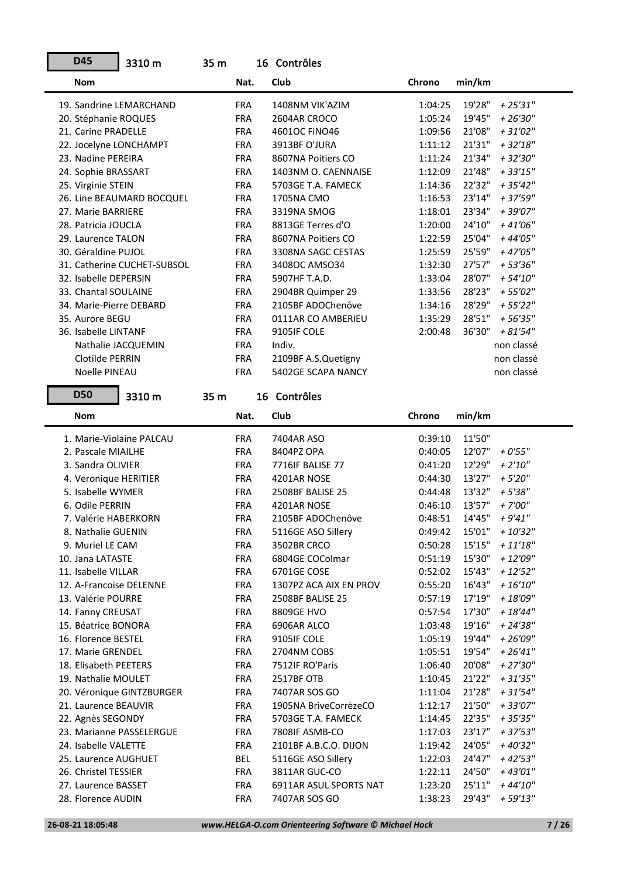## D45 — 3310 m — 35 m — 16 Contrôles

| Nom | Nat. | Club | Chrono | min/km | |
|---|---|---|---|---|---|
| 19. Sandrine LEMARCHAND | FRA | 1408NM VIK'AZIM | 1:04:25 | 19'28" | + 25'31" |
| 20. Stéphanie ROQUES | FRA | 2604AR CROCO | 1:05:24 | 19'45" | + 26'30" |
| 21. Carine PRADELLE | FRA | 4601OC FiNO46 | 1:09:56 | 21'08" | + 31'02" |
| 22. Jocelyne LONCHAMPT | FRA | 3913BF O'JURA | 1:11:12 | 21'31" | + 32'18" |
| 23. Nadine PEREIRA | FRA | 8607NA Poitiers CO | 1:11:24 | 21'34" | + 32'30" |
| 24. Sophie BRASSART | FRA | 1403NM O. CAENNAISE | 1:12:09 | 21'48" | + 33'15" |
| 25. Virginie STEIN | FRA | 5703GE T.A. FAMECK | 1:14:36 | 22'32" | + 35'42" |
| 26. Line BEAUMARD BOCQUEL | FRA | 1705NA CMO | 1:16:53 | 23'14" | + 37'59" |
| 27. Marie BARRIERE | FRA | 3319NA SMOG | 1:18:01 | 23'34" | + 39'07" |
| 28. Patricia JOUCLA | FRA | 8813GE Terres d'O | 1:20:00 | 24'10" | + 41'06" |
| 29. Laurence TALON | FRA | 8607NA Poitiers CO | 1:22:59 | 25'04" | + 44'05" |
| 30. Géraldine PUJOL | FRA | 3308NA SAGC CESTAS | 1:25:59 | 25'59" | + 47'05" |
| 31. Catherine CUCHET-SUBSOL | FRA | 3408OC AMSO34 | 1:32:30 | 27'57" | + 53'36" |
| 32. Isabelle DEPERSIN | FRA | 5907HF T.A.D. | 1:33:04 | 28'07" | + 54'10" |
| 33. Chantal SOULAINE | FRA | 2904BR Quimper 29 | 1:33:56 | 28'23" | + 55'02" |
| 34. Marie-Pierre DEBARD | FRA | 2105BF ADOChenôve | 1:34:16 | 28'29" | + 55'22" |
| 35. Aurore BEGU | FRA | 0111AR CO AMBERIEU | 1:35:29 | 28'51" | + 56'35" |
| 36. Isabelle LINTANF | FRA | 9105IF COLE | 2:00:48 | 36'30" | + 81'54" |
| Nathalie JACQUEMIN | FRA | Indiv. | | | non classé |
| Clotilde PERRIN | FRA | 2109BF A.S.Quetigny | | | non classé |
| Noelle PINEAU | FRA | 5402GE SCAPA NANCY | | | non classé |

## D50 — 3310 m — 35 m — 16 Contrôles

| Nom | Nat. | Club | Chrono | min/km | |
|---|---|---|---|---|---|
| 1. Marie-Violaine PALCAU | FRA | 7404AR ASO | 0:39:10 | 11'50" | |
| 2. Pascale MIAILHE | FRA | 8404PZ OPA | 0:40:05 | 12'07" | + 0'55" |
| 3. Sandra OLIVIER | FRA | 7716IF BALISE 77 | 0:41:20 | 12'29" | + 2'10" |
| 4. Veronique HERITIER | FRA | 4201AR NOSE | 0:44:30 | 13'27" | + 5'20" |
| 5. Isabelle WYMER | FRA | 2508BF BALISE 25 | 0:44:48 | 13'32" | + 5'38" |
| 6. Odile PERRIN | FRA | 4201AR NOSE | 0:46:10 | 13'57" | + 7'00" |
| 7. Valérie HABERKORN | FRA | 2105BF ADOChenôve | 0:48:51 | 14'45" | + 9'41" |
| 8. Nathalie GUENIN | FRA | 5116GE ASO Sillery | 0:49:42 | 15'01" | + 10'32" |
| 9. Muriel LE CAM | FRA | 3502BR CRCO | 0:50:28 | 15'15" | + 11'18" |
| 10. Jana LATASTE | FRA | 6804GE COColmar | 0:51:19 | 15'30" | + 12'09" |
| 11. Isabelle VILLAR | FRA | 6701GE COSE | 0:52:02 | 15'43" | + 12'52" |
| 12. A-Francoise DELENNE | FRA | 1307PZ ACA AIX EN PROV | 0:55:20 | 16'43" | + 16'10" |
| 13. Valérie POURRE | FRA | 2508BF BALISE 25 | 0:57:19 | 17'19" | + 18'09" |
| 14. Fanny CREUSAT | FRA | 8809GE HVO | 0:57:54 | 17'30" | + 18'44" |
| 15. Béatrice BONORA | FRA | 6906AR ALCO | 1:03:48 | 19'16" | + 24'38" |
| 16. Florence BESTEL | FRA | 9105IF COLE | 1:05:19 | 19'44" | + 26'09" |
| 17. Marie GRENDEL | FRA | 2704NM COBS | 1:05:51 | 19'54" | + 26'41" |
| 18. Elisabeth PEETERS | FRA | 7512IF RO'Paris | 1:06:40 | 20'08" | + 27'30" |
| 19. Nathalie MOULET | FRA | 2517BF OTB | 1:10:45 | 21'22" | + 31'35" |
| 20. Véronique GINTZBURGER | FRA | 7407AR SOS GO | 1:11:04 | 21'28" | + 31'54" |
| 21. Laurence BEAUVIR | FRA | 1905NA BriveCorrèzeCO | 1:12:17 | 21'50" | + 33'07" |
| 22. Agnès SEGONDY | FRA | 5703GE T.A. FAMECK | 1:14:45 | 22'35" | + 35'35" |
| 23. Marianne PASSELERGUE | FRA | 7808IF ASMB-CO | 1:17:03 | 23'17" | + 37'53" |
| 24. Isabelle VALETTE | FRA | 2101BF A.B.C.O. DIJON | 1:19:42 | 24'05" | + 40'32" |
| 25. Laurence AUGHUET | BEL | 5116GE ASO Sillery | 1:22:03 | 24'47" | + 42'53" |
| 26. Christel TESSIER | FRA | 3811AR GUC-CO | 1:22:11 | 24'50" | + 43'01" |
| 27. Laurence BASSET | FRA | 6911AR ASUL SPORTS NAT | 1:23:20 | 25'11" | + 44'10" |
| 28. Florence AUDIN | FRA | 7407AR SOS GO | 1:38:23 | 29'43" | + 59'13" |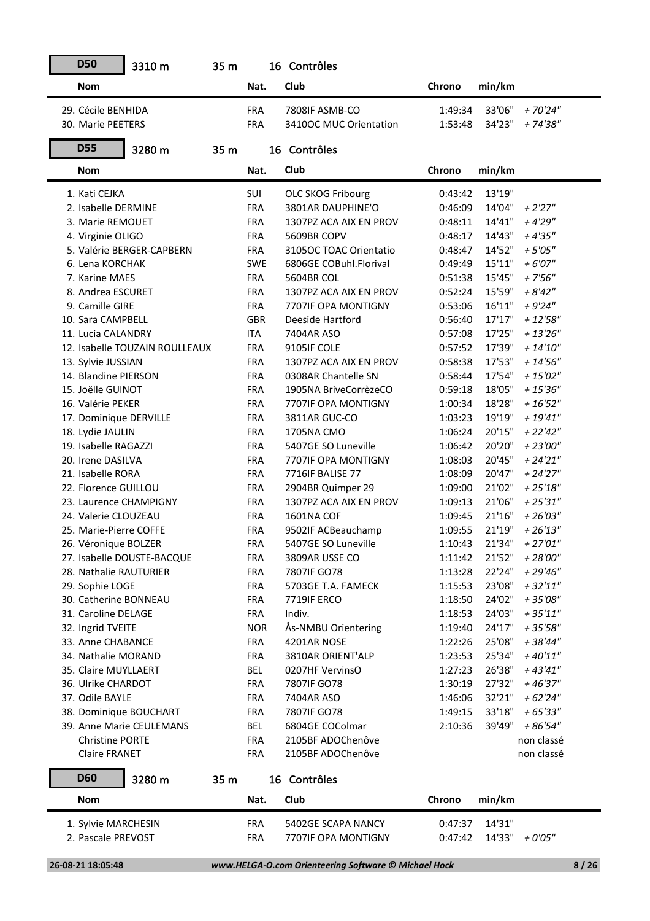## D50 3310 m 35 m 16 Contrôles

| Nom | Nat. | Club | Chrono | min/km | |
|---|---|---|---|---|---|
| 29. Cécile BENHIDA | FRA | 7808IF ASMB-CO | 1:49:34 | 33'06" | *+ 70'24"* |
| 30. Marie PEETERS | FRA | 3410OC MUC Orientation | 1:53:48 | 34'23" | *+ 74'38"* |

## D55 3280 m 35 m 16 Contrôles

| Nom | Nat. | Club | Chrono | min/km | |
|---|---|---|---|---|---|
| 1. Kati CEJKA | SUI | OLC SKOG Fribourg | 0:43:42 | 13'19" | |
| 2. Isabelle DERMINE | FRA | 3801AR DAUPHINE'O | 0:46:09 | 14'04" | *+ 2'27"* |
| 3. Marie REMOUET | FRA | 1307PZ ACA AIX EN PROV | 0:48:11 | 14'41" | *+ 4'29"* |
| 4. Virginie OLIGO | FRA | 5609BR COPV | 0:48:17 | 14'43" | *+ 4'35"* |
| 5. Valérie BERGER-CAPBERN | FRA | 3105OC TOAC Orientatio | 0:48:47 | 14'52" | *+ 5'05"* |
| 6. Lena KORCHAK | SWE | 6806GE COBuhl.Florival | 0:49:49 | 15'11" | *+ 6'07"* |
| 7. Karine MAES | FRA | 5604BR COL | 0:51:38 | 15'45" | *+ 7'56"* |
| 8. Andrea ESCURET | FRA | 1307PZ ACA AIX EN PROV | 0:52:24 | 15'59" | *+ 8'42"* |
| 9. Camille GIRE | FRA | 7707IF OPA MONTIGNY | 0:53:06 | 16'11" | *+ 9'24"* |
| 10. Sara CAMPBELL | GBR | Deeside Hartford | 0:56:40 | 17'17" | *+ 12'58"* |
| 11. Lucia CALANDRY | ITA | 7404AR ASO | 0:57:08 | 17'25" | *+ 13'26"* |
| 12. Isabelle TOUZAIN ROULLEAUX | FRA | 9105IF COLE | 0:57:52 | 17'39" | *+ 14'10"* |
| 13. Sylvie JUSSIAN | FRA | 1307PZ ACA AIX EN PROV | 0:58:38 | 17'53" | *+ 14'56"* |
| 14. Blandine PIERSON | FRA | 0308AR Chantelle SN | 0:58:44 | 17'54" | *+ 15'02"* |
| 15. Joëlle GUINOT | FRA | 1905NA BriveCorrèzeCO | 0:59:18 | 18'05" | *+ 15'36"* |
| 16. Valérie PEKER | FRA | 7707IF OPA MONTIGNY | 1:00:34 | 18'28" | *+ 16'52"* |
| 17. Dominique DERVILLE | FRA | 3811AR GUC-CO | 1:03:23 | 19'19" | *+ 19'41"* |
| 18. Lydie JAULIN | FRA | 1705NA CMO | 1:06:24 | 20'15" | *+ 22'42"* |
| 19. Isabelle RAGAZZI | FRA | 5407GE SO Luneville | 1:06:42 | 20'20" | *+ 23'00"* |
| 20. Irene DASILVA | FRA | 7707IF OPA MONTIGNY | 1:08:03 | 20'45" | *+ 24'21"* |
| 21. Isabelle RORA | FRA | 7716IF BALISE 77 | 1:08:09 | 20'47" | *+ 24'27"* |
| 22. Florence GUILLOU | FRA | 2904BR Quimper 29 | 1:09:00 | 21'02" | *+ 25'18"* |
| 23. Laurence CHAMPIGNY | FRA | 1307PZ ACA AIX EN PROV | 1:09:13 | 21'06" | *+ 25'31"* |
| 24. Valerie CLOUZEAU | FRA | 1601NA COF | 1:09:45 | 21'16" | *+ 26'03"* |
| 25. Marie-Pierre COFFE | FRA | 9502IF ACBeauchamp | 1:09:55 | 21'19" | *+ 26'13"* |
| 26. Véronique BOLZER | FRA | 5407GE SO Luneville | 1:10:43 | 21'34" | *+ 27'01"* |
| 27. Isabelle DOUSTE-BACQUE | FRA | 3809AR USSE CO | 1:11:42 | 21'52" | *+ 28'00"* |
| 28. Nathalie RAUTURIER | FRA | 7807IF GO78 | 1:13:28 | 22'24" | *+ 29'46"* |
| 29. Sophie LOGE | FRA | 5703GE T.A. FAMECK | 1:15:53 | 23'08" | *+ 32'11"* |
| 30. Catherine BONNEAU | FRA | 7719IF ERCO | 1:18:50 | 24'02" | *+ 35'08"* |
| 31. Caroline DELAGE | FRA | Indiv. | 1:18:53 | 24'03" | *+ 35'11"* |
| 32. Ingrid TVEITE | NOR | Ås-NMBU Orientering | 1:19:40 | 24'17" | *+ 35'58"* |
| 33. Anne CHABANCE | FRA | 4201AR NOSE | 1:22:26 | 25'08" | *+ 38'44"* |
| 34. Nathalie MORAND | FRA | 3810AR ORIENT'ALP | 1:23:53 | 25'34" | *+ 40'11"* |
| 35. Claire MUYLLAERT | BEL | 0207HF VervinsO | 1:27:23 | 26'38" | *+ 43'41"* |
| 36. Ulrike CHARDOT | FRA | 7807IF GO78 | 1:30:19 | 27'32" | *+ 46'37"* |
| 37. Odile BAYLE | FRA | 7404AR ASO | 1:46:06 | 32'21" | *+ 62'24"* |
| 38. Dominique BOUCHART | FRA | 7807IF GO78 | 1:49:15 | 33'18" | *+ 65'33"* |
| 39. Anne Marie CEULEMANS | BEL | 6804GE COColmar | 2:10:36 | 39'49" | *+ 86'54"* |
| Christine PORTE | FRA | 2105BF ADOChenôve | | | non classé |
| Claire FRANET | FRA | 2105BF ADOChenôve | | | non classé |

## D60 3280 m 35 m 16 Contrôles

| Nom | Nat. | Club | Chrono | min/km | |
|---|---|---|---|---|---|
| 1. Sylvie MARCHESIN | FRA | 5402GE SCAPA NANCY | 0:47:37 | 14'31" | |
| 2. Pascale PREVOST | FRA | 7707IF OPA MONTIGNY | 0:47:42 | 14'33" | *+ 0'05"* |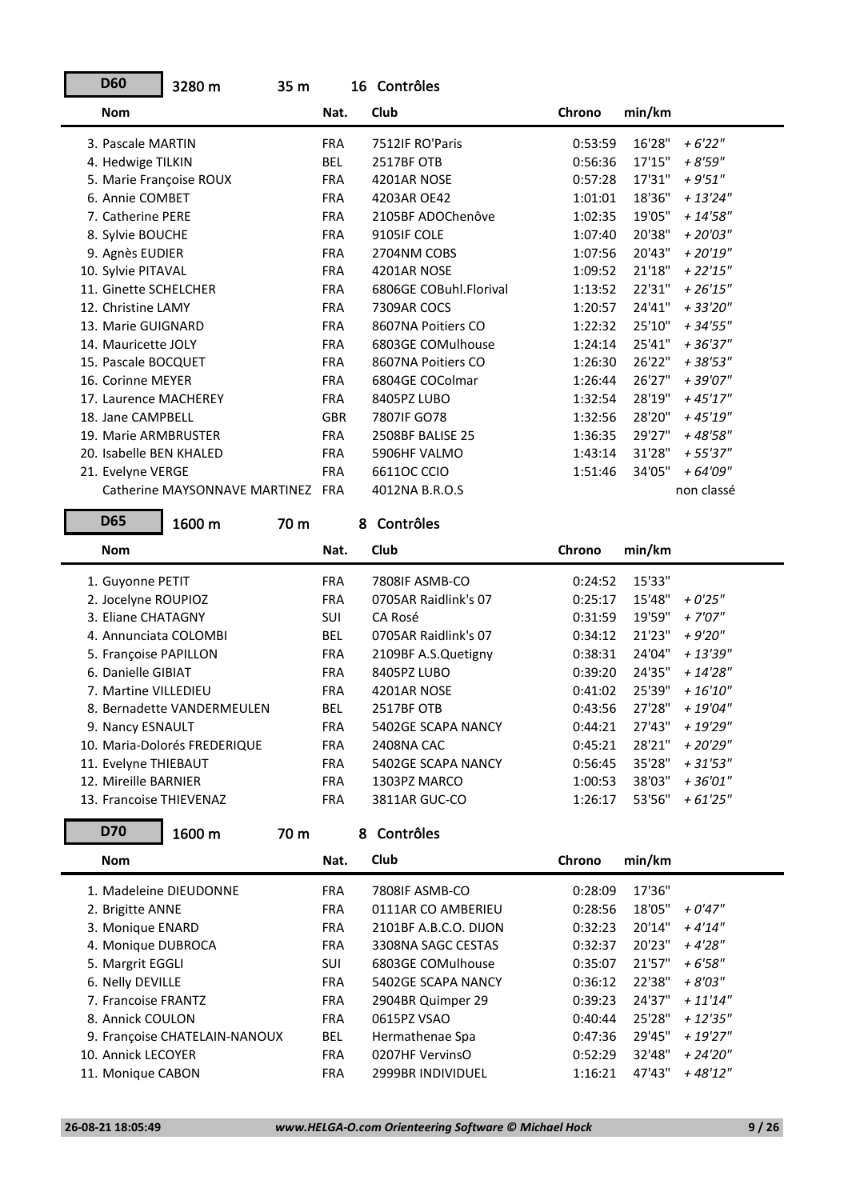## D60 — 3280 m — 35 m — 16 Contrôles

| Nom | Nat. | Club | Chrono | min/km | |
|---|---|---|---|---|---|
| 3. Pascale MARTIN | FRA | 7512IF RO'Paris | 0:53:59 | 16'28" | *+ 6'22"* |
| 4. Hedwige TILKIN | BEL | 2517BF OTB | 0:56:36 | 17'15" | *+ 8'59"* |
| 5. Marie Françoise ROUX | FRA | 4201AR NOSE | 0:57:28 | 17'31" | *+ 9'51"* |
| 6. Annie COMBET | FRA | 4203AR OE42 | 1:01:01 | 18'36" | *+ 13'24"* |
| 7. Catherine PERE | FRA | 2105BF ADOChenôve | 1:02:35 | 19'05" | *+ 14'58"* |
| 8. Sylvie BOUCHE | FRA | 9105IF COLE | 1:07:40 | 20'38" | *+ 20'03"* |
| 9. Agnès EUDIER | FRA | 2704NM COBS | 1:07:56 | 20'43" | *+ 20'19"* |
| 10. Sylvie PITAVAL | FRA | 4201AR NOSE | 1:09:52 | 21'18" | *+ 22'15"* |
| 11. Ginette SCHELCHER | FRA | 6806GE COBuhl.Florival | 1:13:52 | 22'31" | *+ 26'15"* |
| 12. Christine LAMY | FRA | 7309AR COCS | 1:20:57 | 24'41" | *+ 33'20"* |
| 13. Marie GUIGNARD | FRA | 8607NA Poitiers CO | 1:22:32 | 25'10" | *+ 34'55"* |
| 14. Mauricette JOLY | FRA | 6803GE COMulhouse | 1:24:14 | 25'41" | *+ 36'37"* |
| 15. Pascale BOCQUET | FRA | 8607NA Poitiers CO | 1:26:30 | 26'22" | *+ 38'53"* |
| 16. Corinne MEYER | FRA | 6804GE COColmar | 1:26:44 | 26'27" | *+ 39'07"* |
| 17. Laurence MACHEREY | FRA | 8405PZ LUBO | 1:32:54 | 28'19" | *+ 45'17"* |
| 18. Jane CAMPBELL | GBR | 7807IF GO78 | 1:32:56 | 28'20" | *+ 45'19"* |
| 19. Marie ARMBRUSTER | FRA | 2508BF BALISE 25 | 1:36:35 | 29'27" | *+ 48'58"* |
| 20. Isabelle BEN KHALED | FRA | 5906HF VALMO | 1:43:14 | 31'28" | *+ 55'37"* |
| 21. Evelyne VERGE | FRA | 6611OC CCIO | 1:51:46 | 34'05" | *+ 64'09"* |
| Catherine MAYSONNAVE MARTINEZ | FRA | 4012NA B.R.O.S | | | non classé |

## D65 — 1600 m — 70 m — 8 Contrôles

| Nom | Nat. | Club | Chrono | min/km | |
|---|---|---|---|---|---|
| 1. Guyonne PETIT | FRA | 7808IF ASMB-CO | 0:24:52 | 15'33" | |
| 2. Jocelyne ROUPIOZ | FRA | 0705AR Raidlink's 07 | 0:25:17 | 15'48" | *+ 0'25"* |
| 3. Eliane CHATAGNY | SUI | CA Rosé | 0:31:59 | 19'59" | *+ 7'07"* |
| 4. Annunciata COLOMBI | BEL | 0705AR Raidlink's 07 | 0:34:12 | 21'23" | *+ 9'20"* |
| 5. Françoise PAPILLON | FRA | 2109BF A.S.Quetigny | 0:38:31 | 24'04" | *+ 13'39"* |
| 6. Danielle GIBIAT | FRA | 8405PZ LUBO | 0:39:20 | 24'35" | *+ 14'28"* |
| 7. Martine VILLEDIEU | FRA | 4201AR NOSE | 0:41:02 | 25'39" | *+ 16'10"* |
| 8. Bernadette VANDERMEULEN | BEL | 2517BF OTB | 0:43:56 | 27'28" | *+ 19'04"* |
| 9. Nancy ESNAULT | FRA | 5402GE SCAPA NANCY | 0:44:21 | 27'43" | *+ 19'29"* |
| 10. Maria-Dolorés FREDERIQUE | FRA | 2408NA CAC | 0:45:21 | 28'21" | *+ 20'29"* |
| 11. Evelyne THIEBAUT | FRA | 5402GE SCAPA NANCY | 0:56:45 | 35'28" | *+ 31'53"* |
| 12. Mireille BARNIER | FRA | 1303PZ MARCO | 1:00:53 | 38'03" | *+ 36'01"* |
| 13. Francoise THIEVENAZ | FRA | 3811AR GUC-CO | 1:26:17 | 53'56" | *+ 61'25"* |

## D70 — 1600 m — 70 m — 8 Contrôles

| Nom | Nat. | Club | Chrono | min/km | |
|---|---|---|---|---|---|
| 1. Madeleine DIEUDONNE | FRA | 7808IF ASMB-CO | 0:28:09 | 17'36" | |
| 2. Brigitte ANNE | FRA | 0111AR CO AMBERIEU | 0:28:56 | 18'05" | *+ 0'47"* |
| 3. Monique ENARD | FRA | 2101BF A.B.C.O. DIJON | 0:32:23 | 20'14" | *+ 4'14"* |
| 4. Monique DUBROCA | FRA | 3308NA SAGC CESTAS | 0:32:37 | 20'23" | *+ 4'28"* |
| 5. Margrit EGGLI | SUI | 6803GE COMulhouse | 0:35:07 | 21'57" | *+ 6'58"* |
| 6. Nelly DEVILLE | FRA | 5402GE SCAPA NANCY | 0:36:12 | 22'38" | *+ 8'03"* |
| 7. Francoise FRANTZ | FRA | 2904BR Quimper 29 | 0:39:23 | 24'37" | *+ 11'14"* |
| 8. Annick COULON | FRA | 0615PZ VSAO | 0:40:44 | 25'28" | *+ 12'35"* |
| 9. Françoise CHATELAIN-NANOUX | BEL | Hermathenae Spa | 0:47:36 | 29'45" | *+ 19'27"* |
| 10. Annick LECOYER | FRA | 0207HF VervinsO | 0:52:29 | 32'48" | *+ 24'20"* |
| 11. Monique CABON | FRA | 2999BR INDIVIDUEL | 1:16:21 | 47'43" | *+ 48'12"* |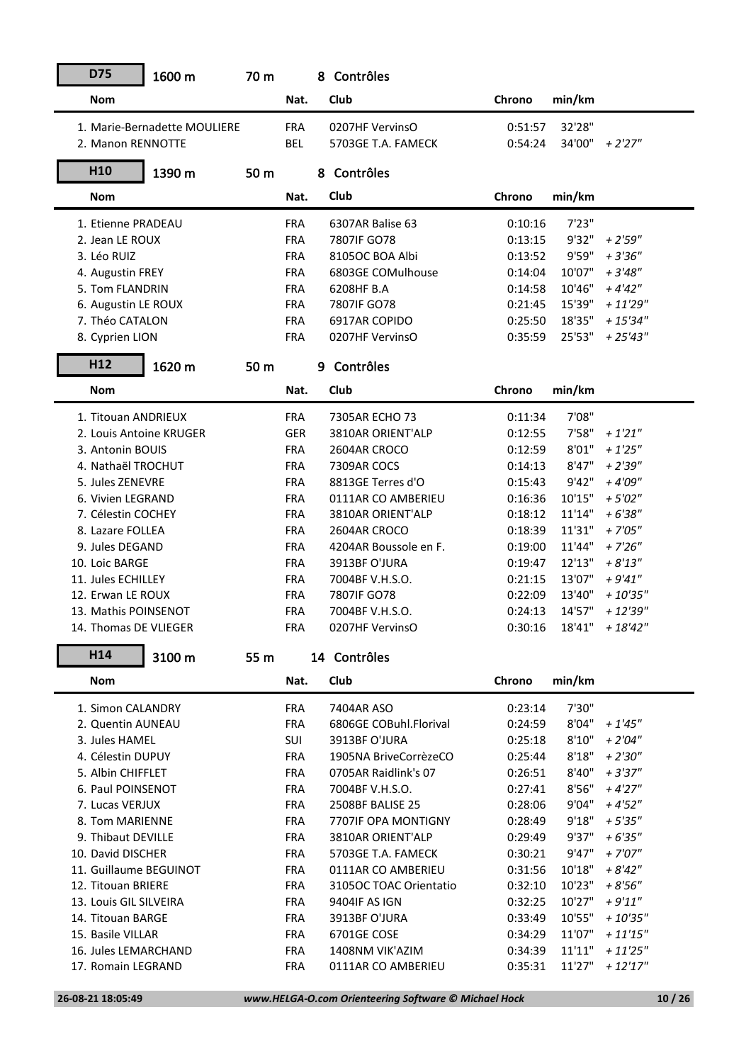## D75 — 1600 m — 70 m — 8 Contrôles

| Nom | Nat. | Club | Chrono | min/km | |
|---|---|---|---|---|---|
| 1. Marie-Bernadette MOULIERE | FRA | 0207HF VervinsO | 0:51:57 | 32'28" | |
| 2. Manon RENNOTTE | BEL | 5703GE T.A. FAMECK | 0:54:24 | 34'00" | *+ 2'27"* |

## H10 — 1390 m — 50 m — 8 Contrôles

| Nom | Nat. | Club | Chrono | min/km | |
|---|---|---|---|---|---|
| 1. Etienne PRADEAU | FRA | 6307AR Balise 63 | 0:10:16 | 7'23" | |
| 2. Jean LE ROUX | FRA | 7807IF GO78 | 0:13:15 | 9'32" | *+ 2'59"* |
| 3. Léo RUIZ | FRA | 8105OC BOA Albi | 0:13:52 | 9'59" | *+ 3'36"* |
| 4. Augustin FREY | FRA | 6803GE COMulhouse | 0:14:04 | 10'07" | *+ 3'48"* |
| 5. Tom FLANDRIN | FRA | 6208HF B.A | 0:14:58 | 10'46" | *+ 4'42"* |
| 6. Augustin LE ROUX | FRA | 7807IF GO78 | 0:21:45 | 15'39" | *+ 11'29"* |
| 7. Théo CATALON | FRA | 6917AR COPIDO | 0:25:50 | 18'35" | *+ 15'34"* |
| 8. Cyprien LION | FRA | 0207HF VervinsO | 0:35:59 | 25'53" | *+ 25'43"* |

## H12 — 1620 m — 50 m — 9 Contrôles

| Nom | Nat. | Club | Chrono | min/km | |
|---|---|---|---|---|---|
| 1. Titouan ANDRIEUX | FRA | 7305AR ECHO 73 | 0:11:34 | 7'08" | |
| 2. Louis Antoine KRUGER | GER | 3810AR ORIENT'ALP | 0:12:55 | 7'58" | *+ 1'21"* |
| 3. Antonin BOUIS | FRA | 2604AR CROCO | 0:12:59 | 8'01" | *+ 1'25"* |
| 4. Nathaël TROCHUT | FRA | 7309AR COCS | 0:14:13 | 8'47" | *+ 2'39"* |
| 5. Jules ZENEVRE | FRA | 8813GE Terres d'O | 0:15:43 | 9'42" | *+ 4'09"* |
| 6. Vivien LEGRAND | FRA | 0111AR CO AMBERIEU | 0:16:36 | 10'15" | *+ 5'02"* |
| 7. Célestin COCHEY | FRA | 3810AR ORIENT'ALP | 0:18:12 | 11'14" | *+ 6'38"* |
| 8. Lazare FOLLEA | FRA | 2604AR CROCO | 0:18:39 | 11'31" | *+ 7'05"* |
| 9. Jules DEGAND | FRA | 4204AR Boussole en F. | 0:19:00 | 11'44" | *+ 7'26"* |
| 10. Loic BARGE | FRA | 3913BF O'JURA | 0:19:47 | 12'13" | *+ 8'13"* |
| 11. Jules ECHILLEY | FRA | 7004BF V.H.S.O. | 0:21:15 | 13'07" | *+ 9'41"* |
| 12. Erwan LE ROUX | FRA | 7807IF GO78 | 0:22:09 | 13'40" | *+ 10'35"* |
| 13. Mathis POINSENOT | FRA | 7004BF V.H.S.O. | 0:24:13 | 14'57" | *+ 12'39"* |
| 14. Thomas DE VLIEGER | FRA | 0207HF VervinsO | 0:30:16 | 18'41" | *+ 18'42"* |

## H14 — 3100 m — 55 m — 14 Contrôles

| Nom | Nat. | Club | Chrono | min/km | |
|---|---|---|---|---|---|
| 1. Simon CALANDRY | FRA | 7404AR ASO | 0:23:14 | 7'30" | |
| 2. Quentin AUNEAU | FRA | 6806GE COBuhl.Florival | 0:24:59 | 8'04" | *+ 1'45"* |
| 3. Jules HAMEL | SUI | 3913BF O'JURA | 0:25:18 | 8'10" | *+ 2'04"* |
| 4. Célestin DUPUY | FRA | 1905NA BriveCorrèzeCO | 0:25:44 | 8'18" | *+ 2'30"* |
| 5. Albin CHIFFLET | FRA | 0705AR Raidlink's 07 | 0:26:51 | 8'40" | *+ 3'37"* |
| 6. Paul POINSENOT | FRA | 7004BF V.H.S.O. | 0:27:41 | 8'56" | *+ 4'27"* |
| 7. Lucas VERJUX | FRA | 2508BF BALISE 25 | 0:28:06 | 9'04" | *+ 4'52"* |
| 8. Tom MARIENNE | FRA | 7707IF OPA MONTIGNY | 0:28:49 | 9'18" | *+ 5'35"* |
| 9. Thibaut DEVILLE | FRA | 3810AR ORIENT'ALP | 0:29:49 | 9'37" | *+ 6'35"* |
| 10. David DISCHER | FRA | 5703GE T.A. FAMECK | 0:30:21 | 9'47" | *+ 7'07"* |
| 11. Guillaume BEGUINOT | FRA | 0111AR CO AMBERIEU | 0:31:56 | 10'18" | *+ 8'42"* |
| 12. Titouan BRIERE | FRA | 3105OC TOAC Orientatio | 0:32:10 | 10'23" | *+ 8'56"* |
| 13. Louis GIL SILVEIRA | FRA | 9404IF AS IGN | 0:32:25 | 10'27" | *+ 9'11"* |
| 14. Titouan BARGE | FRA | 3913BF O'JURA | 0:33:49 | 10'55" | *+ 10'35"* |
| 15. Basile VILLAR | FRA | 6701GE COSE | 0:34:29 | 11'07" | *+ 11'15"* |
| 16. Jules LEMARCHAND | FRA | 1408NM VIK'AZIM | 0:34:39 | 11'11" | *+ 11'25"* |
| 17. Romain LEGRAND | FRA | 0111AR CO AMBERIEU | 0:35:31 | 11'27" | *+ 12'17"* |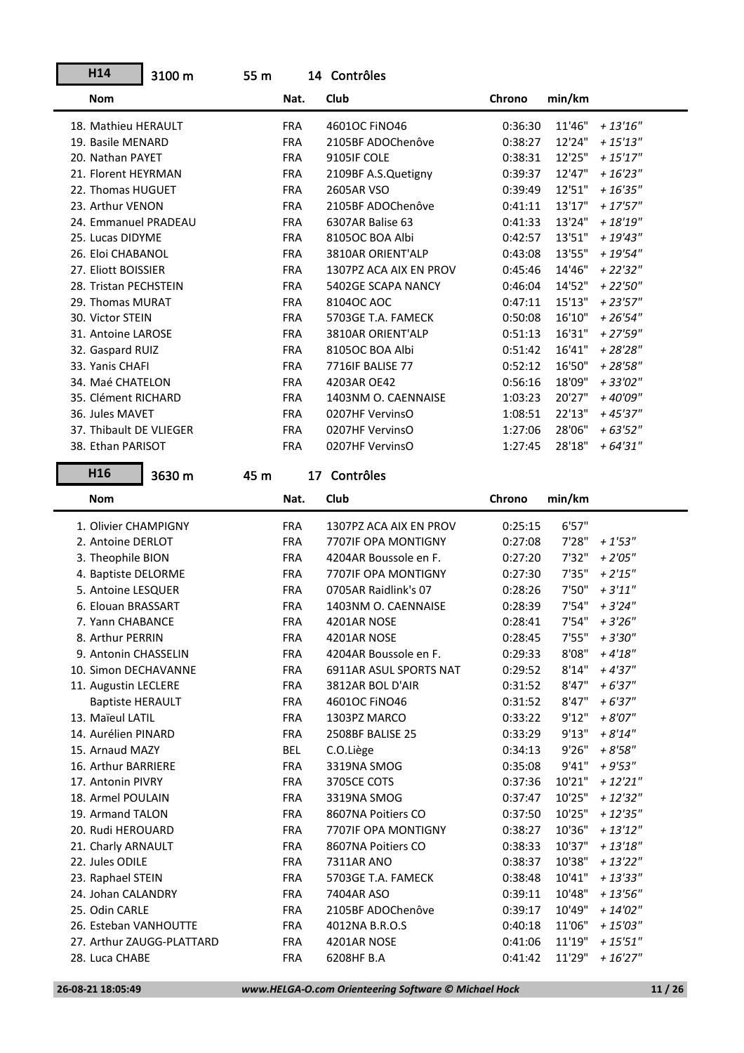## H14 3100 m 55 m 14 Contrôles

| Nom | Nat. | Club | Chrono | min/km | |
|---|---|---|---|---|---|
| 18. Mathieu HERAULT | FRA | 4601OC FiNO46 | 0:36:30 | 11'46" | *+ 13'16"* |
| 19. Basile MENARD | FRA | 2105BF ADOChenôve | 0:38:27 | 12'24" | *+ 15'13"* |
| 20. Nathan PAYET | FRA | 9105IF COLE | 0:38:31 | 12'25" | *+ 15'17"* |
| 21. Florent HEYRMAN | FRA | 2109BF A.S.Quetigny | 0:39:37 | 12'47" | *+ 16'23"* |
| 22. Thomas HUGUET | FRA | 2605AR VSO | 0:39:49 | 12'51" | *+ 16'35"* |
| 23. Arthur VENON | FRA | 2105BF ADOChenôve | 0:41:11 | 13'17" | *+ 17'57"* |
| 24. Emmanuel PRADEAU | FRA | 6307AR Balise 63 | 0:41:33 | 13'24" | *+ 18'19"* |
| 25. Lucas DIDYME | FRA | 8105OC BOA Albi | 0:42:57 | 13'51" | *+ 19'43"* |
| 26. Eloi CHABANOL | FRA | 3810AR ORIENT'ALP | 0:43:08 | 13'55" | *+ 19'54"* |
| 27. Eliott BOISSIER | FRA | 1307PZ ACA AIX EN PROV | 0:45:46 | 14'46" | *+ 22'32"* |
| 28. Tristan PECHSTEIN | FRA | 5402GE SCAPA NANCY | 0:46:04 | 14'52" | *+ 22'50"* |
| 29. Thomas MURAT | FRA | 8104OC AOC | 0:47:11 | 15'13" | *+ 23'57"* |
| 30. Victor STEIN | FRA | 5703GE T.A. FAMECK | 0:50:08 | 16'10" | *+ 26'54"* |
| 31. Antoine LAROSE | FRA | 3810AR ORIENT'ALP | 0:51:13 | 16'31" | *+ 27'59"* |
| 32. Gaspard RUIZ | FRA | 8105OC BOA Albi | 0:51:42 | 16'41" | *+ 28'28"* |
| 33. Yanis CHAFI | FRA | 7716IF BALISE 77 | 0:52:12 | 16'50" | *+ 28'58"* |
| 34. Maé CHATELON | FRA | 4203AR OE42 | 0:56:16 | 18'09" | *+ 33'02"* |
| 35. Clément RICHARD | FRA | 1403NM O. CAENNAISE | 1:03:23 | 20'27" | *+ 40'09"* |
| 36. Jules MAVET | FRA | 0207HF VervinsO | 1:08:51 | 22'13" | *+ 45'37"* |
| 37. Thibault DE VLIEGER | FRA | 0207HF VervinsO | 1:27:06 | 28'06" | *+ 63'52"* |
| 38. Ethan PARISOT | FRA | 0207HF VervinsO | 1:27:45 | 28'18" | *+ 64'31"* |

## H16 3630 m 45 m 17 Contrôles

| Nom | Nat. | Club | Chrono | min/km | |
|---|---|---|---|---|---|
| 1. Olivier CHAMPIGNY | FRA | 1307PZ ACA AIX EN PROV | 0:25:15 | 6'57" | |
| 2. Antoine DERLOT | FRA | 7707IF OPA MONTIGNY | 0:27:08 | 7'28" | *+ 1'53"* |
| 3. Theophile BION | FRA | 4204AR Boussole en F. | 0:27:20 | 7'32" | *+ 2'05"* |
| 4. Baptiste DELORME | FRA | 7707IF OPA MONTIGNY | 0:27:30 | 7'35" | *+ 2'15"* |
| 5. Antoine LESQUER | FRA | 0705AR Raidlink's 07 | 0:28:26 | 7'50" | *+ 3'11"* |
| 6. Elouan BRASSART | FRA | 1403NM O. CAENNAISE | 0:28:39 | 7'54" | *+ 3'24"* |
| 7. Yann CHABANCE | FRA | 4201AR NOSE | 0:28:41 | 7'54" | *+ 3'26"* |
| 8. Arthur PERRIN | FRA | 4201AR NOSE | 0:28:45 | 7'55" | *+ 3'30"* |
| 9. Antonin CHASSELIN | FRA | 4204AR Boussole en F. | 0:29:33 | 8'08" | *+ 4'18"* |
| 10. Simon DECHAVANNE | FRA | 6911AR ASUL SPORTS NAT | 0:29:52 | 8'14" | *+ 4'37"* |
| 11. Augustin LECLERE | FRA | 3812AR BOL D'AIR | 0:31:52 | 8'47" | *+ 6'37"* |
| Baptiste HERAULT | FRA | 4601OC FiNO46 | 0:31:52 | 8'47" | *+ 6'37"* |
| 13. Maïeul LATIL | FRA | 1303PZ MARCO | 0:33:22 | 9'12" | *+ 8'07"* |
| 14. Aurélien PINARD | FRA | 2508BF BALISE 25 | 0:33:29 | 9'13" | *+ 8'14"* |
| 15. Arnaud MAZY | BEL | C.O.Liège | 0:34:13 | 9'26" | *+ 8'58"* |
| 16. Arthur BARRIERE | FRA | 3319NA SMOG | 0:35:08 | 9'41" | *+ 9'53"* |
| 17. Antonin PIVRY | FRA | 3705CE COTS | 0:37:36 | 10'21" | *+ 12'21"* |
| 18. Armel POULAIN | FRA | 3319NA SMOG | 0:37:47 | 10'25" | *+ 12'32"* |
| 19. Armand TALON | FRA | 8607NA Poitiers CO | 0:37:50 | 10'25" | *+ 12'35"* |
| 20. Rudi HEROUARD | FRA | 7707IF OPA MONTIGNY | 0:38:27 | 10'36" | *+ 13'12"* |
| 21. Charly ARNAULT | FRA | 8607NA Poitiers CO | 0:38:33 | 10'37" | *+ 13'18"* |
| 22. Jules ODILE | FRA | 7311AR ANO | 0:38:37 | 10'38" | *+ 13'22"* |
| 23. Raphael STEIN | FRA | 5703GE T.A. FAMECK | 0:38:48 | 10'41" | *+ 13'33"* |
| 24. Johan CALANDRY | FRA | 7404AR ASO | 0:39:11 | 10'48" | *+ 13'56"* |
| 25. Odin CARLE | FRA | 2105BF ADOChenôve | 0:39:17 | 10'49" | *+ 14'02"* |
| 26. Esteban VANHOUTTE | FRA | 4012NA B.R.O.S | 0:40:18 | 11'06" | *+ 15'03"* |
| 27. Arthur ZAUGG-PLATTARD | FRA | 4201AR NOSE | 0:41:06 | 11'19" | *+ 15'51"* |
| 28. Luca CHABE | FRA | 6208HF B.A | 0:41:42 | 11'29" | *+ 16'27"* |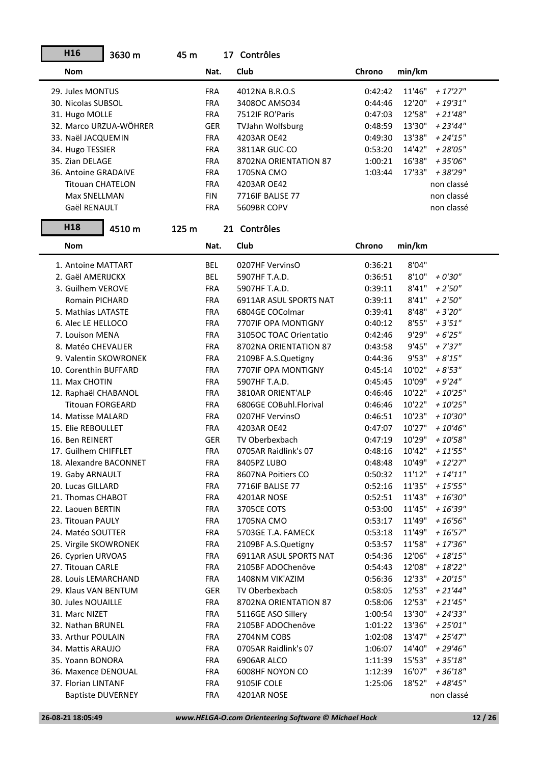## H16 — 3630 m — 45 m — 17 Contrôles

| Nom | Nat. | Club | Chrono | min/km | |
|---|---|---|---|---|---|
| 29. Jules MONTUS | FRA | 4012NA B.R.O.S | 0:42:42 | 11'46" | *+ 17'27"* |
| 30. Nicolas SUBSOL | FRA | 3408OC AMSO34 | 0:44:46 | 12'20" | *+ 19'31"* |
| 31. Hugo MOLLE | FRA | 7512IF RO'Paris | 0:47:03 | 12'58" | *+ 21'48"* |
| 32. Marco URZUA-WÖHRER | GER | TVJahn Wolfsburg | 0:48:59 | 13'30" | *+ 23'44"* |
| 33. Naël JACQUEMIN | FRA | 4203AR OE42 | 0:49:30 | 13'38" | *+ 24'15"* |
| 34. Hugo TESSIER | FRA | 3811AR GUC-CO | 0:53:20 | 14'42" | *+ 28'05"* |
| 35. Zian DELAGE | FRA | 8702NA ORIENTATION 87 | 1:00:21 | 16'38" | *+ 35'06"* |
| 36. Antoine GRADAIVE | FRA | 1705NA CMO | 1:03:44 | 17'33" | *+ 38'29"* |
| Titouan CHATELON | FRA | 4203AR OE42 | | | non classé |
| Max SNELLMAN | FIN | 7716IF BALISE 77 | | | non classé |
| Gaël RENAULT | FRA | 5609BR COPV | | | non classé |

## H18 — 4510 m — 125 m — 21 Contrôles

| Nom | Nat. | Club | Chrono | min/km | |
|---|---|---|---|---|---|
| 1. Antoine MATTART | BEL | 0207HF VervinsO | 0:36:21 | 8'04" | |
| 2. Gaël AMERIJCKX | BEL | 5907HF T.A.D. | 0:36:51 | 8'10" | *+ 0'30"* |
| 3. Guilhem VEROVE | FRA | 5907HF T.A.D. | 0:39:11 | 8'41" | *+ 2'50"* |
| Romain PICHARD | FRA | 6911AR ASUL SPORTS NAT | 0:39:11 | 8'41" | *+ 2'50"* |
| 5. Mathias LATASTE | FRA | 6804GE COColmar | 0:39:41 | 8'48" | *+ 3'20"* |
| 6. Alec LE HELLOCO | FRA | 7707IF OPA MONTIGNY | 0:40:12 | 8'55" | *+ 3'51"* |
| 7. Louison MENA | FRA | 3105OC TOAC Orientatio | 0:42:46 | 9'29" | *+ 6'25"* |
| 8. Matéo CHEVALIER | FRA | 8702NA ORIENTATION 87 | 0:43:58 | 9'45" | *+ 7'37"* |
| 9. Valentin SKOWRONEK | FRA | 2109BF A.S.Quetigny | 0:44:36 | 9'53" | *+ 8'15"* |
| 10. Corenthin BUFFARD | FRA | 7707IF OPA MONTIGNY | 0:45:14 | 10'02" | *+ 8'53"* |
| 11. Max CHOTIN | FRA | 5907HF T.A.D. | 0:45:45 | 10'09" | *+ 9'24"* |
| 12. Raphaël CHABANOL | FRA | 3810AR ORIENT'ALP | 0:46:46 | 10'22" | *+ 10'25"* |
| Titouan FORGEARD | FRA | 6806GE COBuhl.Florival | 0:46:46 | 10'22" | *+ 10'25"* |
| 14. Matisse MALARD | FRA | 0207HF VervinsO | 0:46:51 | 10'23" | *+ 10'30"* |
| 15. Elie REBOULLET | FRA | 4203AR OE42 | 0:47:07 | 10'27" | *+ 10'46"* |
| 16. Ben REINERT | GER | TV Oberbexbach | 0:47:19 | 10'29" | *+ 10'58"* |
| 17. Guilhem CHIFFLET | FRA | 0705AR Raidlink's 07 | 0:48:16 | 10'42" | *+ 11'55"* |
| 18. Alexandre BACONNET | FRA | 8405PZ LUBO | 0:48:48 | 10'49" | *+ 12'27"* |
| 19. Gaby ARNAULT | FRA | 8607NA Poitiers CO | 0:50:32 | 11'12" | *+ 14'11"* |
| 20. Lucas GILLARD | FRA | 7716IF BALISE 77 | 0:52:16 | 11'35" | *+ 15'55"* |
| 21. Thomas CHABOT | FRA | 4201AR NOSE | 0:52:51 | 11'43" | *+ 16'30"* |
| 22. Laouen BERTIN | FRA | 3705CE COTS | 0:53:00 | 11'45" | *+ 16'39"* |
| 23. Titouan PAULY | FRA | 1705NA CMO | 0:53:17 | 11'49" | *+ 16'56"* |
| 24. Matéo SOUTTER | FRA | 5703GE T.A. FAMECK | 0:53:18 | 11'49" | *+ 16'57"* |
| 25. Virgile SKOWRONEK | FRA | 2109BF A.S.Quetigny | 0:53:57 | 11'58" | *+ 17'36"* |
| 26. Cyprien URVOAS | FRA | 6911AR ASUL SPORTS NAT | 0:54:36 | 12'06" | *+ 18'15"* |
| 27. Titouan CARLE | FRA | 2105BF ADOChenôve | 0:54:43 | 12'08" | *+ 18'22"* |
| 28. Louis LEMARCHAND | FRA | 1408NM VIK'AZIM | 0:56:36 | 12'33" | *+ 20'15"* |
| 29. Klaus VAN BENTUM | GER | TV Oberbexbach | 0:58:05 | 12'53" | *+ 21'44"* |
| 30. Jules NOUAILLE | FRA | 8702NA ORIENTATION 87 | 0:58:06 | 12'53" | *+ 21'45"* |
| 31. Marc NIZET | FRA | 5116GE ASO Sillery | 1:00:54 | 13'30" | *+ 24'33"* |
| 32. Nathan BRUNEL | FRA | 2105BF ADOChenôve | 1:01:22 | 13'36" | *+ 25'01"* |
| 33. Arthur POULAIN | FRA | 2704NM COBS | 1:02:08 | 13'47" | *+ 25'47"* |
| 34. Mattis ARAUJO | FRA | 0705AR Raidlink's 07 | 1:06:07 | 14'40" | *+ 29'46"* |
| 35. Yoann BONORA | FRA | 6906AR ALCO | 1:11:39 | 15'53" | *+ 35'18"* |
| 36. Maxence DENOUAL | FRA | 6008HF NOYON CO | 1:12:39 | 16'07" | *+ 36'18"* |
| 37. Florian LINTANF | FRA | 9105IF COLE | 1:25:06 | 18'52" | *+ 48'45"* |
| Baptiste DUVERNEY | FRA | 4201AR NOSE | | | non classé |

26-08-21 18:05:49 — *www.HELGA-O.com Orienteering Software © Michael Hock*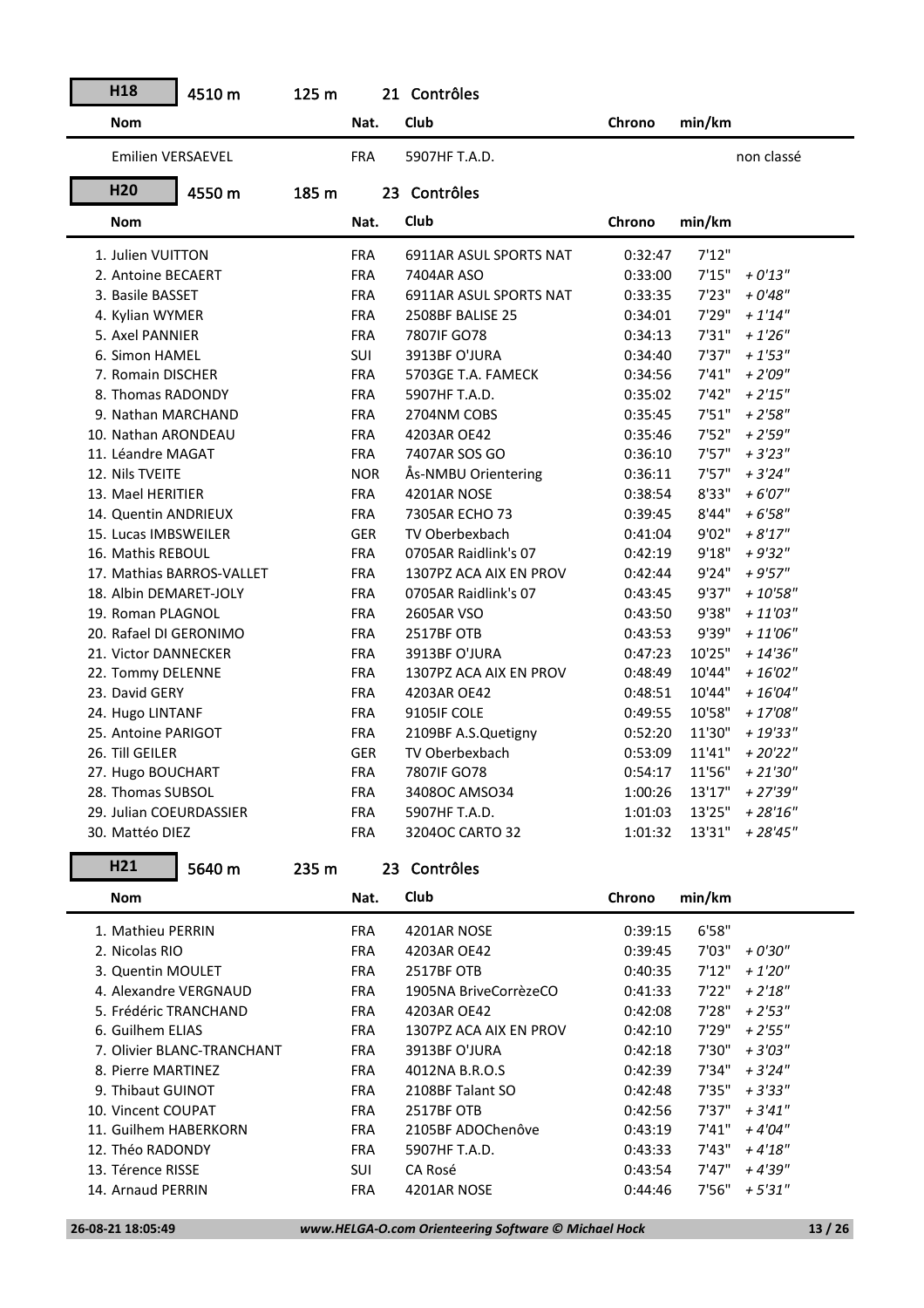## H18 — 4510 m — 125 m — 21 Contrôles

| Nom | Nat. | Club | Chrono | min/km | |
|---|---|---|---|---|---|
| Emilien VERSAEVEL | FRA | 5907HF T.A.D. | | | non classé |

## H20 — 4550 m — 185 m — 23 Contrôles

| Nom | Nat. | Club | Chrono | min/km | |
|---|---|---|---|---|---|
| 1. Julien VUITTON | FRA | 6911AR ASUL SPORTS NAT | 0:32:47 | 7'12" | |
| 2. Antoine BECAERT | FRA | 7404AR ASO | 0:33:00 | 7'15" | *+ 0'13"* |
| 3. Basile BASSET | FRA | 6911AR ASUL SPORTS NAT | 0:33:35 | 7'23" | *+ 0'48"* |
| 4. Kylian WYMER | FRA | 2508BF BALISE 25 | 0:34:01 | 7'29" | *+ 1'14"* |
| 5. Axel PANNIER | FRA | 7807IF GO78 | 0:34:13 | 7'31" | *+ 1'26"* |
| 6. Simon HAMEL | SUI | 3913BF O'JURA | 0:34:40 | 7'37" | *+ 1'53"* |
| 7. Romain DISCHER | FRA | 5703GE T.A. FAMECK | 0:34:56 | 7'41" | *+ 2'09"* |
| 8. Thomas RADONDY | FRA | 5907HF T.A.D. | 0:35:02 | 7'42" | *+ 2'15"* |
| 9. Nathan MARCHAND | FRA | 2704NM COBS | 0:35:45 | 7'51" | *+ 2'58"* |
| 10. Nathan ARONDEAU | FRA | 4203AR OE42 | 0:35:46 | 7'52" | *+ 2'59"* |
| 11. Léandre MAGAT | FRA | 7407AR SOS GO | 0:36:10 | 7'57" | *+ 3'23"* |
| 12. Nils TVEITE | NOR | Ås-NMBU Orientering | 0:36:11 | 7'57" | *+ 3'24"* |
| 13. Mael HERITIER | FRA | 4201AR NOSE | 0:38:54 | 8'33" | *+ 6'07"* |
| 14. Quentin ANDRIEUX | FRA | 7305AR ECHO 73 | 0:39:45 | 8'44" | *+ 6'58"* |
| 15. Lucas IMBSWEILER | GER | TV Oberbexbach | 0:41:04 | 9'02" | *+ 8'17"* |
| 16. Mathis REBOUL | FRA | 0705AR Raidlink's 07 | 0:42:19 | 9'18" | *+ 9'32"* |
| 17. Mathias BARROS-VALLET | FRA | 1307PZ ACA AIX EN PROV | 0:42:44 | 9'24" | *+ 9'57"* |
| 18. Albin DEMARET-JOLY | FRA | 0705AR Raidlink's 07 | 0:43:45 | 9'37" | *+ 10'58"* |
| 19. Roman PLAGNOL | FRA | 2605AR VSO | 0:43:50 | 9'38" | *+ 11'03"* |
| 20. Rafael DI GERONIMO | FRA | 2517BF OTB | 0:43:53 | 9'39" | *+ 11'06"* |
| 21. Victor DANNECKER | FRA | 3913BF O'JURA | 0:47:23 | 10'25" | *+ 14'36"* |
| 22. Tommy DELENNE | FRA | 1307PZ ACA AIX EN PROV | 0:48:49 | 10'44" | *+ 16'02"* |
| 23. David GERY | FRA | 4203AR OE42 | 0:48:51 | 10'44" | *+ 16'04"* |
| 24. Hugo LINTANF | FRA | 9105IF COLE | 0:49:55 | 10'58" | *+ 17'08"* |
| 25. Antoine PARIGOT | FRA | 2109BF A.S.Quetigny | 0:52:20 | 11'30" | *+ 19'33"* |
| 26. Till GEILER | GER | TV Oberbexbach | 0:53:09 | 11'41" | *+ 20'22"* |
| 27. Hugo BOUCHART | FRA | 7807IF GO78 | 0:54:17 | 11'56" | *+ 21'30"* |
| 28. Thomas SUBSOL | FRA | 3408OC AMSO34 | 1:00:26 | 13'17" | *+ 27'39"* |
| 29. Julian COEURDASSIER | FRA | 5907HF T.A.D. | 1:01:03 | 13'25" | *+ 28'16"* |
| 30. Mattéo DIEZ | FRA | 3204OC CARTO 32 | 1:01:32 | 13'31" | *+ 28'45"* |

## H21 — 5640 m — 235 m — 23 Contrôles

| Nom | Nat. | Club | Chrono | min/km | |
|---|---|---|---|---|---|
| 1. Mathieu PERRIN | FRA | 4201AR NOSE | 0:39:15 | 6'58" | |
| 2. Nicolas RIO | FRA | 4203AR OE42 | 0:39:45 | 7'03" | *+ 0'30"* |
| 3. Quentin MOULET | FRA | 2517BF OTB | 0:40:35 | 7'12" | *+ 1'20"* |
| 4. Alexandre VERGNAUD | FRA | 1905NA BriveCorrèzeCO | 0:41:33 | 7'22" | *+ 2'18"* |
| 5. Frédéric TRANCHAND | FRA | 4203AR OE42 | 0:42:08 | 7'28" | *+ 2'53"* |
| 6. Guilhem ELIAS | FRA | 1307PZ ACA AIX EN PROV | 0:42:10 | 7'29" | *+ 2'55"* |
| 7. Olivier BLANC-TRANCHANT | FRA | 3913BF O'JURA | 0:42:18 | 7'30" | *+ 3'03"* |
| 8. Pierre MARTINEZ | FRA | 4012NA B.R.O.S | 0:42:39 | 7'34" | *+ 3'24"* |
| 9. Thibaut GUINOT | FRA | 2108BF Talant SO | 0:42:48 | 7'35" | *+ 3'33"* |
| 10. Vincent COUPAT | FRA | 2517BF OTB | 0:42:56 | 7'37" | *+ 3'41"* |
| 11. Guilhem HABERKORN | FRA | 2105BF ADOChenôve | 0:43:19 | 7'41" | *+ 4'04"* |
| 12. Théo RADONDY | FRA | 5907HF T.A.D. | 0:43:33 | 7'43" | *+ 4'18"* |
| 13. Térence RISSE | SUI | CA Rosé | 0:43:54 | 7'47" | *+ 4'39"* |
| 14. Arnaud PERRIN | FRA | 4201AR NOSE | 0:44:46 | 7'56" | *+ 5'31"* |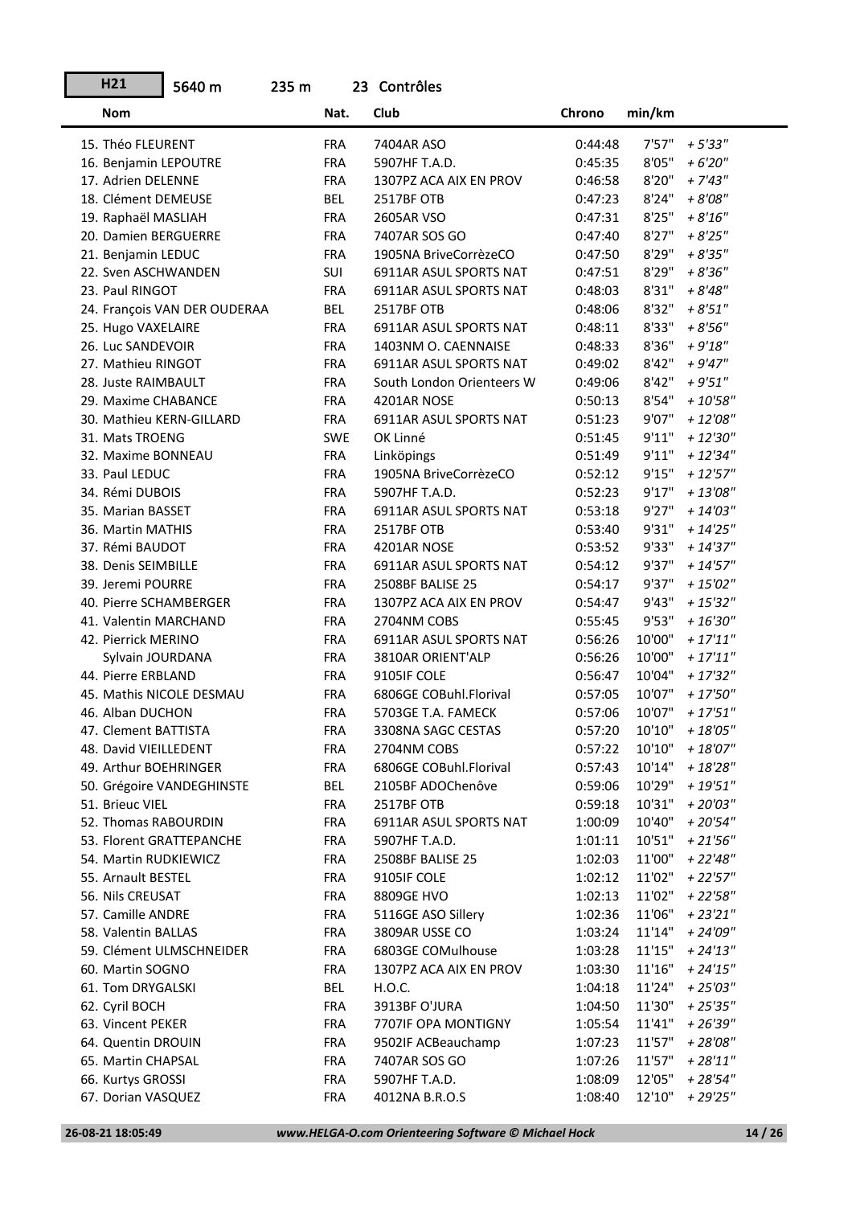**H21** 5640 m 235 m 23 Contrôles

| Nom | Nat. | Club | Chrono | min/km | |
|---|---|---|---|---|---|
| 15. Théo FLEURENT | FRA | 7404AR ASO | 0:44:48 | 7'57" | *+ 5'33"* |
| 16. Benjamin LEPOUTRE | FRA | 5907HF T.A.D. | 0:45:35 | 8'05" | *+ 6'20"* |
| 17. Adrien DELENNE | FRA | 1307PZ ACA AIX EN PROV | 0:46:58 | 8'20" | *+ 7'43"* |
| 18. Clément DEMEUSE | BEL | 2517BF OTB | 0:47:23 | 8'24" | *+ 8'08"* |
| 19. Raphaël MASLIAH | FRA | 2605AR VSO | 0:47:31 | 8'25" | *+ 8'16"* |
| 20. Damien BERGUERRE | FRA | 7407AR SOS GO | 0:47:40 | 8'27" | *+ 8'25"* |
| 21. Benjamin LEDUC | FRA | 1905NA BriveCorrèzeCO | 0:47:50 | 8'29" | *+ 8'35"* |
| 22. Sven ASCHWANDEN | SUI | 6911AR ASUL SPORTS NAT | 0:47:51 | 8'29" | *+ 8'36"* |
| 23. Paul RINGOT | FRA | 6911AR ASUL SPORTS NAT | 0:48:03 | 8'31" | *+ 8'48"* |
| 24. François VAN DER OUDERAA | BEL | 2517BF OTB | 0:48:06 | 8'32" | *+ 8'51"* |
| 25. Hugo VAXELAIRE | FRA | 6911AR ASUL SPORTS NAT | 0:48:11 | 8'33" | *+ 8'56"* |
| 26. Luc SANDEVOIR | FRA | 1403NM O. CAENNAISE | 0:48:33 | 8'36" | *+ 9'18"* |
| 27. Mathieu RINGOT | FRA | 6911AR ASUL SPORTS NAT | 0:49:02 | 8'42" | *+ 9'47"* |
| 28. Juste RAIMBAULT | FRA | South London Orienteers W | 0:49:06 | 8'42" | *+ 9'51"* |
| 29. Maxime CHABANCE | FRA | 4201AR NOSE | 0:50:13 | 8'54" | *+ 10'58"* |
| 30. Mathieu KERN-GILLARD | FRA | 6911AR ASUL SPORTS NAT | 0:51:23 | 9'07" | *+ 12'08"* |
| 31. Mats TROENG | SWE | OK Linné | 0:51:45 | 9'11" | *+ 12'30"* |
| 32. Maxime BONNEAU | FRA | Linköpings | 0:51:49 | 9'11" | *+ 12'34"* |
| 33. Paul LEDUC | FRA | 1905NA BriveCorrèzeCO | 0:52:12 | 9'15" | *+ 12'57"* |
| 34. Rémi DUBOIS | FRA | 5907HF T.A.D. | 0:52:23 | 9'17" | *+ 13'08"* |
| 35. Marian BASSET | FRA | 6911AR ASUL SPORTS NAT | 0:53:18 | 9'27" | *+ 14'03"* |
| 36. Martin MATHIS | FRA | 2517BF OTB | 0:53:40 | 9'31" | *+ 14'25"* |
| 37. Rémi BAUDOT | FRA | 4201AR NOSE | 0:53:52 | 9'33" | *+ 14'37"* |
| 38. Denis SEIMBILLE | FRA | 6911AR ASUL SPORTS NAT | 0:54:12 | 9'37" | *+ 14'57"* |
| 39. Jeremi POURRE | FRA | 2508BF BALISE 25 | 0:54:17 | 9'37" | *+ 15'02"* |
| 40. Pierre SCHAMBERGER | FRA | 1307PZ ACA AIX EN PROV | 0:54:47 | 9'43" | *+ 15'32"* |
| 41. Valentin MARCHAND | FRA | 2704NM COBS | 0:55:45 | 9'53" | *+ 16'30"* |
| 42. Pierrick MERINO | FRA | 6911AR ASUL SPORTS NAT | 0:56:26 | 10'00" | *+ 17'11"* |
| Sylvain JOURDANA | FRA | 3810AR ORIENT'ALP | 0:56:26 | 10'00" | *+ 17'11"* |
| 44. Pierre ERBLAND | FRA | 9105IF COLE | 0:56:47 | 10'04" | *+ 17'32"* |
| 45. Mathis NICOLE DESMAU | FRA | 6806GE COBuhl.Florival | 0:57:05 | 10'07" | *+ 17'50"* |
| 46. Alban DUCHON | FRA | 5703GE T.A. FAMECK | 0:57:06 | 10'07" | *+ 17'51"* |
| 47. Clement BATTISTA | FRA | 3308NA SAGC CESTAS | 0:57:20 | 10'10" | *+ 18'05"* |
| 48. David VIEILLEDENT | FRA | 2704NM COBS | 0:57:22 | 10'10" | *+ 18'07"* |
| 49. Arthur BOEHRINGER | FRA | 6806GE COBuhl.Florival | 0:57:43 | 10'14" | *+ 18'28"* |
| 50. Grégoire VANDEGHINSTE | BEL | 2105BF ADOChenôve | 0:59:06 | 10'29" | *+ 19'51"* |
| 51. Brieuc VIEL | FRA | 2517BF OTB | 0:59:18 | 10'31" | *+ 20'03"* |
| 52. Thomas RABOURDIN | FRA | 6911AR ASUL SPORTS NAT | 1:00:09 | 10'40" | *+ 20'54"* |
| 53. Florent GRATTEPANCHE | FRA | 5907HF T.A.D. | 1:01:11 | 10'51" | *+ 21'56"* |
| 54. Martin RUDKIEWICZ | FRA | 2508BF BALISE 25 | 1:02:03 | 11'00" | *+ 22'48"* |
| 55. Arnault BESTEL | FRA | 9105IF COLE | 1:02:12 | 11'02" | *+ 22'57"* |
| 56. Nils CREUSAT | FRA | 8809GE HVO | 1:02:13 | 11'02" | *+ 22'58"* |
| 57. Camille ANDRE | FRA | 5116GE ASO Sillery | 1:02:36 | 11'06" | *+ 23'21"* |
| 58. Valentin BALLAS | FRA | 3809AR USSE CO | 1:03:24 | 11'14" | *+ 24'09"* |
| 59. Clément ULMSCHNEIDER | FRA | 6803GE COMulhouse | 1:03:28 | 11'15" | *+ 24'13"* |
| 60. Martin SOGNO | FRA | 1307PZ ACA AIX EN PROV | 1:03:30 | 11'16" | *+ 24'15"* |
| 61. Tom DRYGALSKI | BEL | H.O.C. | 1:04:18 | 11'24" | *+ 25'03"* |
| 62. Cyril BOCH | FRA | 3913BF O'JURA | 1:04:50 | 11'30" | *+ 25'35"* |
| 63. Vincent PEKER | FRA | 7707IF OPA MONTIGNY | 1:05:54 | 11'41" | *+ 26'39"* |
| 64. Quentin DROUIN | FRA | 9502IF ACBeauchamp | 1:07:23 | 11'57" | *+ 28'08"* |
| 65. Martin CHAPSAL | FRA | 7407AR SOS GO | 1:07:26 | 11'57" | *+ 28'11"* |
| 66. Kurtys GROSSI | FRA | 5907HF T.A.D. | 1:08:09 | 12'05" | *+ 28'54"* |
| 67. Dorian VASQUEZ | FRA | 4012NA B.R.O.S | 1:08:40 | 12'10" | *+ 29'25"* |

**26-08-21 18:05:49** *www.HELGA-O.com Orienteering Software © Michael Hock*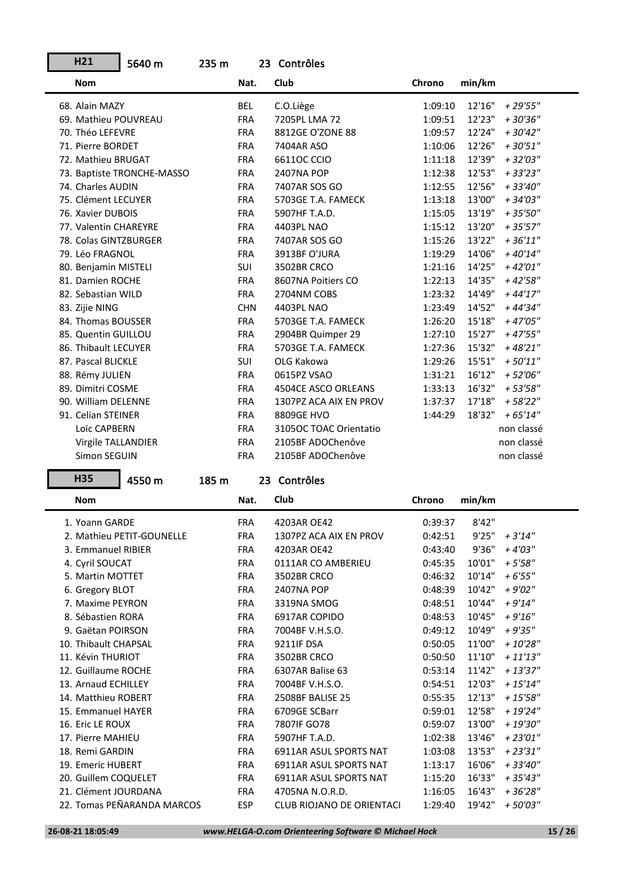**H21** 5640 m 235 m 23 Contrôles

| Nom | Nat. | Club | Chrono | min/km | |
|---|---|---|---|---|---|
| 68. Alain MAZY | BEL | C.O.Liège | 1:09:10 | 12'16" | *+ 29'55"* |
| 69. Mathieu POUVREAU | FRA | 7205PL LMA 72 | 1:09:51 | 12'23" | *+ 30'36"* |
| 70. Théo LEFEVRE | FRA | 8812GE O'ZONE 88 | 1:09:57 | 12'24" | *+ 30'42"* |
| 71. Pierre BORDET | FRA | 7404AR ASO | 1:10:06 | 12'26" | *+ 30'51"* |
| 72. Mathieu BRUGAT | FRA | 6611OC CCIO | 1:11:18 | 12'39" | *+ 32'03"* |
| 73. Baptiste TRONCHE-MASSO | FRA | 2407NA POP | 1:12:38 | 12'53" | *+ 33'23"* |
| 74. Charles AUDIN | FRA | 7407AR SOS GO | 1:12:55 | 12'56" | *+ 33'40"* |
| 75. Clément LECUYER | FRA | 5703GE T.A. FAMECK | 1:13:18 | 13'00" | *+ 34'03"* |
| 76. Xavier DUBOIS | FRA | 5907HF T.A.D. | 1:15:05 | 13'19" | *+ 35'50"* |
| 77. Valentin CHAREYRE | FRA | 4403PL NAO | 1:15:12 | 13'20" | *+ 35'57"* |
| 78. Colas GINTZBURGER | FRA | 7407AR SOS GO | 1:15:26 | 13'22" | *+ 36'11"* |
| 79. Léo FRAGNOL | FRA | 3913BF O'JURA | 1:19:29 | 14'06" | *+ 40'14"* |
| 80. Benjamin MISTELI | SUI | 3502BR CRCO | 1:21:16 | 14'25" | *+ 42'01"* |
| 81. Damien ROCHE | FRA | 8607NA Poitiers CO | 1:22:13 | 14'35" | *+ 42'58"* |
| 82. Sebastian WILD | FRA | 2704NM COBS | 1:23:32 | 14'49" | *+ 44'17"* |
| 83. Zijie NING | CHN | 4403PL NAO | 1:23:49 | 14'52" | *+ 44'34"* |
| 84. Thomas BOUSSER | FRA | 5703GE T.A. FAMECK | 1:26:20 | 15'18" | *+ 47'05"* |
| 85. Quentin GUILLOU | FRA | 2904BR Quimper 29 | 1:27:10 | 15'27" | *+ 47'55"* |
| 86. Thibault LECUYER | FRA | 5703GE T.A. FAMECK | 1:27:36 | 15'32" | *+ 48'21"* |
| 87. Pascal BLICKLE | SUI | OLG Kakowa | 1:29:26 | 15'51" | *+ 50'11"* |
| 88. Rémy JULIEN | FRA | 0615PZ VSAO | 1:31:21 | 16'12" | *+ 52'06"* |
| 89. Dimitri COSME | FRA | 4504CE ASCO ORLEANS | 1:33:13 | 16'32" | *+ 53'58"* |
| 90. William DELENNE | FRA | 1307PZ ACA AIX EN PROV | 1:37:37 | 17'18" | *+ 58'22"* |
| 91. Celian STEINER | FRA | 8809GE HVO | 1:44:29 | 18'32" | *+ 65'14"* |
| Loïc CAPBERN | FRA | 3105OC TOAC Orientatio | | | non classé |
| Virgile TALLANDIER | FRA | 2105BF ADOChenôve | | | non classé |
| Simon SEGUIN | FRA | 2105BF ADOChenôve | | | non classé |

**H35** 4550 m 185 m 23 Contrôles

| Nom | Nat. | Club | Chrono | min/km | |
|---|---|---|---|---|---|
| 1. Yoann GARDE | FRA | 4203AR OE42 | 0:39:37 | 8'42" | |
| 2. Mathieu PETIT-GOUNELLE | FRA | 1307PZ ACA AIX EN PROV | 0:42:51 | 9'25" | *+ 3'14"* |
| 3. Emmanuel RIBIER | FRA | 4203AR OE42 | 0:43:40 | 9'36" | *+ 4'03"* |
| 4. Cyril SOUCAT | FRA | 0111AR CO AMBERIEU | 0:45:35 | 10'01" | *+ 5'58"* |
| 5. Martin MOTTET | FRA | 3502BR CRCO | 0:46:32 | 10'14" | *+ 6'55"* |
| 6. Gregory BLOT | FRA | 2407NA POP | 0:48:39 | 10'42" | *+ 9'02"* |
| 7. Maxime PEYRON | FRA | 3319NA SMOG | 0:48:51 | 10'44" | *+ 9'14"* |
| 8. Sébastien RORA | FRA | 6917AR COPIDO | 0:48:53 | 10'45" | *+ 9'16"* |
| 9. Gaëtan POIRSON | FRA | 7004BF V.H.S.O. | 0:49:12 | 10'49" | *+ 9'35"* |
| 10. Thibault CHAPSAL | FRA | 9211IF DSA | 0:50:05 | 11'00" | *+ 10'28"* |
| 11. Kévin THURIOT | FRA | 3502BR CRCO | 0:50:50 | 11'10" | *+ 11'13"* |
| 12. Guillaume ROCHE | FRA | 6307AR Balise 63 | 0:53:14 | 11'42" | *+ 13'37"* |
| 13. Arnaud ECHILLEY | FRA | 7004BF V.H.S.O. | 0:54:51 | 12'03" | *+ 15'14"* |
| 14. Matthieu ROBERT | FRA | 2508BF BALISE 25 | 0:55:35 | 12'13" | *+ 15'58"* |
| 15. Emmanuel HAYER | FRA | 6709GE SCBarr | 0:59:01 | 12'58" | *+ 19'24"* |
| 16. Eric LE ROUX | FRA | 7807IF GO78 | 0:59:07 | 13'00" | *+ 19'30"* |
| 17. Pierre MAHIEU | FRA | 5907HF T.A.D. | 1:02:38 | 13'46" | *+ 23'01"* |
| 18. Remi GARDIN | FRA | 6911AR ASUL SPORTS NAT | 1:03:08 | 13'53" | *+ 23'31"* |
| 19. Emeric HUBERT | FRA | 6911AR ASUL SPORTS NAT | 1:13:17 | 16'06" | *+ 33'40"* |
| 20. Guillem COQUELET | FRA | 6911AR ASUL SPORTS NAT | 1:15:20 | 16'33" | *+ 35'43"* |
| 21. Clément JOURDANA | FRA | 4705NA N.O.R.D. | 1:16:05 | 16'43" | *+ 36'28"* |
| 22. Tomas PEÑARANDA MARCOS | ESP | CLUB RIOJANO DE ORIENTACI | 1:29:40 | 19'42" | *+ 50'03"* |

26-08-21 18:05:49 *www.HELGA-O.com Orienteering Software © Michael Hock*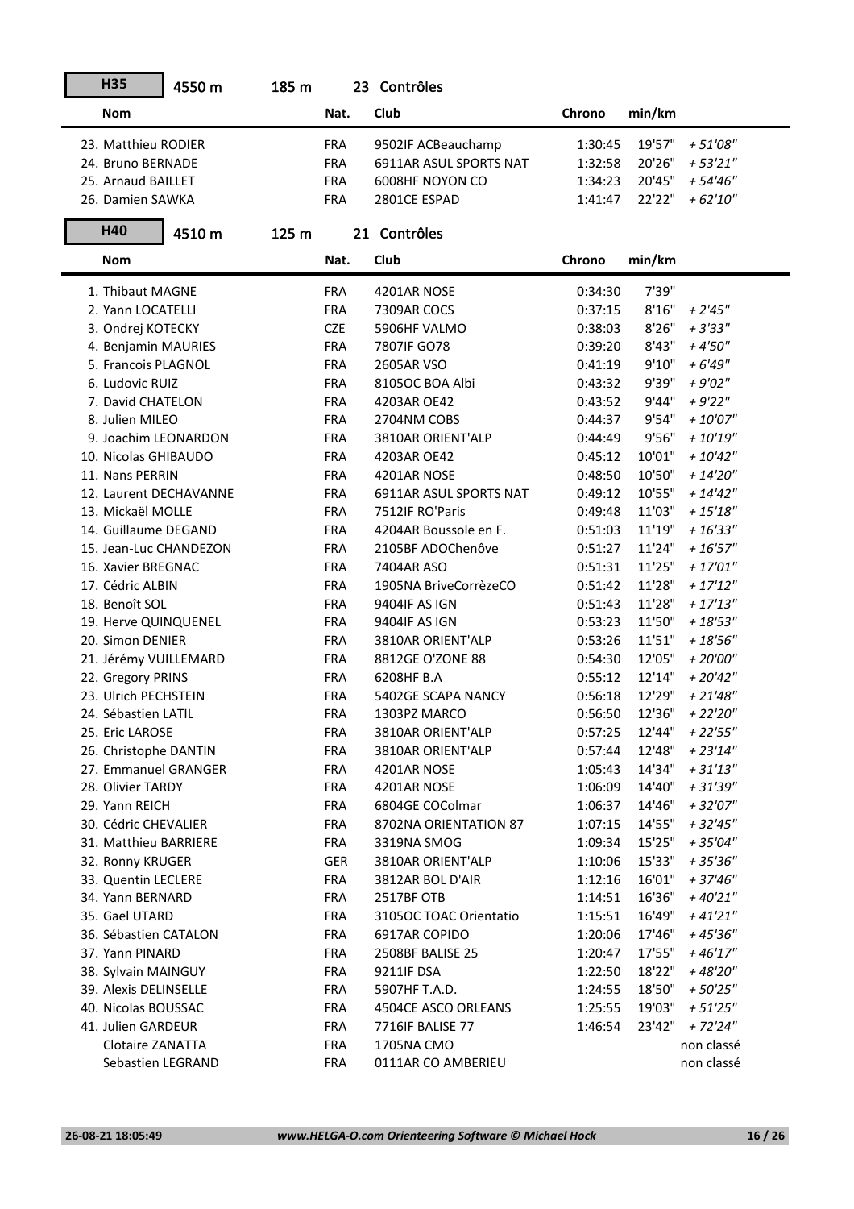## H35 — 4550 m — 185 m — 23 Contrôles

| Nom | Nat. | Club | Chrono | min/km | |
|---|---|---|---|---|---|
| 23. Matthieu RODIER | FRA | 9502IF ACBeauchamp | 1:30:45 | 19'57" | *+ 51'08"* |
| 24. Bruno BERNADE | FRA | 6911AR ASUL SPORTS NAT | 1:32:58 | 20'26" | *+ 53'21"* |
| 25. Arnaud BAILLET | FRA | 6008HF NOYON CO | 1:34:23 | 20'45" | *+ 54'46"* |
| 26. Damien SAWKA | FRA | 2801CE ESPAD | 1:41:47 | 22'22" | *+ 62'10"* |

## H40 — 4510 m — 125 m — 21 Contrôles

| Nom | Nat. | Club | Chrono | min/km | |
|---|---|---|---|---|---|
| 1. Thibaut MAGNE | FRA | 4201AR NOSE | 0:34:30 | 7'39" | |
| 2. Yann LOCATELLI | FRA | 7309AR COCS | 0:37:15 | 8'16" | *+ 2'45"* |
| 3. Ondrej KOTECKY | CZE | 5906HF VALMO | 0:38:03 | 8'26" | *+ 3'33"* |
| 4. Benjamin MAURIES | FRA | 7807IF GO78 | 0:39:20 | 8'43" | *+ 4'50"* |
| 5. Francois PLAGNOL | FRA | 2605AR VSO | 0:41:19 | 9'10" | *+ 6'49"* |
| 6. Ludovic RUIZ | FRA | 8105OC BOA Albi | 0:43:32 | 9'39" | *+ 9'02"* |
| 7. David CHATELON | FRA | 4203AR OE42 | 0:43:52 | 9'44" | *+ 9'22"* |
| 8. Julien MILEO | FRA | 2704NM COBS | 0:44:37 | 9'54" | *+ 10'07"* |
| 9. Joachim LEONARDON | FRA | 3810AR ORIENT'ALP | 0:44:49 | 9'56" | *+ 10'19"* |
| 10. Nicolas GHIBAUDO | FRA | 4203AR OE42 | 0:45:12 | 10'01" | *+ 10'42"* |
| 11. Nans PERRIN | FRA | 4201AR NOSE | 0:48:50 | 10'50" | *+ 14'20"* |
| 12. Laurent DECHAVANNE | FRA | 6911AR ASUL SPORTS NAT | 0:49:12 | 10'55" | *+ 14'42"* |
| 13. Mickaël MOLLE | FRA | 7512IF RO'Paris | 0:49:48 | 11'03" | *+ 15'18"* |
| 14. Guillaume DEGAND | FRA | 4204AR Boussole en F. | 0:51:03 | 11'19" | *+ 16'33"* |
| 15. Jean-Luc CHANDEZON | FRA | 2105BF ADOChenôve | 0:51:27 | 11'24" | *+ 16'57"* |
| 16. Xavier BREGNAC | FRA | 7404AR ASO | 0:51:31 | 11'25" | *+ 17'01"* |
| 17. Cédric ALBIN | FRA | 1905NA BriveCorrèzeCO | 0:51:42 | 11'28" | *+ 17'12"* |
| 18. Benoît SOL | FRA | 9404IF AS IGN | 0:51:43 | 11'28" | *+ 17'13"* |
| 19. Herve QUINQUENEL | FRA | 9404IF AS IGN | 0:53:23 | 11'50" | *+ 18'53"* |
| 20. Simon DENIER | FRA | 3810AR ORIENT'ALP | 0:53:26 | 11'51" | *+ 18'56"* |
| 21. Jérémy VUILLEMARD | FRA | 8812GE O'ZONE 88 | 0:54:30 | 12'05" | *+ 20'00"* |
| 22. Gregory PRINS | FRA | 6208HF B.A | 0:55:12 | 12'14" | *+ 20'42"* |
| 23. Ulrich PECHSTEIN | FRA | 5402GE SCAPA NANCY | 0:56:18 | 12'29" | *+ 21'48"* |
| 24. Sébastien LATIL | FRA | 1303PZ MARCO | 0:56:50 | 12'36" | *+ 22'20"* |
| 25. Eric LAROSE | FRA | 3810AR ORIENT'ALP | 0:57:25 | 12'44" | *+ 22'55"* |
| 26. Christophe DANTIN | FRA | 3810AR ORIENT'ALP | 0:57:44 | 12'48" | *+ 23'14"* |
| 27. Emmanuel GRANGER | FRA | 4201AR NOSE | 1:05:43 | 14'34" | *+ 31'13"* |
| 28. Olivier TARDY | FRA | 4201AR NOSE | 1:06:09 | 14'40" | *+ 31'39"* |
| 29. Yann REICH | FRA | 6804GE COColmar | 1:06:37 | 14'46" | *+ 32'07"* |
| 30. Cédric CHEVALIER | FRA | 8702NA ORIENTATION 87 | 1:07:15 | 14'55" | *+ 32'45"* |
| 31. Matthieu BARRIERE | FRA | 3319NA SMOG | 1:09:34 | 15'25" | *+ 35'04"* |
| 32. Ronny KRUGER | GER | 3810AR ORIENT'ALP | 1:10:06 | 15'33" | *+ 35'36"* |
| 33. Quentin LECLERE | FRA | 3812AR BOL D'AIR | 1:12:16 | 16'01" | *+ 37'46"* |
| 34. Yann BERNARD | FRA | 2517BF OTB | 1:14:51 | 16'36" | *+ 40'21"* |
| 35. Gael UTARD | FRA | 3105OC TOAC Orientatio | 1:15:51 | 16'49" | *+ 41'21"* |
| 36. Sébastien CATALON | FRA | 6917AR COPIDO | 1:20:06 | 17'46" | *+ 45'36"* |
| 37. Yann PINARD | FRA | 2508BF BALISE 25 | 1:20:47 | 17'55" | *+ 46'17"* |
| 38. Sylvain MAINGUY | FRA | 9211IF DSA | 1:22:50 | 18'22" | *+ 48'20"* |
| 39. Alexis DELINSELLE | FRA | 5907HF T.A.D. | 1:24:55 | 18'50" | *+ 50'25"* |
| 40. Nicolas BOUSSAC | FRA | 4504CE ASCO ORLEANS | 1:25:55 | 19'03" | *+ 51'25"* |
| 41. Julien GARDEUR | FRA | 7716IF BALISE 77 | 1:46:54 | 23'42" | *+ 72'24"* |
| Clotaire ZANATTA | FRA | 1705NA CMO | | | non classé |
| Sebastien LEGRAND | FRA | 0111AR CO AMBERIEU | | | non classé |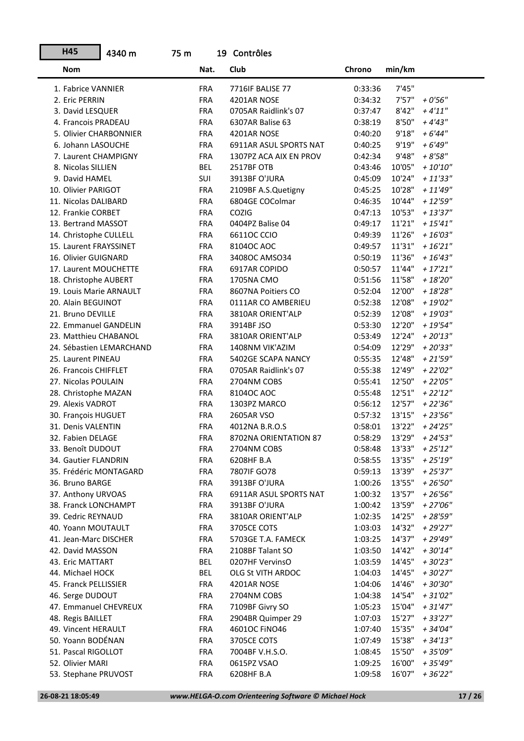**H45** 4340 m 75 m 19 Contrôles

| Nom | Nat. | Club | Chrono | min/km | |
|---|---|---|---|---|---|
| 1. Fabrice VANNIER | FRA | 7716IF BALISE 77 | 0:33:36 | 7'45" | |
| 2. Eric PERRIN | FRA | 4201AR NOSE | 0:34:32 | 7'57" | *+ 0'56"* |
| 3. David LESQUER | FRA | 0705AR Raidlink's 07 | 0:37:47 | 8'42" | *+ 4'11"* |
| 4. Francois PRADEAU | FRA | 6307AR Balise 63 | 0:38:19 | 8'50" | *+ 4'43"* |
| 5. Olivier CHARBONNIER | FRA | 4201AR NOSE | 0:40:20 | 9'18" | *+ 6'44"* |
| 6. Johann LASOUCHE | FRA | 6911AR ASUL SPORTS NAT | 0:40:25 | 9'19" | *+ 6'49"* |
| 7. Laurent CHAMPIGNY | FRA | 1307PZ ACA AIX EN PROV | 0:42:34 | 9'48" | *+ 8'58"* |
| 8. Nicolas SILLIEN | BEL | 2517BF OTB | 0:43:46 | 10'05" | *+ 10'10"* |
| 9. David HAMEL | SUI | 3913BF O'JURA | 0:45:09 | 10'24" | *+ 11'33"* |
| 10. Olivier PARIGOT | FRA | 2109BF A.S.Quetigny | 0:45:25 | 10'28" | *+ 11'49"* |
| 11. Nicolas DALIBARD | FRA | 6804GE COColmar | 0:46:35 | 10'44" | *+ 12'59"* |
| 12. Frankie CORBET | FRA | COZIG | 0:47:13 | 10'53" | *+ 13'37"* |
| 13. Bertrand MASSOT | FRA | 0404PZ Balise 04 | 0:49:17 | 11'21" | *+ 15'41"* |
| 14. Christophe CULLELL | FRA | 6611OC CCIO | 0:49:39 | 11'26" | *+ 16'03"* |
| 15. Laurent FRAYSSINET | FRA | 8104OC AOC | 0:49:57 | 11'31" | *+ 16'21"* |
| 16. Olivier GUIGNARD | FRA | 3408OC AMSO34 | 0:50:19 | 11'36" | *+ 16'43"* |
| 17. Laurent MOUCHETTE | FRA | 6917AR COPIDO | 0:50:57 | 11'44" | *+ 17'21"* |
| 18. Christophe AUBERT | FRA | 1705NA CMO | 0:51:56 | 11'58" | *+ 18'20"* |
| 19. Louis Marie ARNAULT | FRA | 8607NA Poitiers CO | 0:52:04 | 12'00" | *+ 18'28"* |
| 20. Alain BEGUINOT | FRA | 0111AR CO AMBERIEU | 0:52:38 | 12'08" | *+ 19'02"* |
| 21. Bruno DEVILLE | FRA | 3810AR ORIENT'ALP | 0:52:39 | 12'08" | *+ 19'03"* |
| 22. Emmanuel GANDELIN | FRA | 3914BF JSO | 0:53:30 | 12'20" | *+ 19'54"* |
| 23. Matthieu CHABANOL | FRA | 3810AR ORIENT'ALP | 0:53:49 | 12'24" | *+ 20'13"* |
| 24. Sébastien LEMARCHAND | FRA | 1408NM VIK'AZIM | 0:54:09 | 12'29" | *+ 20'33"* |
| 25. Laurent PINEAU | FRA | 5402GE SCAPA NANCY | 0:55:35 | 12'48" | *+ 21'59"* |
| 26. Francois CHIFFLET | FRA | 0705AR Raidlink's 07 | 0:55:38 | 12'49" | *+ 22'02"* |
| 27. Nicolas POULAIN | FRA | 2704NM COBS | 0:55:41 | 12'50" | *+ 22'05"* |
| 28. Christophe MAZAN | FRA | 8104OC AOC | 0:55:48 | 12'51" | *+ 22'12"* |
| 29. Alexis VADROT | FRA | 1303PZ MARCO | 0:56:12 | 12'57" | *+ 22'36"* |
| 30. François HUGUET | FRA | 2605AR VSO | 0:57:32 | 13'15" | *+ 23'56"* |
| 31. Denis VALENTIN | FRA | 4012NA B.R.O.S | 0:58:01 | 13'22" | *+ 24'25"* |
| 32. Fabien DELAGE | FRA | 8702NA ORIENTATION 87 | 0:58:29 | 13'29" | *+ 24'53"* |
| 33. Benoît DUDOUT | FRA | 2704NM COBS | 0:58:48 | 13'33" | *+ 25'12"* |
| 34. Gautier FLANDRIN | FRA | 6208HF B.A | 0:58:55 | 13'35" | *+ 25'19"* |
| 35. Frédéric MONTAGARD | FRA | 7807IF GO78 | 0:59:13 | 13'39" | *+ 25'37"* |
| 36. Bruno BARGE | FRA | 3913BF O'JURA | 1:00:26 | 13'55" | *+ 26'50"* |
| 37. Anthony URVOAS | FRA | 6911AR ASUL SPORTS NAT | 1:00:32 | 13'57" | *+ 26'56"* |
| 38. Franck LONCHAMPT | FRA | 3913BF O'JURA | 1:00:42 | 13'59" | *+ 27'06"* |
| 39. Cedric REYNAUD | FRA | 3810AR ORIENT'ALP | 1:02:35 | 14'25" | *+ 28'59"* |
| 40. Yoann MOUTAULT | FRA | 3705CE COTS | 1:03:03 | 14'32" | *+ 29'27"* |
| 41. Jean-Marc DISCHER | FRA | 5703GE T.A. FAMECK | 1:03:25 | 14'37" | *+ 29'49"* |
| 42. David MASSON | FRA | 2108BF Talant SO | 1:03:50 | 14'42" | *+ 30'14"* |
| 43. Eric MATTART | BEL | 0207HF VervinsO | 1:03:59 | 14'45" | *+ 30'23"* |
| 44. Michael HOCK | BEL | OLG St VITH ARDOC | 1:04:03 | 14'45" | *+ 30'27"* |
| 45. Franck PELLISSIER | FRA | 4201AR NOSE | 1:04:06 | 14'46" | *+ 30'30"* |
| 46. Serge DUDOUT | FRA | 2704NM COBS | 1:04:38 | 14'54" | *+ 31'02"* |
| 47. Emmanuel CHEVREUX | FRA | 7109BF Givry SO | 1:05:23 | 15'04" | *+ 31'47"* |
| 48. Regis BAILLET | FRA | 2904BR Quimper 29 | 1:07:03 | 15'27" | *+ 33'27"* |
| 49. Vincent HERAULT | FRA | 4601OC FiNO46 | 1:07:40 | 15'35" | *+ 34'04"* |
| 50. Yoann BODÉNAN | FRA | 3705CE COTS | 1:07:49 | 15'38" | *+ 34'13"* |
| 51. Pascal RIGOLLOT | FRA | 7004BF V.H.S.O. | 1:08:45 | 15'50" | *+ 35'09"* |
| 52. Olivier MARI | FRA | 0615PZ VSAO | 1:09:25 | 16'00" | *+ 35'49"* |
| 53. Stephane PRUVOST | FRA | 6208HF B.A | 1:09:58 | 16'07" | *+ 36'22"* |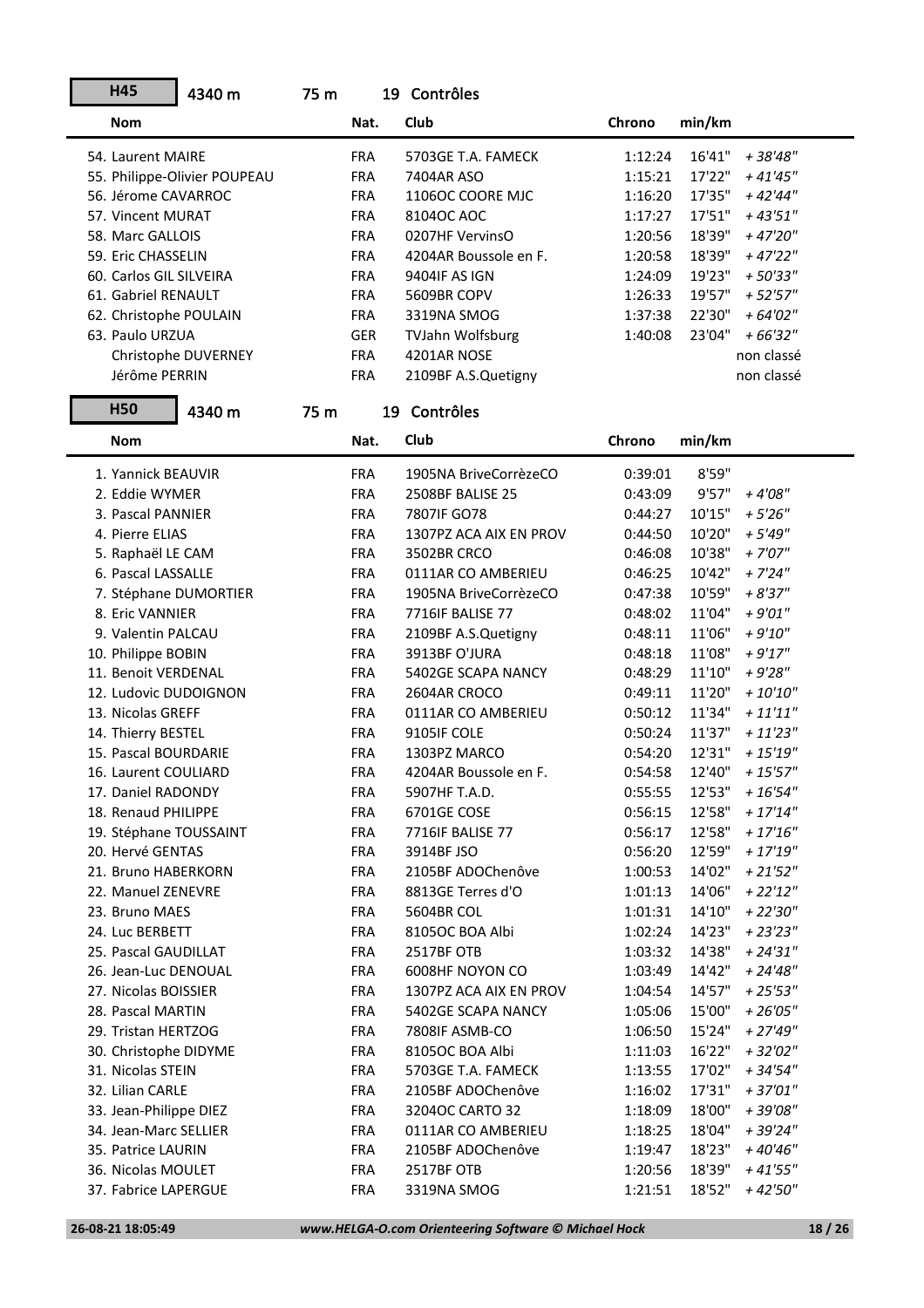## H45 4340 m 75 m 19 Contrôles

| Nom | Nat. | Club | Chrono | min/km | |
|---|---|---|---|---|---|
| 54. Laurent MAIRE | FRA | 5703GE T.A. FAMECK | 1:12:24 | 16'41" | *+ 38'48"* |
| 55. Philippe-Olivier POUPEAU | FRA | 7404AR ASO | 1:15:21 | 17'22" | *+ 41'45"* |
| 56. Jérome CAVARROC | FRA | 1106OC COORE MJC | 1:16:20 | 17'35" | *+ 42'44"* |
| 57. Vincent MURAT | FRA | 8104OC AOC | 1:17:27 | 17'51" | *+ 43'51"* |
| 58. Marc GALLOIS | FRA | 0207HF VervinsO | 1:20:56 | 18'39" | *+ 47'20"* |
| 59. Eric CHASSELIN | FRA | 4204AR Boussole en F. | 1:20:58 | 18'39" | *+ 47'22"* |
| 60. Carlos GIL SILVEIRA | FRA | 9404IF AS IGN | 1:24:09 | 19'23" | *+ 50'33"* |
| 61. Gabriel RENAULT | FRA | 5609BR COPV | 1:26:33 | 19'57" | *+ 52'57"* |
| 62. Christophe POULAIN | FRA | 3319NA SMOG | 1:37:38 | 22'30" | *+ 64'02"* |
| 63. Paulo URZUA | GER | TVJahn Wolfsburg | 1:40:08 | 23'04" | *+ 66'32"* |
| Christophe DUVERNEY | FRA | 4201AR NOSE | | | non classé |
| Jérôme PERRIN | FRA | 2109BF A.S.Quetigny | | | non classé |

## H50 4340 m 75 m 19 Contrôles

| Nom | Nat. | Club | Chrono | min/km | |
|---|---|---|---|---|---|
| 1. Yannick BEAUVIR | FRA | 1905NA BriveCorrèzeCO | 0:39:01 | 8'59" | |
| 2. Eddie WYMER | FRA | 2508BF BALISE 25 | 0:43:09 | 9'57" | *+ 4'08"* |
| 3. Pascal PANNIER | FRA | 7807IF GO78 | 0:44:27 | 10'15" | *+ 5'26"* |
| 4. Pierre ELIAS | FRA | 1307PZ ACA AIX EN PROV | 0:44:50 | 10'20" | *+ 5'49"* |
| 5. Raphaël LE CAM | FRA | 3502BR CRCO | 0:46:08 | 10'38" | *+ 7'07"* |
| 6. Pascal LASSALLE | FRA | 0111AR CO AMBERIEU | 0:46:25 | 10'42" | *+ 7'24"* |
| 7. Stéphane DUMORTIER | FRA | 1905NA BriveCorrèzeCO | 0:47:38 | 10'59" | *+ 8'37"* |
| 8. Eric VANNIER | FRA | 7716IF BALISE 77 | 0:48:02 | 11'04" | *+ 9'01"* |
| 9. Valentin PALCAU | FRA | 2109BF A.S.Quetigny | 0:48:11 | 11'06" | *+ 9'10"* |
| 10. Philippe BOBIN | FRA | 3913BF O'JURA | 0:48:18 | 11'08" | *+ 9'17"* |
| 11. Benoit VERDENAL | FRA | 5402GE SCAPA NANCY | 0:48:29 | 11'10" | *+ 9'28"* |
| 12. Ludovic DUDOIGNON | FRA | 2604AR CROCO | 0:49:11 | 11'20" | *+ 10'10"* |
| 13. Nicolas GREFF | FRA | 0111AR CO AMBERIEU | 0:50:12 | 11'34" | *+ 11'11"* |
| 14. Thierry BESTEL | FRA | 9105IF COLE | 0:50:24 | 11'37" | *+ 11'23"* |
| 15. Pascal BOURDARIE | FRA | 1303PZ MARCO | 0:54:20 | 12'31" | *+ 15'19"* |
| 16. Laurent COULIARD | FRA | 4204AR Boussole en F. | 0:54:58 | 12'40" | *+ 15'57"* |
| 17. Daniel RADONDY | FRA | 5907HF T.A.D. | 0:55:55 | 12'53" | *+ 16'54"* |
| 18. Renaud PHILIPPE | FRA | 6701GE COSE | 0:56:15 | 12'58" | *+ 17'14"* |
| 19. Stéphane TOUSSAINT | FRA | 7716IF BALISE 77 | 0:56:17 | 12'58" | *+ 17'16"* |
| 20. Hervé GENTAS | FRA | 3914BF JSO | 0:56:20 | 12'59" | *+ 17'19"* |
| 21. Bruno HABERKORN | FRA | 2105BF ADOChenôve | 1:00:53 | 14'02" | *+ 21'52"* |
| 22. Manuel ZENEVRE | FRA | 8813GE Terres d'O | 1:01:13 | 14'06" | *+ 22'12"* |
| 23. Bruno MAES | FRA | 5604BR COL | 1:01:31 | 14'10" | *+ 22'30"* |
| 24. Luc BERBETT | FRA | 8105OC BOA Albi | 1:02:24 | 14'23" | *+ 23'23"* |
| 25. Pascal GAUDILLAT | FRA | 2517BF OTB | 1:03:32 | 14'38" | *+ 24'31"* |
| 26. Jean-Luc DENOUAL | FRA | 6008HF NOYON CO | 1:03:49 | 14'42" | *+ 24'48"* |
| 27. Nicolas BOISSIER | FRA | 1307PZ ACA AIX EN PROV | 1:04:54 | 14'57" | *+ 25'53"* |
| 28. Pascal MARTIN | FRA | 5402GE SCAPA NANCY | 1:05:06 | 15'00" | *+ 26'05"* |
| 29. Tristan HERTZOG | FRA | 7808IF ASMB-CO | 1:06:50 | 15'24" | *+ 27'49"* |
| 30. Christophe DIDYME | FRA | 8105OC BOA Albi | 1:11:03 | 16'22" | *+ 32'02"* |
| 31. Nicolas STEIN | FRA | 5703GE T.A. FAMECK | 1:13:55 | 17'02" | *+ 34'54"* |
| 32. Lilian CARLE | FRA | 2105BF ADOChenôve | 1:16:02 | 17'31" | *+ 37'01"* |
| 33. Jean-Philippe DIEZ | FRA | 3204OC CARTO 32 | 1:18:09 | 18'00" | *+ 39'08"* |
| 34. Jean-Marc SELLIER | FRA | 0111AR CO AMBERIEU | 1:18:25 | 18'04" | *+ 39'24"* |
| 35. Patrice LAURIN | FRA | 2105BF ADOChenôve | 1:19:47 | 18'23" | *+ 40'46"* |
| 36. Nicolas MOULET | FRA | 2517BF OTB | 1:20:56 | 18'39" | *+ 41'55"* |
| 37. Fabrice LAPERGUE | FRA | 3319NA SMOG | 1:21:51 | 18'52" | *+ 42'50"* |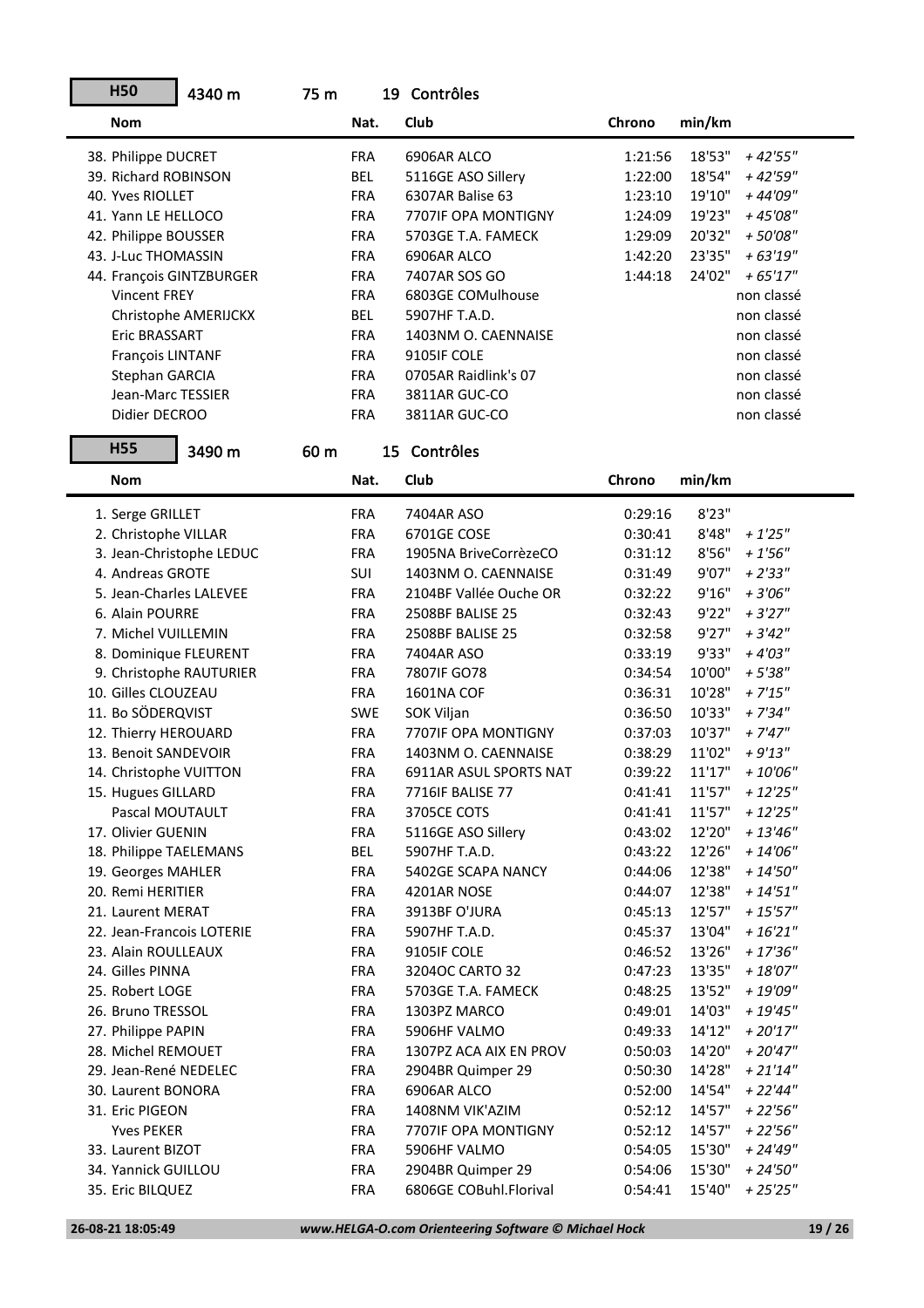## H50 — 4340 m — 75 m — 19 Contrôles

| Nom | Nat. | Club | Chrono | min/km | |
|---|---|---|---|---|---|
| 38. Philippe DUCRET | FRA | 6906AR ALCO | 1:21:56 | 18'53" | *+ 42'55"* |
| 39. Richard ROBINSON | BEL | 5116GE ASO Sillery | 1:22:00 | 18'54" | *+ 42'59"* |
| 40. Yves RIOLLET | FRA | 6307AR Balise 63 | 1:23:10 | 19'10" | *+ 44'09"* |
| 41. Yann LE HELLOCO | FRA | 7707IF OPA MONTIGNY | 1:24:09 | 19'23" | *+ 45'08"* |
| 42. Philippe BOUSSER | FRA | 5703GE T.A. FAMECK | 1:29:09 | 20'32" | *+ 50'08"* |
| 43. J-Luc THOMASSIN | FRA | 6906AR ALCO | 1:42:20 | 23'35" | *+ 63'19"* |
| 44. François GINTZBURGER | FRA | 7407AR SOS GO | 1:44:18 | 24'02" | *+ 65'17"* |
| Vincent FREY | FRA | 6803GE COMulhouse | | | non classé |
| Christophe AMERIJCKX | BEL | 5907HF T.A.D. | | | non classé |
| Eric BRASSART | FRA | 1403NM O. CAENNAISE | | | non classé |
| François LINTANF | FRA | 9105IF COLE | | | non classé |
| Stephan GARCIA | FRA | 0705AR Raidlink's 07 | | | non classé |
| Jean-Marc TESSIER | FRA | 3811AR GUC-CO | | | non classé |
| Didier DECROO | FRA | 3811AR GUC-CO | | | non classé |

## H55 — 3490 m — 60 m — 15 Contrôles

| Nom | Nat. | Club | Chrono | min/km | |
|---|---|---|---|---|---|
| 1. Serge GRILLET | FRA | 7404AR ASO | 0:29:16 | 8'23" | |
| 2. Christophe VILLAR | FRA | 6701GE COSE | 0:30:41 | 8'48" | *+ 1'25"* |
| 3. Jean-Christophe LEDUC | FRA | 1905NA BriveCorrèzeCO | 0:31:12 | 8'56" | *+ 1'56"* |
| 4. Andreas GROTE | SUI | 1403NM O. CAENNAISE | 0:31:49 | 9'07" | *+ 2'33"* |
| 5. Jean-Charles LALEVEE | FRA | 2104BF Vallée Ouche OR | 0:32:22 | 9'16" | *+ 3'06"* |
| 6. Alain POURRE | FRA | 2508BF BALISE 25 | 0:32:43 | 9'22" | *+ 3'27"* |
| 7. Michel VUILLEMIN | FRA | 2508BF BALISE 25 | 0:32:58 | 9'27" | *+ 3'42"* |
| 8. Dominique FLEURENT | FRA | 7404AR ASO | 0:33:19 | 9'33" | *+ 4'03"* |
| 9. Christophe RAUTURIER | FRA | 7807IF GO78 | 0:34:54 | 10'00" | *+ 5'38"* |
| 10. Gilles CLOUZEAU | FRA | 1601NA COF | 0:36:31 | 10'28" | *+ 7'15"* |
| 11. Bo SÖDERQVIST | SWE | SOK Viljan | 0:36:50 | 10'33" | *+ 7'34"* |
| 12. Thierry HEROUARD | FRA | 7707IF OPA MONTIGNY | 0:37:03 | 10'37" | *+ 7'47"* |
| 13. Benoit SANDEVOIR | FRA | 1403NM O. CAENNAISE | 0:38:29 | 11'02" | *+ 9'13"* |
| 14. Christophe VUITTON | FRA | 6911AR ASUL SPORTS NAT | 0:39:22 | 11'17" | *+ 10'06"* |
| 15. Hugues GILLARD | FRA | 7716IF BALISE 77 | 0:41:41 | 11'57" | *+ 12'25"* |
| Pascal MOUTAULT | FRA | 3705CE COTS | 0:41:41 | 11'57" | *+ 12'25"* |
| 17. Olivier GUENIN | FRA | 5116GE ASO Sillery | 0:43:02 | 12'20" | *+ 13'46"* |
| 18. Philippe TAELEMANS | BEL | 5907HF T.A.D. | 0:43:22 | 12'26" | *+ 14'06"* |
| 19. Georges MAHLER | FRA | 5402GE SCAPA NANCY | 0:44:06 | 12'38" | *+ 14'50"* |
| 20. Remi HERITIER | FRA | 4201AR NOSE | 0:44:07 | 12'38" | *+ 14'51"* |
| 21. Laurent MERAT | FRA | 3913BF O'JURA | 0:45:13 | 12'57" | *+ 15'57"* |
| 22. Jean-Francois LOTERIE | FRA | 5907HF T.A.D. | 0:45:37 | 13'04" | *+ 16'21"* |
| 23. Alain ROULLEAUX | FRA | 9105IF COLE | 0:46:52 | 13'26" | *+ 17'36"* |
| 24. Gilles PINNA | FRA | 3204OC CARTO 32 | 0:47:23 | 13'35" | *+ 18'07"* |
| 25. Robert LOGE | FRA | 5703GE T.A. FAMECK | 0:48:25 | 13'52" | *+ 19'09"* |
| 26. Bruno TRESSOL | FRA | 1303PZ MARCO | 0:49:01 | 14'03" | *+ 19'45"* |
| 27. Philippe PAPIN | FRA | 5906HF VALMO | 0:49:33 | 14'12" | *+ 20'17"* |
| 28. Michel REMOUET | FRA | 1307PZ ACA AIX EN PROV | 0:50:03 | 14'20" | *+ 20'47"* |
| 29. Jean-René NEDELEC | FRA | 2904BR Quimper 29 | 0:50:30 | 14'28" | *+ 21'14"* |
| 30. Laurent BONORA | FRA | 6906AR ALCO | 0:52:00 | 14'54" | *+ 22'44"* |
| 31. Eric PIGEON | FRA | 1408NM VIK'AZIM | 0:52:12 | 14'57" | *+ 22'56"* |
| Yves PEKER | FRA | 7707IF OPA MONTIGNY | 0:52:12 | 14'57" | *+ 22'56"* |
| 33. Laurent BIZOT | FRA | 5906HF VALMO | 0:54:05 | 15'30" | *+ 24'49"* |
| 34. Yannick GUILLOU | FRA | 2904BR Quimper 29 | 0:54:06 | 15'30" | *+ 24'50"* |
| 35. Eric BILQUEZ | FRA | 6806GE COBuhl.Florival | 0:54:41 | 15'40" | *+ 25'25"* |

26-08-21 18:05:49 — *www.HELGA-O.com Orienteering Software © Michael Hock*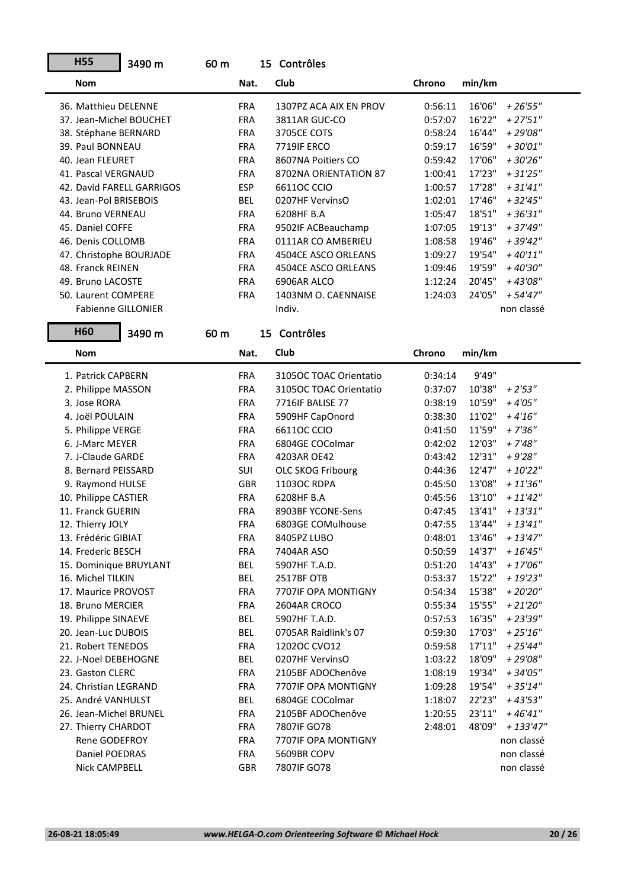**H55** 3490 m 60 m 15 Contrôles

| Nom | Nat. | Club | Chrono | min/km | |
|---|---|---|---|---|---|
| 36. Matthieu DELENNE | FRA | 1307PZ ACA AIX EN PROV | 0:56:11 | 16'06" | *+ 26'55"* |
| 37. Jean-Michel BOUCHET | FRA | 3811AR GUC-CO | 0:57:07 | 16'22" | *+ 27'51"* |
| 38. Stéphane BERNARD | FRA | 3705CE COTS | 0:58:24 | 16'44" | *+ 29'08"* |
| 39. Paul BONNEAU | FRA | 7719IF ERCO | 0:59:17 | 16'59" | *+ 30'01"* |
| 40. Jean FLEURET | FRA | 8607NA Poitiers CO | 0:59:42 | 17'06" | *+ 30'26"* |
| 41. Pascal VERGNAUD | FRA | 8702NA ORIENTATION 87 | 1:00:41 | 17'23" | *+ 31'25"* |
| 42. David FARELL GARRIGOS | ESP | 6611OC CCIO | 1:00:57 | 17'28" | *+ 31'41"* |
| 43. Jean-Pol BRISEBOIS | BEL | 0207HF VervinsO | 1:02:01 | 17'46" | *+ 32'45"* |
| 44. Bruno VERNEAU | FRA | 6208HF B.A | 1:05:47 | 18'51" | *+ 36'31"* |
| 45. Daniel COFFE | FRA | 9502IF ACBeauchamp | 1:07:05 | 19'13" | *+ 37'49"* |
| 46. Denis COLLOMB | FRA | 0111AR CO AMBERIEU | 1:08:58 | 19'46" | *+ 39'42"* |
| 47. Christophe BOURJADE | FRA | 4504CE ASCO ORLEANS | 1:09:27 | 19'54" | *+ 40'11"* |
| 48. Franck REINEN | FRA | 4504CE ASCO ORLEANS | 1:09:46 | 19'59" | *+ 40'30"* |
| 49. Bruno LACOSTE | FRA | 6906AR ALCO | 1:12:24 | 20'45" | *+ 43'08"* |
| 50. Laurent COMPERE | FRA | 1403NM O. CAENNAISE | 1:24:03 | 24'05" | *+ 54'47"* |
| Fabienne GILLONIER | | Indiv. | | | non classé |

**H60** 3490 m 60 m 15 Contrôles

| Nom | Nat. | Club | Chrono | min/km | |
|---|---|---|---|---|---|
| 1. Patrick CAPBERN | FRA | 3105OC TOAC Orientatio | 0:34:14 | 9'49" | |
| 2. Philippe MASSON | FRA | 3105OC TOAC Orientatio | 0:37:07 | 10'38" | *+ 2'53"* |
| 3. Jose RORA | FRA | 7716IF BALISE 77 | 0:38:19 | 10'59" | *+ 4'05"* |
| 4. Joël POULAIN | FRA | 5909HF CapOnord | 0:38:30 | 11'02" | *+ 4'16"* |
| 5. Philippe VERGE | FRA | 6611OC CCIO | 0:41:50 | 11'59" | *+ 7'36"* |
| 6. J-Marc MEYER | FRA | 6804GE COColmar | 0:42:02 | 12'03" | *+ 7'48"* |
| 7. J-Claude GARDE | FRA | 4203AR OE42 | 0:43:42 | 12'31" | *+ 9'28"* |
| 8. Bernard PEISSARD | SUI | OLC SKOG Fribourg | 0:44:36 | 12'47" | *+ 10'22"* |
| 9. Raymond HULSE | GBR | 1103OC RDPA | 0:45:50 | 13'08" | *+ 11'36"* |
| 10. Philippe CASTIER | FRA | 6208HF B.A | 0:45:56 | 13'10" | *+ 11'42"* |
| 11. Franck GUERIN | FRA | 8903BF YCONE-Sens | 0:47:45 | 13'41" | *+ 13'31"* |
| 12. Thierry JOLY | FRA | 6803GE COMulhouse | 0:47:55 | 13'44" | *+ 13'41"* |
| 13. Frédéric GIBIAT | FRA | 8405PZ LUBO | 0:48:01 | 13'46" | *+ 13'47"* |
| 14. Frederic BESCH | FRA | 7404AR ASO | 0:50:59 | 14'37" | *+ 16'45"* |
| 15. Dominique BRUYLANT | BEL | 5907HF T.A.D. | 0:51:20 | 14'43" | *+ 17'06"* |
| 16. Michel TILKIN | BEL | 2517BF OTB | 0:53:37 | 15'22" | *+ 19'23"* |
| 17. Maurice PROVOST | FRA | 7707IF OPA MONTIGNY | 0:54:34 | 15'38" | *+ 20'20"* |
| 18. Bruno MERCIER | FRA | 2604AR CROCO | 0:55:34 | 15'55" | *+ 21'20"* |
| 19. Philippe SINAEVE | BEL | 5907HF T.A.D. | 0:57:53 | 16'35" | *+ 23'39"* |
| 20. Jean-Luc DUBOIS | BEL | 0705AR Raidlink's 07 | 0:59:30 | 17'03" | *+ 25'16"* |
| 21. Robert TENEDOS | FRA | 1202OC CVO12 | 0:59:58 | 17'11" | *+ 25'44"* |
| 22. J-Noel DEBEHOGNE | BEL | 0207HF VervinsO | 1:03:22 | 18'09" | *+ 29'08"* |
| 23. Gaston CLERC | FRA | 2105BF ADOChenôve | 1:08:19 | 19'34" | *+ 34'05"* |
| 24. Christian LEGRAND | FRA | 7707IF OPA MONTIGNY | 1:09:28 | 19'54" | *+ 35'14"* |
| 25. André VANHULST | BEL | 6804GE COColmar | 1:18:07 | 22'23" | *+ 43'53"* |
| 26. Jean-Michel BRUNEL | FRA | 2105BF ADOChenôve | 1:20:55 | 23'11" | *+ 46'41"* |
| 27. Thierry CHARDOT | FRA | 7807IF GO78 | 2:48:01 | 48'09" | *+ 133'47"* |
| Rene GODEFROY | FRA | 7707IF OPA MONTIGNY | | | non classé |
| Daniel POEDRAS | FRA | 5609BR COPV | | | non classé |
| Nick CAMPBELL | GBR | 7807IF GO78 | | | non classé |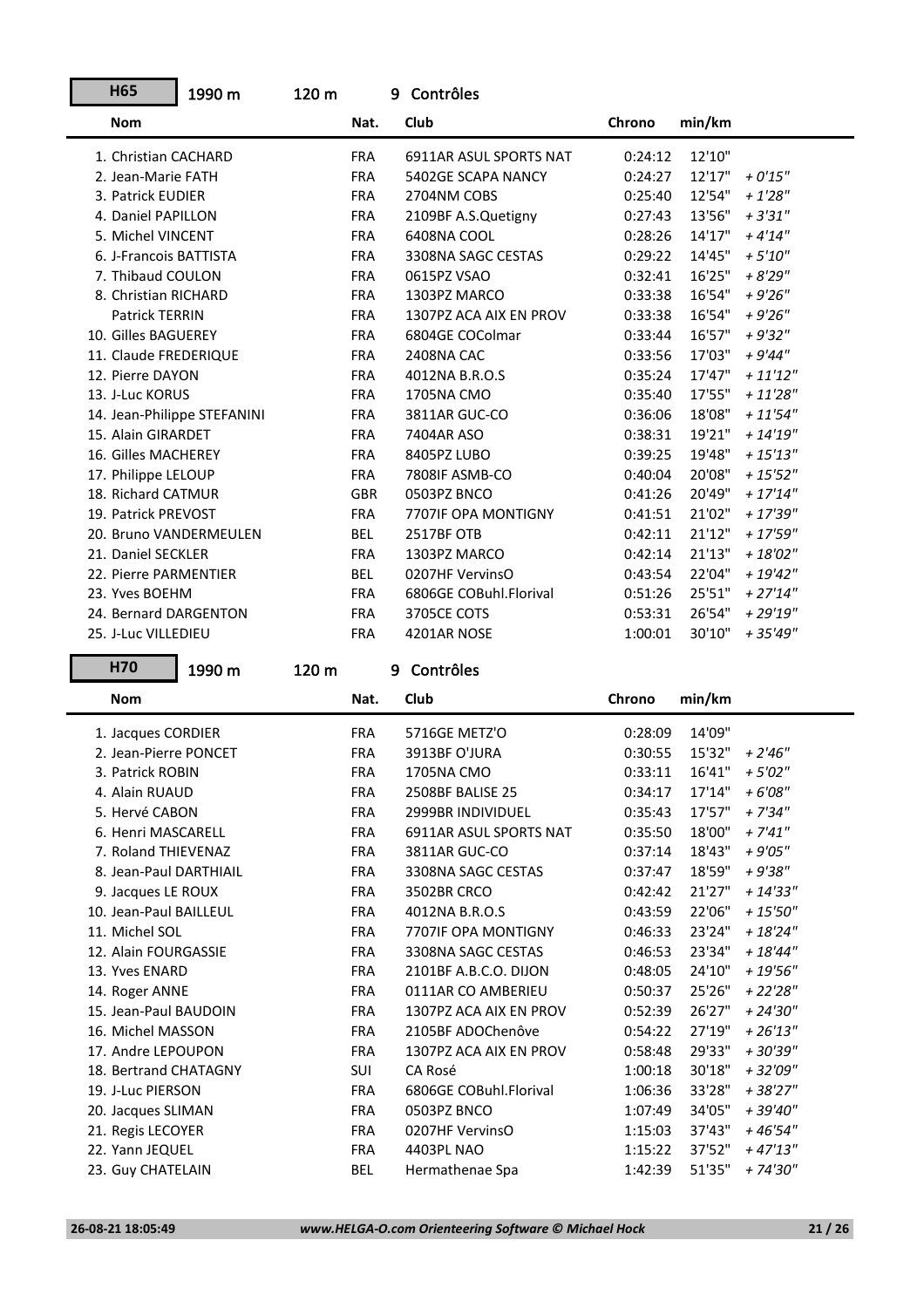**H65** 1990 m 120 m 9 Contrôles

| Nom | Nat. | Club | Chrono | min/km | |
|---|---|---|---|---|---|
| 1. Christian CACHARD | FRA | 6911AR ASUL SPORTS NAT | 0:24:12 | 12'10" | |
| 2. Jean-Marie FATH | FRA | 5402GE SCAPA NANCY | 0:24:27 | 12'17" | *+ 0'15"* |
| 3. Patrick EUDIER | FRA | 2704NM COBS | 0:25:40 | 12'54" | *+ 1'28"* |
| 4. Daniel PAPILLON | FRA | 2109BF A.S.Quetigny | 0:27:43 | 13'56" | *+ 3'31"* |
| 5. Michel VINCENT | FRA | 6408NA COOL | 0:28:26 | 14'17" | *+ 4'14"* |
| 6. J-Francois BATTISTA | FRA | 3308NA SAGC CESTAS | 0:29:22 | 14'45" | *+ 5'10"* |
| 7. Thibaud COULON | FRA | 0615PZ VSAO | 0:32:41 | 16'25" | *+ 8'29"* |
| 8. Christian RICHARD | FRA | 1303PZ MARCO | 0:33:38 | 16'54" | *+ 9'26"* |
| Patrick TERRIN | FRA | 1307PZ ACA AIX EN PROV | 0:33:38 | 16'54" | *+ 9'26"* |
| 10. Gilles BAGUEREY | FRA | 6804GE COColmar | 0:33:44 | 16'57" | *+ 9'32"* |
| 11. Claude FREDERIQUE | FRA | 2408NA CAC | 0:33:56 | 17'03" | *+ 9'44"* |
| 12. Pierre DAYON | FRA | 4012NA B.R.O.S | 0:35:24 | 17'47" | *+ 11'12"* |
| 13. J-Luc KORUS | FRA | 1705NA CMO | 0:35:40 | 17'55" | *+ 11'28"* |
| 14. Jean-Philippe STEFANINI | FRA | 3811AR GUC-CO | 0:36:06 | 18'08" | *+ 11'54"* |
| 15. Alain GIRARDET | FRA | 7404AR ASO | 0:38:31 | 19'21" | *+ 14'19"* |
| 16. Gilles MACHEREY | FRA | 8405PZ LUBO | 0:39:25 | 19'48" | *+ 15'13"* |
| 17. Philippe LELOUP | FRA | 7808IF ASMB-CO | 0:40:04 | 20'08" | *+ 15'52"* |
| 18. Richard CATMUR | GBR | 0503PZ BNCO | 0:41:26 | 20'49" | *+ 17'14"* |
| 19. Patrick PREVOST | FRA | 7707IF OPA MONTIGNY | 0:41:51 | 21'02" | *+ 17'39"* |
| 20. Bruno VANDERMEULEN | BEL | 2517BF OTB | 0:42:11 | 21'12" | *+ 17'59"* |
| 21. Daniel SECKLER | FRA | 1303PZ MARCO | 0:42:14 | 21'13" | *+ 18'02"* |
| 22. Pierre PARMENTIER | BEL | 0207HF VervinsO | 0:43:54 | 22'04" | *+ 19'42"* |
| 23. Yves BOEHM | FRA | 6806GE COBuhl.Florival | 0:51:26 | 25'51" | *+ 27'14"* |
| 24. Bernard DARGENTON | FRA | 3705CE COTS | 0:53:31 | 26'54" | *+ 29'19"* |
| 25. J-Luc VILLEDIEU | FRA | 4201AR NOSE | 1:00:01 | 30'10" | *+ 35'49"* |

**H70** 1990 m 120 m 9 Contrôles

| Nom | Nat. | Club | Chrono | min/km | |
|---|---|---|---|---|---|
| 1. Jacques CORDIER | FRA | 5716GE METZ'O | 0:28:09 | 14'09" | |
| 2. Jean-Pierre PONCET | FRA | 3913BF O'JURA | 0:30:55 | 15'32" | *+ 2'46"* |
| 3. Patrick ROBIN | FRA | 1705NA CMO | 0:33:11 | 16'41" | *+ 5'02"* |
| 4. Alain RUAUD | FRA | 2508BF BALISE 25 | 0:34:17 | 17'14" | *+ 6'08"* |
| 5. Hervé CABON | FRA | 2999BR INDIVIDUEL | 0:35:43 | 17'57" | *+ 7'34"* |
| 6. Henri MASCARELL | FRA | 6911AR ASUL SPORTS NAT | 0:35:50 | 18'00" | *+ 7'41"* |
| 7. Roland THIEVENAZ | FRA | 3811AR GUC-CO | 0:37:14 | 18'43" | *+ 9'05"* |
| 8. Jean-Paul DARTHIAIL | FRA | 3308NA SAGC CESTAS | 0:37:47 | 18'59" | *+ 9'38"* |
| 9. Jacques LE ROUX | FRA | 3502BR CRCO | 0:42:42 | 21'27" | *+ 14'33"* |
| 10. Jean-Paul BAILLEUL | FRA | 4012NA B.R.O.S | 0:43:59 | 22'06" | *+ 15'50"* |
| 11. Michel SOL | FRA | 7707IF OPA MONTIGNY | 0:46:33 | 23'24" | *+ 18'24"* |
| 12. Alain FOURGASSIE | FRA | 3308NA SAGC CESTAS | 0:46:53 | 23'34" | *+ 18'44"* |
| 13. Yves ENARD | FRA | 2101BF A.B.C.O. DIJON | 0:48:05 | 24'10" | *+ 19'56"* |
| 14. Roger ANNE | FRA | 0111AR CO AMBERIEU | 0:50:37 | 25'26" | *+ 22'28"* |
| 15. Jean-Paul BAUDOIN | FRA | 1307PZ ACA AIX EN PROV | 0:52:39 | 26'27" | *+ 24'30"* |
| 16. Michel MASSON | FRA | 2105BF ADOChenôve | 0:54:22 | 27'19" | *+ 26'13"* |
| 17. Andre LEPOUPON | FRA | 1307PZ ACA AIX EN PROV | 0:58:48 | 29'33" | *+ 30'39"* |
| 18. Bertrand CHATAGNY | SUI | CA Rosé | 1:00:18 | 30'18" | *+ 32'09"* |
| 19. J-Luc PIERSON | FRA | 6806GE COBuhl.Florival | 1:06:36 | 33'28" | *+ 38'27"* |
| 20. Jacques SLIMAN | FRA | 0503PZ BNCO | 1:07:49 | 34'05" | *+ 39'40"* |
| 21. Regis LECOYER | FRA | 0207HF VervinsO | 1:15:03 | 37'43" | *+ 46'54"* |
| 22. Yann JEQUEL | FRA | 4403PL NAO | 1:15:22 | 37'52" | *+ 47'13"* |
| 23. Guy CHATELAIN | BEL | Hermathenae Spa | 1:42:39 | 51'35" | *+ 74'30"* |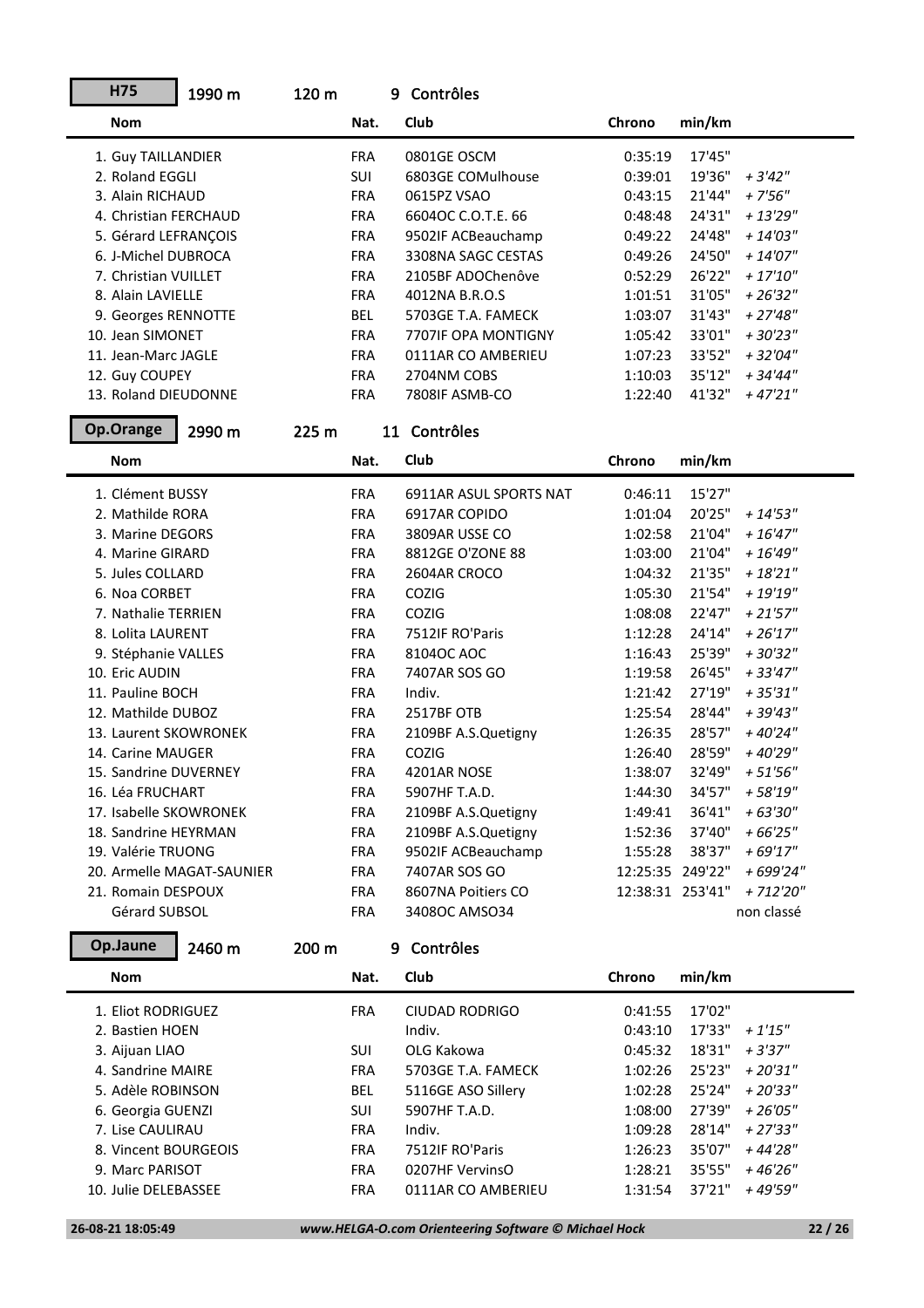## H75 — 1990 m — 120 m — 9 Contrôles

| Nom | Nat. | Club | Chrono | min/km | |
|---|---|---|---|---|---|
| 1. Guy TAILLANDIER | FRA | 0801GE OSCM | 0:35:19 | 17'45" | |
| 2. Roland EGGLI | SUI | 6803GE COMulhouse | 0:39:01 | 19'36" | + 3'42" |
| 3. Alain RICHAUD | FRA | 0615PZ VSAO | 0:43:15 | 21'44" | + 7'56" |
| 4. Christian FERCHAUD | FRA | 6604OC C.O.T.E. 66 | 0:48:48 | 24'31" | + 13'29" |
| 5. Gérard LEFRANÇOIS | FRA | 9502IF ACBeauchamp | 0:49:22 | 24'48" | + 14'03" |
| 6. J-Michel DUBROCA | FRA | 3308NA SAGC CESTAS | 0:49:26 | 24'50" | + 14'07" |
| 7. Christian VUILLET | FRA | 2105BF ADOChenôve | 0:52:29 | 26'22" | + 17'10" |
| 8. Alain LAVIELLE | FRA | 4012NA B.R.O.S | 1:01:51 | 31'05" | + 26'32" |
| 9. Georges RENNOTTE | BEL | 5703GE T.A. FAMECK | 1:03:07 | 31'43" | + 27'48" |
| 10. Jean SIMONET | FRA | 7707IF OPA MONTIGNY | 1:05:42 | 33'01" | + 30'23" |
| 11. Jean-Marc JAGLE | FRA | 0111AR CO AMBERIEU | 1:07:23 | 33'52" | + 32'04" |
| 12. Guy COUPEY | FRA | 2704NM COBS | 1:10:03 | 35'12" | + 34'44" |
| 13. Roland DIEUDONNE | FRA | 7808IF ASMB-CO | 1:22:40 | 41'32" | + 47'21" |

## Op.Orange — 2990 m — 225 m — 11 Contrôles

| Nom | Nat. | Club | Chrono | min/km | |
|---|---|---|---|---|---|
| 1. Clément BUSSY | FRA | 6911AR ASUL SPORTS NAT | 0:46:11 | 15'27" | |
| 2. Mathilde RORA | FRA | 6917AR COPIDO | 1:01:04 | 20'25" | + 14'53" |
| 3. Marine DEGORS | FRA | 3809AR USSE CO | 1:02:58 | 21'04" | + 16'47" |
| 4. Marine GIRARD | FRA | 8812GE O'ZONE 88 | 1:03:00 | 21'04" | + 16'49" |
| 5. Jules COLLARD | FRA | 2604AR CROCO | 1:04:32 | 21'35" | + 18'21" |
| 6. Noa CORBET | FRA | COZIG | 1:05:30 | 21'54" | + 19'19" |
| 7. Nathalie TERRIEN | FRA | COZIG | 1:08:08 | 22'47" | + 21'57" |
| 8. Lolita LAURENT | FRA | 7512IF RO'Paris | 1:12:28 | 24'14" | + 26'17" |
| 9. Stéphanie VALLES | FRA | 8104OC AOC | 1:16:43 | 25'39" | + 30'32" |
| 10. Eric AUDIN | FRA | 7407AR SOS GO | 1:19:58 | 26'45" | + 33'47" |
| 11. Pauline BOCH | FRA | Indiv. | 1:21:42 | 27'19" | + 35'31" |
| 12. Mathilde DUBOZ | FRA | 2517BF OTB | 1:25:54 | 28'44" | + 39'43" |
| 13. Laurent SKOWRONEK | FRA | 2109BF A.S.Quetigny | 1:26:35 | 28'57" | + 40'24" |
| 14. Carine MAUGER | FRA | COZIG | 1:26:40 | 28'59" | + 40'29" |
| 15. Sandrine DUVERNEY | FRA | 4201AR NOSE | 1:38:07 | 32'49" | + 51'56" |
| 16. Léa FRUCHART | FRA | 5907HF T.A.D. | 1:44:30 | 34'57" | + 58'19" |
| 17. Isabelle SKOWRONEK | FRA | 2109BF A.S.Quetigny | 1:49:41 | 36'41" | + 63'30" |
| 18. Sandrine HEYRMAN | FRA | 2109BF A.S.Quetigny | 1:52:36 | 37'40" | + 66'25" |
| 19. Valérie TRUONG | FRA | 9502IF ACBeauchamp | 1:55:28 | 38'37" | + 69'17" |
| 20. Armelle MAGAT-SAUNIER | FRA | 7407AR SOS GO | 12:25:35 | 249'22" | + 699'24" |
| 21. Romain DESPOUX | FRA | 8607NA Poitiers CO | 12:38:31 | 253'41" | + 712'20" |
| Gérard SUBSOL | FRA | 3408OC AMSO34 | | | non classé |

## Op.Jaune — 2460 m — 200 m — 9 Contrôles

| Nom | Nat. | Club | Chrono | min/km | |
|---|---|---|---|---|---|
| 1. Eliot RODRIGUEZ | FRA | CIUDAD RODRIGO | 0:41:55 | 17'02" | |
| 2. Bastien HOEN | | Indiv. | 0:43:10 | 17'33" | + 1'15" |
| 3. Aijuan LIAO | SUI | OLG Kakowa | 0:45:32 | 18'31" | + 3'37" |
| 4. Sandrine MAIRE | FRA | 5703GE T.A. FAMECK | 1:02:26 | 25'23" | + 20'31" |
| 5. Adèle ROBINSON | BEL | 5116GE ASO Sillery | 1:02:28 | 25'24" | + 20'33" |
| 6. Georgia GUENZI | SUI | 5907HF T.A.D. | 1:08:00 | 27'39" | + 26'05" |
| 7. Lise CAULIRAU | FRA | Indiv. | 1:09:28 | 28'14" | + 27'33" |
| 8. Vincent BOURGEOIS | FRA | 7512IF RO'Paris | 1:26:23 | 35'07" | + 44'28" |
| 9. Marc PARISOT | FRA | 0207HF VervinsO | 1:28:21 | 35'55" | + 46'26" |
| 10. Julie DELEBASSEE | FRA | 0111AR CO AMBERIEU | 1:31:54 | 37'21" | + 49'59" |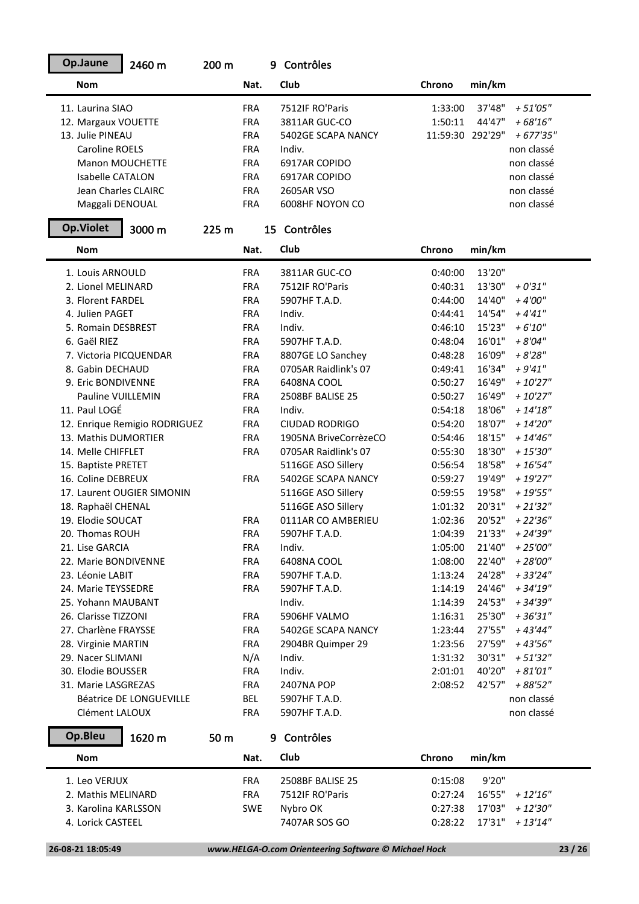**Op.Jaune** 2460 m 200 m 9 Contrôles

| Nom | Nat. | Club | Chrono | min/km | |
|---|---|---|---|---|---|
| 11. Laurina SIAO | FRA | 7512IF RO'Paris | 1:33:00 | 37'48" | *+ 51'05"* |
| 12. Margaux VOUETTE | FRA | 3811AR GUC-CO | 1:50:11 | 44'47" | *+ 68'16"* |
| 13. Julie PINEAU | FRA | 5402GE SCAPA NANCY | 11:59:30 | 292'29" | *+ 677'35"* |
| Caroline ROELS | FRA | Indiv. | | | non classé |
| Manon MOUCHETTE | FRA | 6917AR COPIDO | | | non classé |
| Isabelle CATALON | FRA | 6917AR COPIDO | | | non classé |
| Jean Charles CLAIRC | FRA | 2605AR VSO | | | non classé |
| Maggali DENOUAL | FRA | 6008HF NOYON CO | | | non classé |

**Op.Violet** 3000 m 225 m 15 Contrôles

| Nom | Nat. | Club | Chrono | min/km | |
|---|---|---|---|---|---|
| 1. Louis ARNOULD | FRA | 3811AR GUC-CO | 0:40:00 | 13'20" | |
| 2. Lionel MELINARD | FRA | 7512IF RO'Paris | 0:40:31 | 13'30" | *+ 0'31"* |
| 3. Florent FARDEL | FRA | 5907HF T.A.D. | 0:44:00 | 14'40" | *+ 4'00"* |
| 4. Julien PAGET | FRA | Indiv. | 0:44:41 | 14'54" | *+ 4'41"* |
| 5. Romain DESBREST | FRA | Indiv. | 0:46:10 | 15'23" | *+ 6'10"* |
| 6. Gaël RIEZ | FRA | 5907HF T.A.D. | 0:48:04 | 16'01" | *+ 8'04"* |
| 7. Victoria PICQUENDAR | FRA | 8807GE LO Sanchey | 0:48:28 | 16'09" | *+ 8'28"* |
| 8. Gabin DECHAUD | FRA | 0705AR Raidlink's 07 | 0:49:41 | 16'34" | *+ 9'41"* |
| 9. Eric BONDIVENNE | FRA | 6408NA COOL | 0:50:27 | 16'49" | *+ 10'27"* |
| Pauline VUILLEMIN | FRA | 2508BF BALISE 25 | 0:50:27 | 16'49" | *+ 10'27"* |
| 11. Paul LOGÉ | FRA | Indiv. | 0:54:18 | 18'06" | *+ 14'18"* |
| 12. Enrique Remigio RODRIGUEZ | FRA | CIUDAD RODRIGO | 0:54:20 | 18'07" | *+ 14'20"* |
| 13. Mathis DUMORTIER | FRA | 1905NA BriveCorrèzeCO | 0:54:46 | 18'15" | *+ 14'46"* |
| 14. Melle CHIFFLET | FRA | 0705AR Raidlink's 07 | 0:55:30 | 18'30" | *+ 15'30"* |
| 15. Baptiste PRETET | | 5116GE ASO Sillery | 0:56:54 | 18'58" | *+ 16'54"* |
| 16. Coline DEBREUX | FRA | 5402GE SCAPA NANCY | 0:59:27 | 19'49" | *+ 19'27"* |
| 17. Laurent OUGIER SIMONIN | | 5116GE ASO Sillery | 0:59:55 | 19'58" | *+ 19'55"* |
| 18. Raphaël CHENAL | | 5116GE ASO Sillery | 1:01:32 | 20'31" | *+ 21'32"* |
| 19. Elodie SOUCAT | FRA | 0111AR CO AMBERIEU | 1:02:36 | 20'52" | *+ 22'36"* |
| 20. Thomas ROUH | FRA | 5907HF T.A.D. | 1:04:39 | 21'33" | *+ 24'39"* |
| 21. Lise GARCIA | FRA | Indiv. | 1:05:00 | 21'40" | *+ 25'00"* |
| 22. Marie BONDIVENNE | FRA | 6408NA COOL | 1:08:00 | 22'40" | *+ 28'00"* |
| 23. Léonie LABIT | FRA | 5907HF T.A.D. | 1:13:24 | 24'28" | *+ 33'24"* |
| 24. Marie TEYSSEDRE | FRA | 5907HF T.A.D. | 1:14:19 | 24'46" | *+ 34'19"* |
| 25. Yohann MAUBANT | | Indiv. | 1:14:39 | 24'53" | *+ 34'39"* |
| 26. Clarisse TIZZONI | FRA | 5906HF VALMO | 1:16:31 | 25'30" | *+ 36'31"* |
| 27. Charlène FRAYSSE | FRA | 5402GE SCAPA NANCY | 1:23:44 | 27'55" | *+ 43'44"* |
| 28. Virginie MARTIN | FRA | 2904BR Quimper 29 | 1:23:56 | 27'59" | *+ 43'56"* |
| 29. Nacer SLIMANI | N/A | Indiv. | 1:31:32 | 30'31" | *+ 51'32"* |
| 30. Elodie BOUSSER | FRA | Indiv. | 2:01:01 | 40'20" | *+ 81'01"* |
| 31. Marie LASGREZAS | FRA | 2407NA POP | 2:08:52 | 42'57" | *+ 88'52"* |
| Béatrice DE LONGUEVILLE | BEL | 5907HF T.A.D. | | | non classé |
| Clément LALOUX | FRA | 5907HF T.A.D. | | | non classé |

**Op.Bleu** 1620 m 50 m 9 Contrôles

| Nom | Nat. | Club | Chrono | min/km | |
|---|---|---|---|---|---|
| 1. Leo VERJUX | FRA | 2508BF BALISE 25 | 0:15:08 | 9'20" | |
| 2. Mathis MELINARD | FRA | 7512IF RO'Paris | 0:27:24 | 16'55" | *+ 12'16"* |
| 3. Karolina KARLSSON | SWE | Nybro OK | 0:27:38 | 17'03" | *+ 12'30"* |
| 4. Lorick CASTEEL | | 7407AR SOS GO | 0:28:22 | 17'31" | *+ 13'14"* |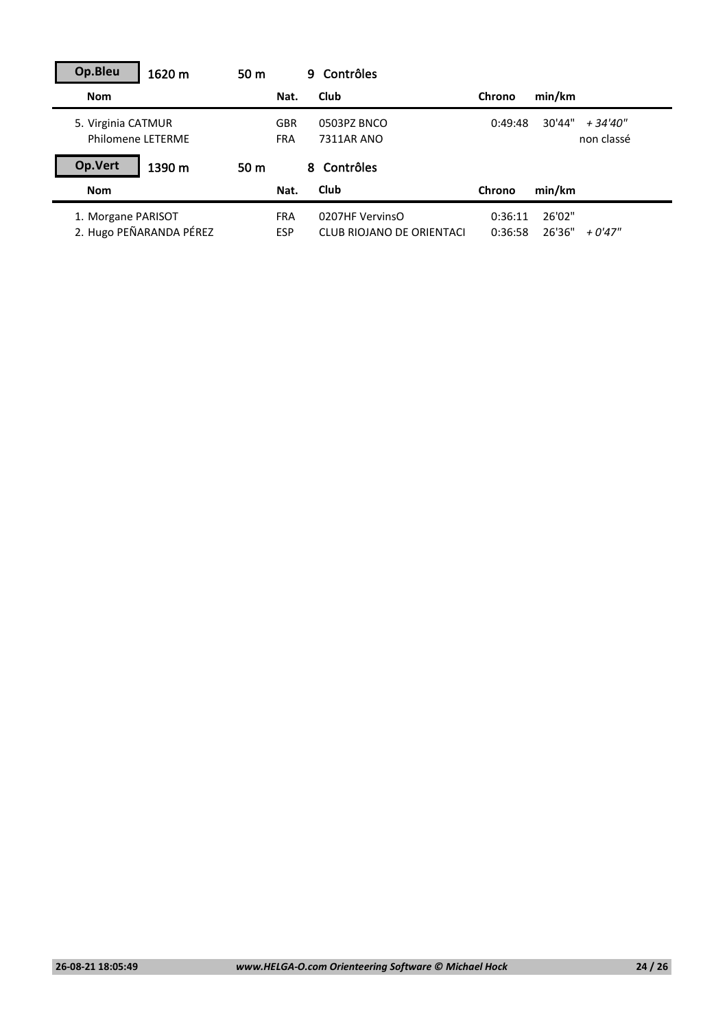**Op.Bleu** 1620 m 50 m 9 Contrôles

| Nom | Nat. | Club | Chrono | min/km | |
|---|---|---|---|---|---|
| 5. Virginia CATMUR | GBR | 0503PZ BNCO | 0:49:48 | 30'44" | *+ 34'40"* |
| Philomene LETERME | FRA | 7311AR ANO | | | non classé |

**Op.Vert** 1390 m 50 m 8 Contrôles

| Nom | Nat. | Club | Chrono | min/km | |
|---|---|---|---|---|---|
| 1. Morgane PARISOT | FRA | 0207HF VervinsO | 0:36:11 | 26'02" | |
| 2. Hugo PEÑARANDA PÉREZ | ESP | CLUB RIOJANO DE ORIENTACI | 0:36:58 | 26'36" | *+ 0'47"* |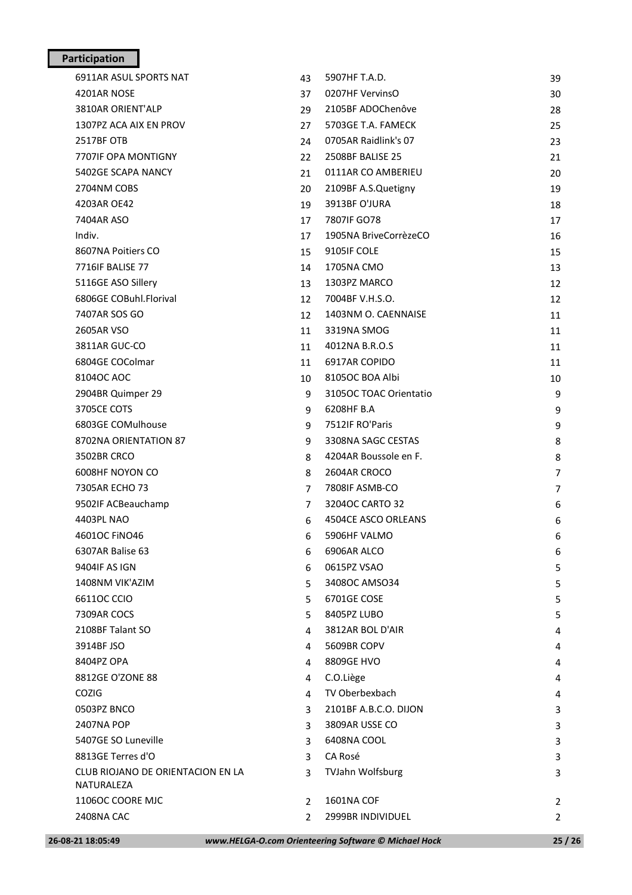## Participation

| Club | Nb | Club | Nb |
|---|---|---|---|
| 6911AR ASUL SPORTS NAT | 43 | 5907HF T.A.D. | 39 |
| 4201AR NOSE | 37 | 0207HF VervinsO | 30 |
| 3810AR ORIENT'ALP | 29 | 2105BF ADOChenôve | 28 |
| 1307PZ ACA AIX EN PROV | 27 | 5703GE T.A. FAMECK | 25 |
| 2517BF OTB | 24 | 0705AR Raidlink's 07 | 23 |
| 7707IF OPA MONTIGNY | 22 | 2508BF BALISE 25 | 21 |
| 5402GE SCAPA NANCY | 21 | 0111AR CO AMBERIEU | 20 |
| 2704NM COBS | 20 | 2109BF A.S.Quetigny | 19 |
| 4203AR OE42 | 19 | 3913BF O'JURA | 18 |
| 7404AR ASO | 17 | 7807IF GO78 | 17 |
| Indiv. | 17 | 1905NA BriveCorrèzeCO | 16 |
| 8607NA Poitiers CO | 15 | 9105IF COLE | 15 |
| 7716IF BALISE 77 | 14 | 1705NA CMO | 13 |
| 5116GE ASO Sillery | 13 | 1303PZ MARCO | 12 |
| 6806GE COBuhl.Florival | 12 | 7004BF V.H.S.O. | 12 |
| 7407AR SOS GO | 12 | 1403NM O. CAENNAISE | 11 |
| 2605AR VSO | 11 | 3319NA SMOG | 11 |
| 3811AR GUC-CO | 11 | 4012NA B.R.O.S | 11 |
| 6804GE COColmar | 11 | 6917AR COPIDO | 11 |
| 8104OC AOC | 10 | 8105OC BOA Albi | 10 |
| 2904BR Quimper 29 | 9 | 3105OC TOAC Orientatio | 9 |
| 3705CE COTS | 9 | 6208HF B.A | 9 |
| 6803GE COMulhouse | 9 | 7512IF RO'Paris | 9 |
| 8702NA ORIENTATION 87 | 9 | 3308NA SAGC CESTAS | 8 |
| 3502BR CRCO | 8 | 4204AR Boussole en F. | 8 |
| 6008HF NOYON CO | 8 | 2604AR CROCO | 7 |
| 7305AR ECHO 73 | 7 | 7808IF ASMB-CO | 7 |
| 9502IF ACBeauchamp | 7 | 3204OC CARTO 32 | 6 |
| 4403PL NAO | 6 | 4504CE ASCO ORLEANS | 6 |
| 4601OC FiNO46 | 6 | 5906HF VALMO | 6 |
| 6307AR Balise 63 | 6 | 6906AR ALCO | 6 |
| 9404IF AS IGN | 6 | 0615PZ VSAO | 5 |
| 1408NM VIK'AZIM | 5 | 3408OC AMSO34 | 5 |
| 6611OC CCIO | 5 | 6701GE COSE | 5 |
| 7309AR COCS | 5 | 8405PZ LUBO | 5 |
| 2108BF Talant SO | 4 | 3812AR BOL D'AIR | 4 |
| 3914BF JSO | 4 | 5609BR COPV | 4 |
| 8404PZ OPA | 4 | 8809GE HVO | 4 |
| 8812GE O'ZONE 88 | 4 | C.O.Liège | 4 |
| COZIG | 4 | TV Oberbexbach | 4 |
| 0503PZ BNCO | 3 | 2101BF A.B.C.O. DIJON | 3 |
| 2407NA POP | 3 | 3809AR USSE CO | 3 |
| 5407GE SO Luneville | 3 | 6408NA COOL | 3 |
| 8813GE Terres d'O | 3 | CA Rosé | 3 |
| CLUB RIOJANO DE ORIENTACION EN LA NATURALEZA | 3 | TVJahn Wolfsburg | 3 |
| 1106OC COORE MJC | 2 | 1601NA COF | 2 |
| 2408NA CAC | 2 | 2999BR INDIVIDUEL | 2 |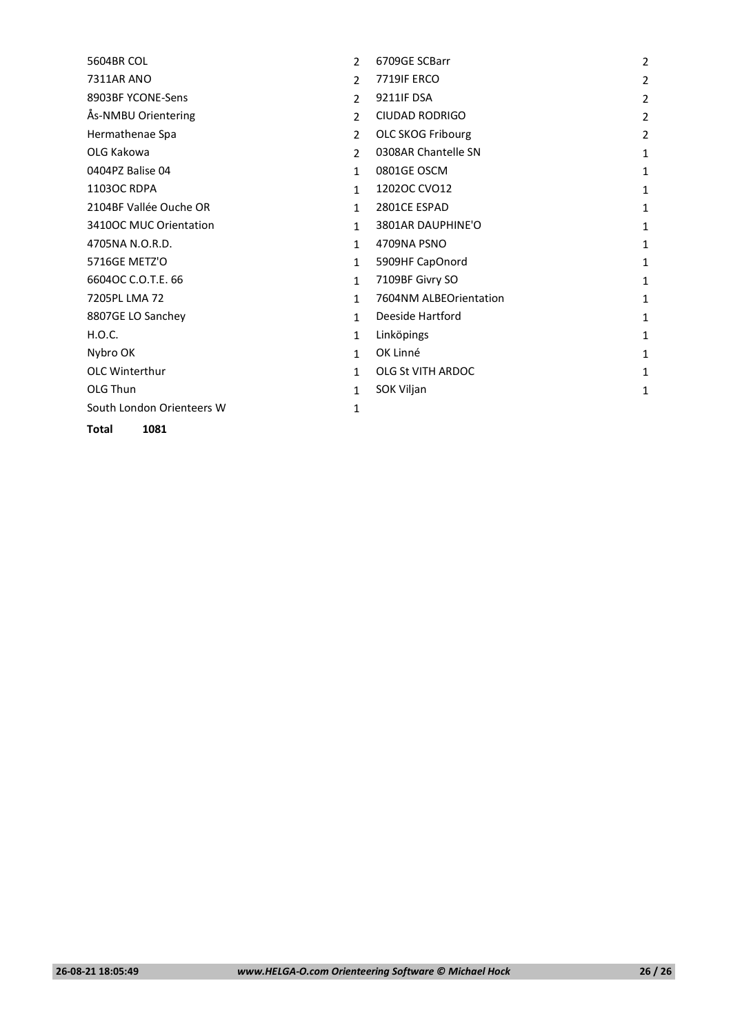| | | | |
|---|---|---|---|
| 5604BR COL | 2 | 6709GE SCBarr | 2 |
| 7311AR ANO | 2 | 7719IF ERCO | 2 |
| 8903BF YCONE-Sens | 2 | 9211IF DSA | 2 |
| Ås-NMBU Orientering | 2 | CIUDAD RODRIGO | 2 |
| Hermathenae Spa | 2 | OLC SKOG Fribourg | 2 |
| OLG Kakowa | 2 | 0308AR Chantelle SN | 1 |
| 0404PZ Balise 04 | 1 | 0801GE OSCM | 1 |
| 1103OC RDPA | 1 | 1202OC CVO12 | 1 |
| 2104BF Vallée Ouche OR | 1 | 2801CE ESPAD | 1 |
| 3410OC MUC Orientation | 1 | 3801AR DAUPHINE'O | 1 |
| 4705NA N.O.R.D. | 1 | 4709NA PSNO | 1 |
| 5716GE METZ'O | 1 | 5909HF CapOnord | 1 |
| 6604OC C.O.T.E. 66 | 1 | 7109BF Givry SO | 1 |
| 7205PL LMA 72 | 1 | 7604NM ALBEOrientation | 1 |
| 8807GE LO Sanchey | 1 | Deeside Hartford | 1 |
| H.O.C. | 1 | Linköpings | 1 |
| Nybro OK | 1 | OK Linné | 1 |
| OLC Winterthur | 1 | OLG St VITH ARDOC | 1 |
| OLG Thun | 1 | SOK Viljan | 1 |
| South London Orienteers W | 1 | | |

**Total 1081**